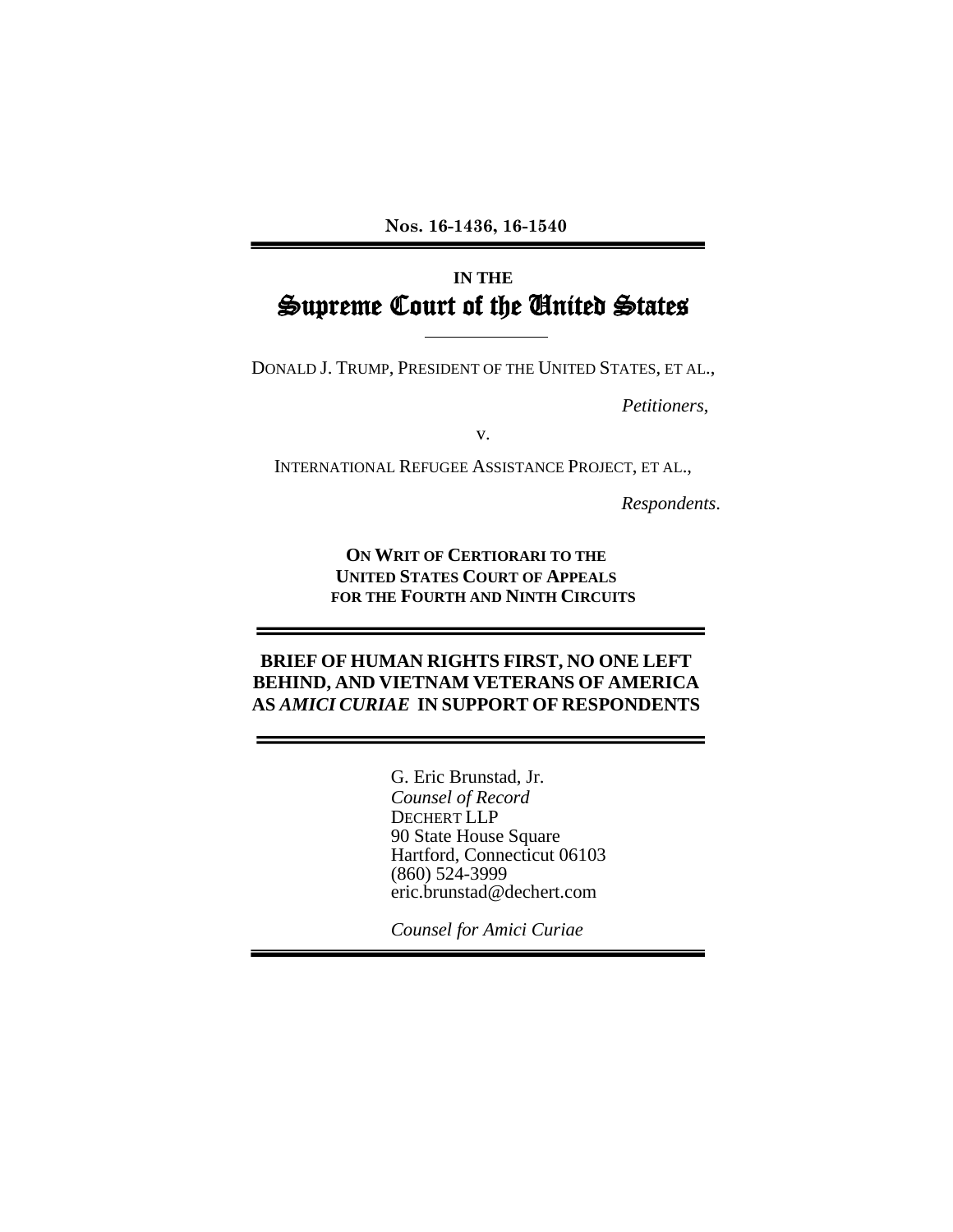Nos. 16-1436, 16-1540

---

IN THE

# Supreme Court of the United States

---

DONALD J. TRUMP, PRESIDENT OF THE UNITED STATES, ET AL.,

*Petitioners*,

v.

INTERNATIONAL REFUGEE ASSISTANCE PROJECT, ET AL.,

*Respondents*.

**ON WRIT OF CERTIORARI TO THE UNITED STATES COURT OF APPEALS FOR THE FOURTH AND NINTH CIRCUITS**

---

## BRIEF OF HUMAN RIGHTS FIRST, NO ONE LEFT BEHIND, AND VIETNAM VETERANS OF AMERICA AS *AMICI CURIAE* IN SUPPORT OF RESPONDENTS

---

G. Eric Brunstad, Jr.
*Counsel of Record*
DECHERT LLP
90 State House Square
Hartford, Connecticut 06103
(860) 524-3999
eric.brunstad@dechert.com

*Counsel for Amici Curiae*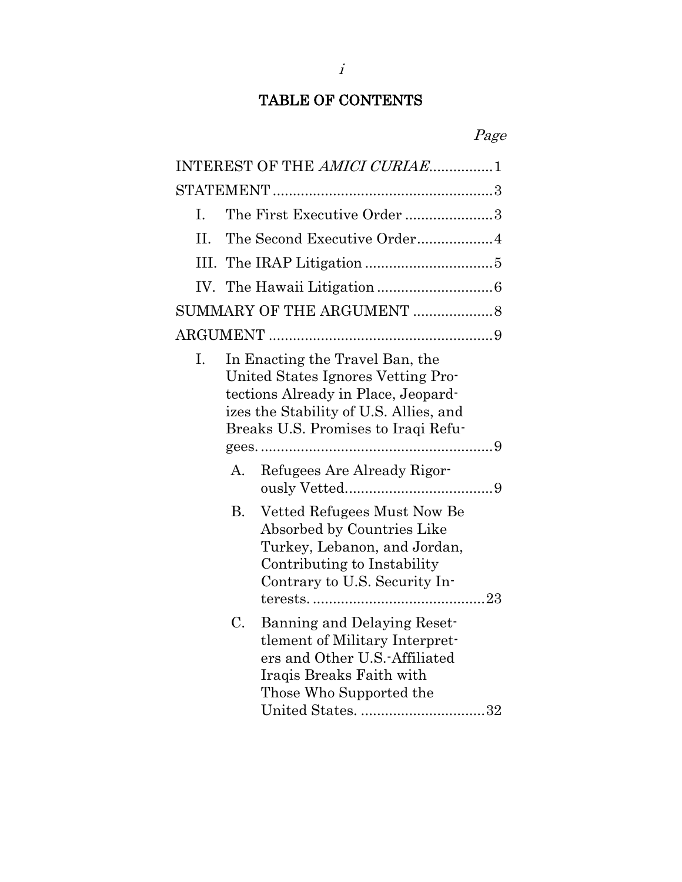# TABLE OF CONTENTS

*Page*

INTEREST OF THE *AMICI CURIAE*................1

STATEMENT.......................................................3

I. The First Executive Order......................3

II. The Second Executive Order...................4

III. The IRAP Litigation................................5

IV. The Hawaii Litigation.............................6

SUMMARY OF THE ARGUMENT....................8

ARGUMENT.......................................................9

I. In Enacting the Travel Ban, the United States Ignores Vetting Protections Already in Place, Jeopardizes the Stability of U.S. Allies, and Breaks U.S. Promises to Iraqi Refugees...........................................................9

A. Refugees Are Already Rigorously Vetted.....................................9

B. Vetted Refugees Must Now Be Absorbed by Countries Like Turkey, Lebanon, and Jordan, Contributing to Instability Contrary to U.S. Security Interests...........................................23

C. Banning and Delaying Resettlement of Military Interpreters and Other U.S.-Affiliated Iraqis Breaks Faith with Those Who Supported the United States...............................32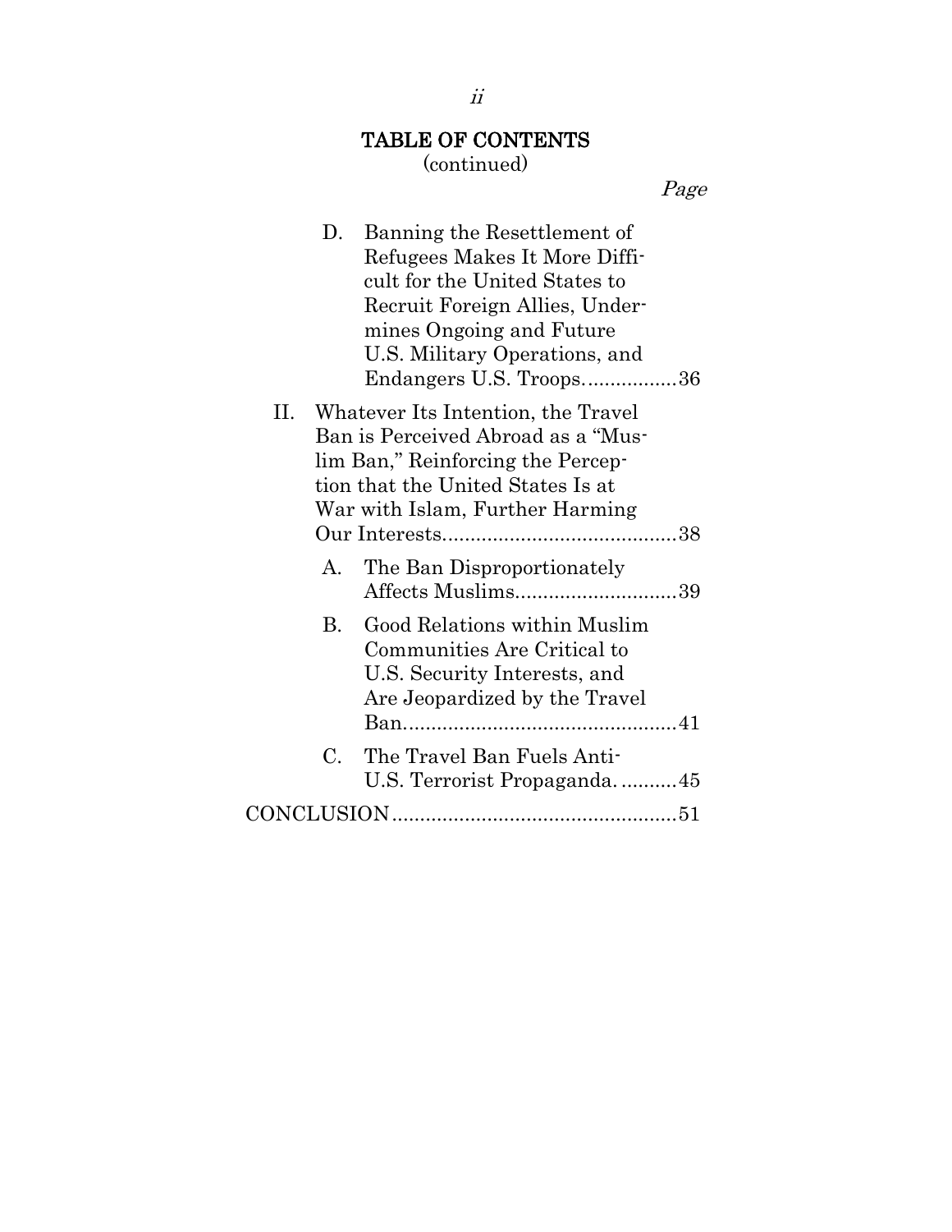## TABLE OF CONTENTS
(continued)

| | Page |
|---|---|
| D. Banning the Resettlement of Refugees Makes It More Difficult for the United States to Recruit Foreign Allies, Undermines Ongoing and Future U.S. Military Operations, and Endangers U.S. Troops | 36 |
| II. Whatever Its Intention, the Travel Ban is Perceived Abroad as a "Muslim Ban," Reinforcing the Perception that the United States Is at War with Islam, Further Harming Our Interests | 38 |
| A. The Ban Disproportionately Affects Muslims | 39 |
| B. Good Relations within Muslim Communities Are Critical to U.S. Security Interests, and Are Jeopardized by the Travel Ban | 41 |
| C. The Travel Ban Fuels Anti-U.S. Terrorist Propaganda. | 45 |
| CONCLUSION | 51 |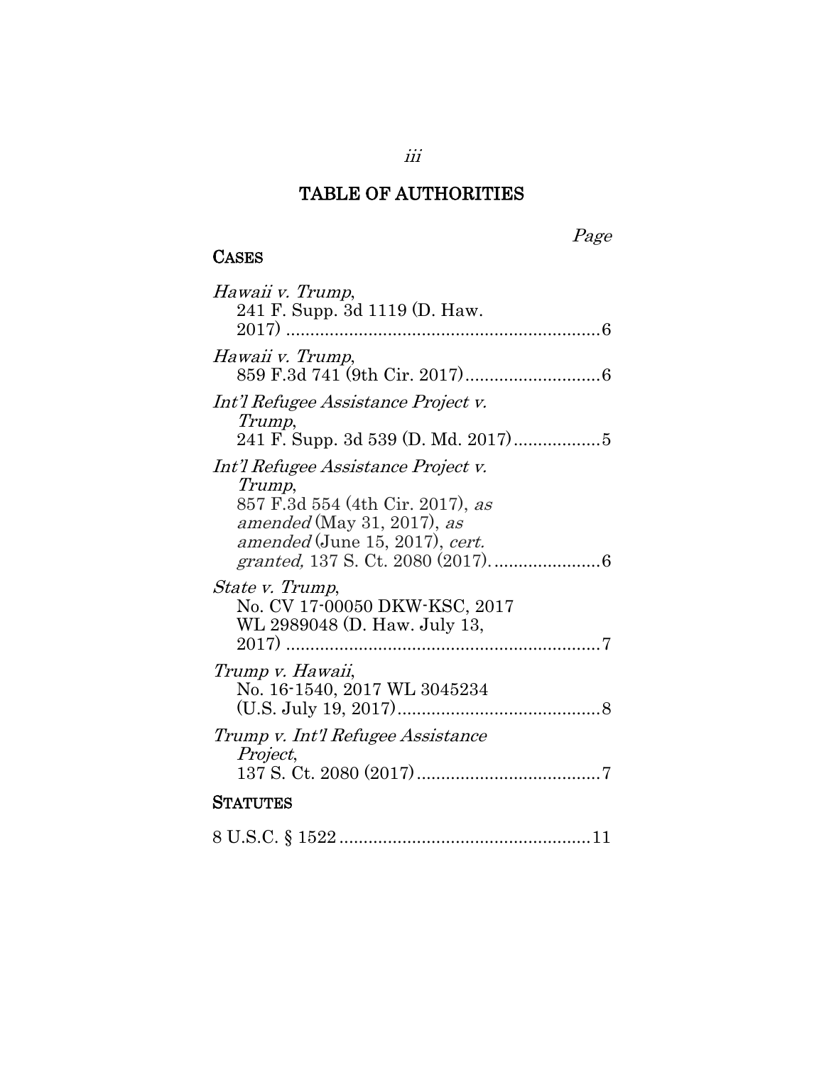# TABLE OF AUTHORITIES

Page

## CASES

*Hawaii v. Trump*,
241 F. Supp. 3d 1119 (D. Haw. 2017) ....................................................6

*Hawaii v. Trump*,
859 F.3d 741 (9th Cir. 2017)............................6

*Int'l Refugee Assistance Project v. Trump*,
241 F. Supp. 3d 539 (D. Md. 2017)..................5

*Int'l Refugee Assistance Project v. Trump*,
857 F.3d 554 (4th Cir. 2017), *as amended* (May 31, 2017), *as amended* (June 15, 2017), *cert. granted,* 137 S. Ct. 2080 (2017). ......................6

*State v. Trump*,
No. CV 17-00050 DKW-KSC, 2017 WL 2989048 (D. Haw. July 13, 2017) ....................................................7

*Trump v. Hawaii*,
No. 16-1540, 2017 WL 3045234 (U.S. July 19, 2017)..........................................8

*Trump v. Int'l Refugee Assistance Project*,
137 S. Ct. 2080 (2017)......................................7

## STATUTES

8 U.S.C. § 1522 ....................................................11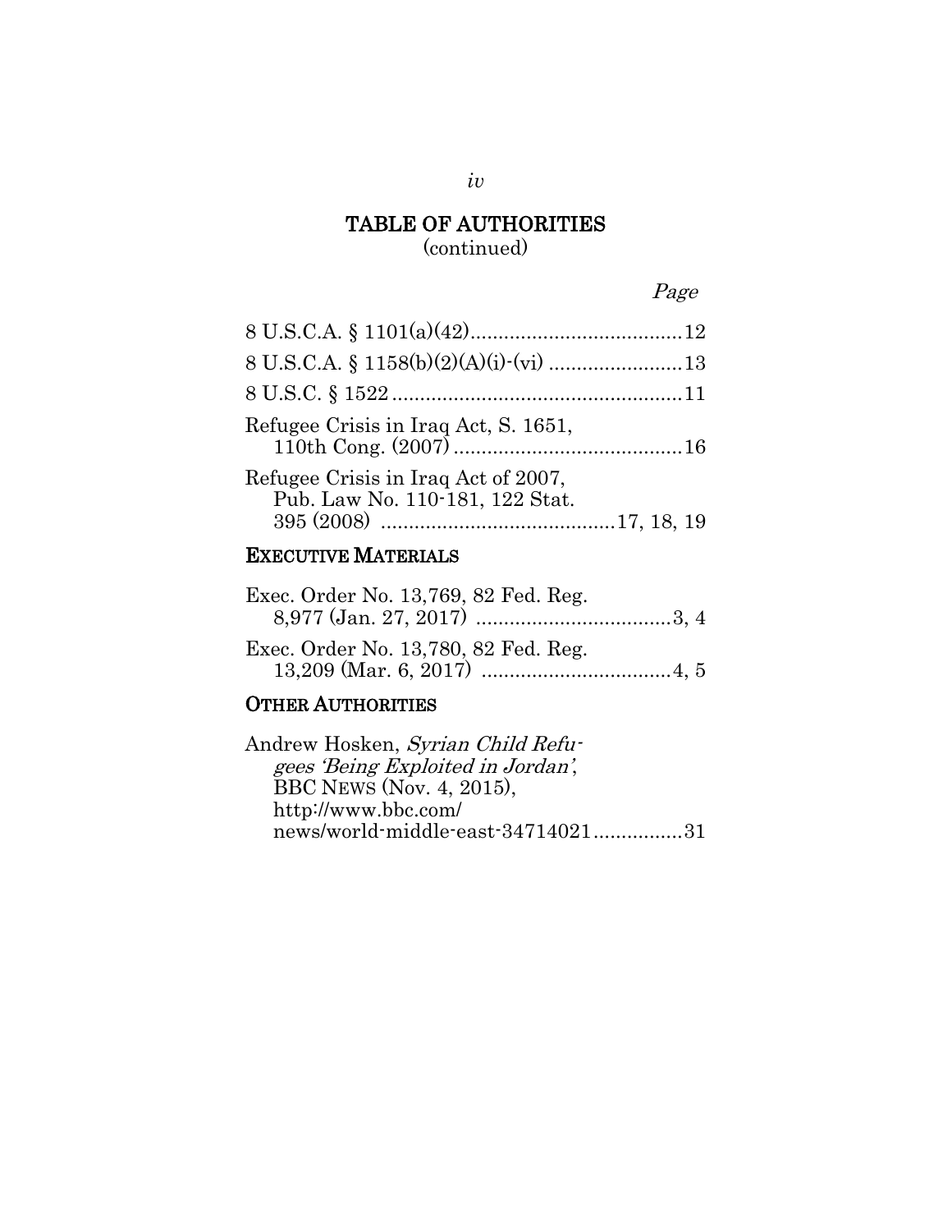## TABLE OF AUTHORITIES
(continued)

Page

8 U.S.C.A. § 1101(a)(42) ..................................... 12

8 U.S.C.A. § 1158(b)(2)(A)(i)-(vi) ........................ 13

8 U.S.C. § 1522 .................................................... 11

Refugee Crisis in Iraq Act, S. 1651, 110th Cong. (2007) ......................................... 16

Refugee Crisis in Iraq Act of 2007, Pub. Law No. 110-181, 122 Stat. 395 (2008) .......................................... 17, 18, 19

### EXECUTIVE MATERIALS

Exec. Order No. 13,769, 82 Fed. Reg. 8,977 (Jan. 27, 2017) ................................... 3, 4

Exec. Order No. 13,780, 82 Fed. Reg. 13,209 (Mar. 6, 2017) .................................. 4, 5

### OTHER AUTHORITIES

Andrew Hosken, *Syrian Child Refugees 'Being Exploited in Jordan'*, BBC NEWS (Nov. 4, 2015), http://www.bbc.com/news/world-middle-east-34714021 ................ 31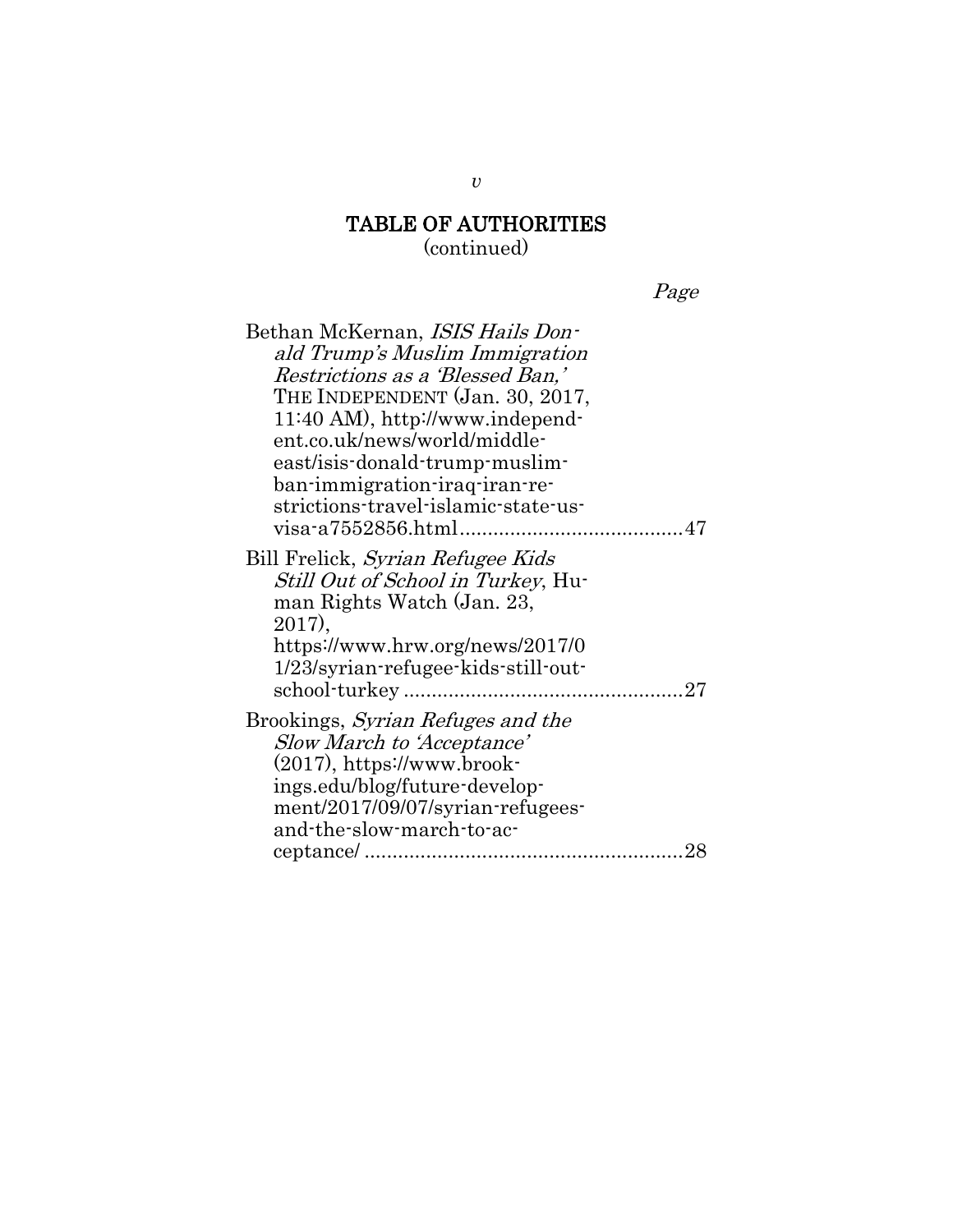## TABLE OF AUTHORITIES
(continued)

*Page*

Bethan McKernan, *ISIS Hails Donald Trump's Muslim Immigration Restrictions as a 'Blessed Ban,'* THE INDEPENDENT (Jan. 30, 2017, 11:40 AM), http://www.independent.co.uk/news/world/middle-east/isis-donald-trump-muslim-ban-immigration-iraq-iran-restrictions-travel-islamic-state-us-visa-a7552856.html........................................47

Bill Frelick, *Syrian Refugee Kids Still Out of School in Turkey*, Human Rights Watch (Jan. 23, 2017), https://www.hrw.org/news/2017/01/23/syrian-refugee-kids-still-out-school-turkey ..................................................27

Brookings, *Syrian Refuges and the Slow March to 'Acceptance'* (2017), https://www.brookings.edu/blog/future-development/2017/09/07/syrian-refugees-and-the-slow-march-to-acceptance/ .........................................................28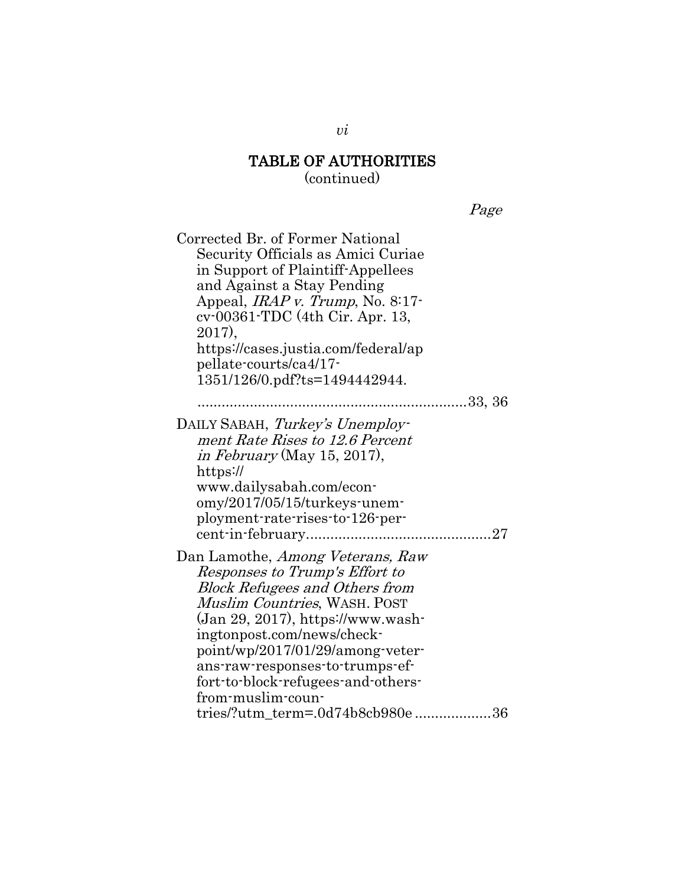## TABLE OF AUTHORITIES
(continued)

*Page*

Corrected Br. of Former National Security Officials as Amici Curiae in Support of Plaintiff-Appellees and Against a Stay Pending Appeal, *IRAP v. Trump*, No. 8:17-cv-00361-TDC (4th Cir. Apr. 13, 2017), https://cases.justia.com/federal/appellate-courts/ca4/17-1351/126/0.pdf?ts=1494442944. ....................................................................33, 36

DAILY SABAH, *Turkey's Unemployment Rate Rises to 12.6 Percent in February* (May 15, 2017), https:// www.dailysabah.com/economy/2017/05/15/turkeys-unemployment-rate-rises-to-126-percent-in-february.............................................27

Dan Lamothe, *Among Veterans, Raw Responses to Trump's Effort to Block Refugees and Others from Muslim Countries*, WASH. POST (Jan 29, 2017), https://www.washingtonpost.com/news/checkpoint/wp/2017/01/29/among-veterans-raw-responses-to-trumps-effort-to-block-refugees-and-others-from-muslim-countries/?utm_term=.0d74b8cb980e ...................36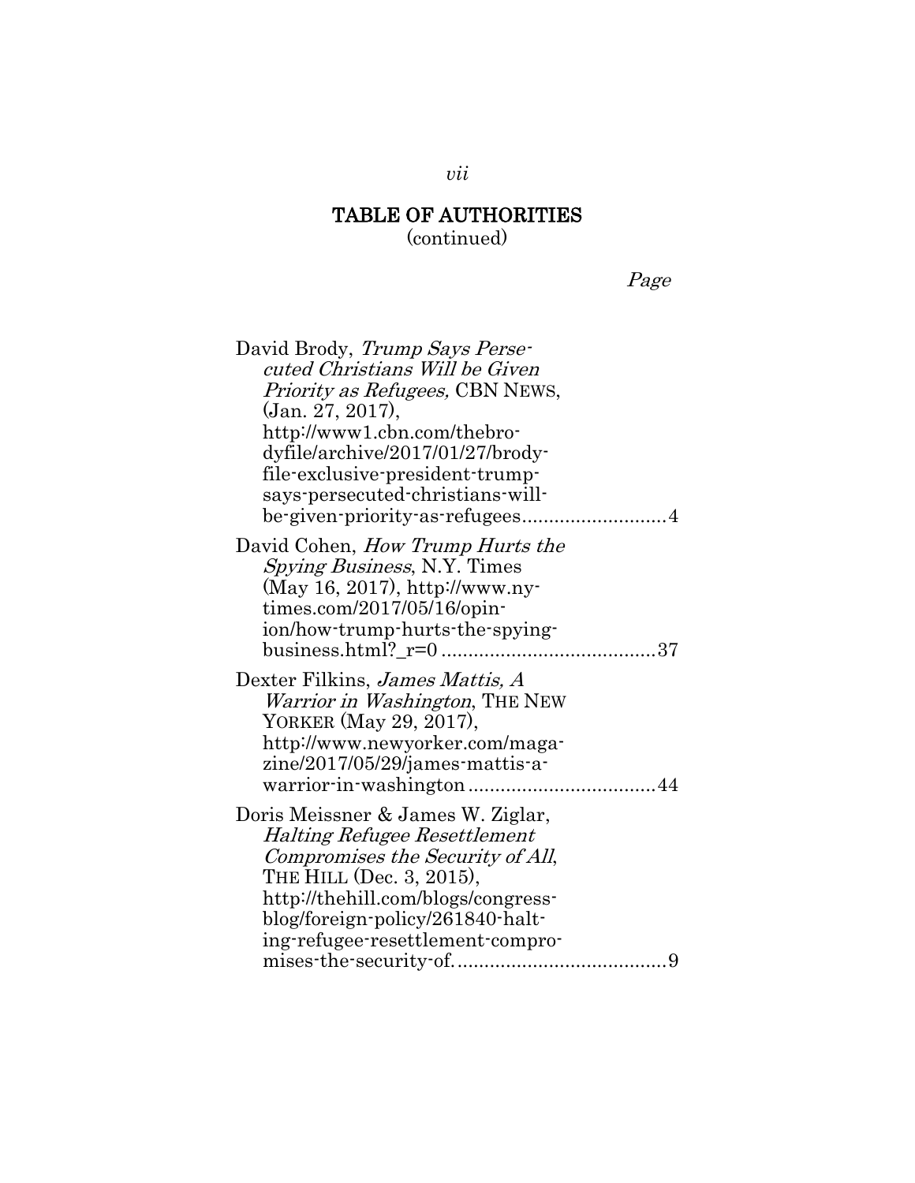# TABLE OF AUTHORITIES
(continued)

Page

David Brody, *Trump Says Persecuted Christians Will be Given Priority as Refugees,* CBN NEWS, (Jan. 27, 2017), http://www1.cbn.com/thebrodyfile/archive/2017/01/27/brody-file-exclusive-president-trump-says-persecuted-christians-will-be-given-priority-as-refugees ........................... 4

David Cohen, *How Trump Hurts the Spying Business*, N.Y. Times (May 16, 2017), http://www.nytimes.com/2017/05/16/opinion/how-trump-hurts-the-spying-business.html?_r=0 ........................................ 37

Dexter Filkins, *James Mattis, A Warrior in Washington*, THE NEW YORKER (May 29, 2017), http://www.newyorker.com/magazine/2017/05/29/james-mattis-a-warrior-in-washington ................................... 44

Doris Meissner & James W. Ziglar, *Halting Refugee Resettlement Compromises the Security of All*, THE HILL (Dec. 3, 2015), http://thehill.com/blogs/congress-blog/foreign-policy/261840-halting-refugee-resettlement-compromises-the-security-of. ...................................... 9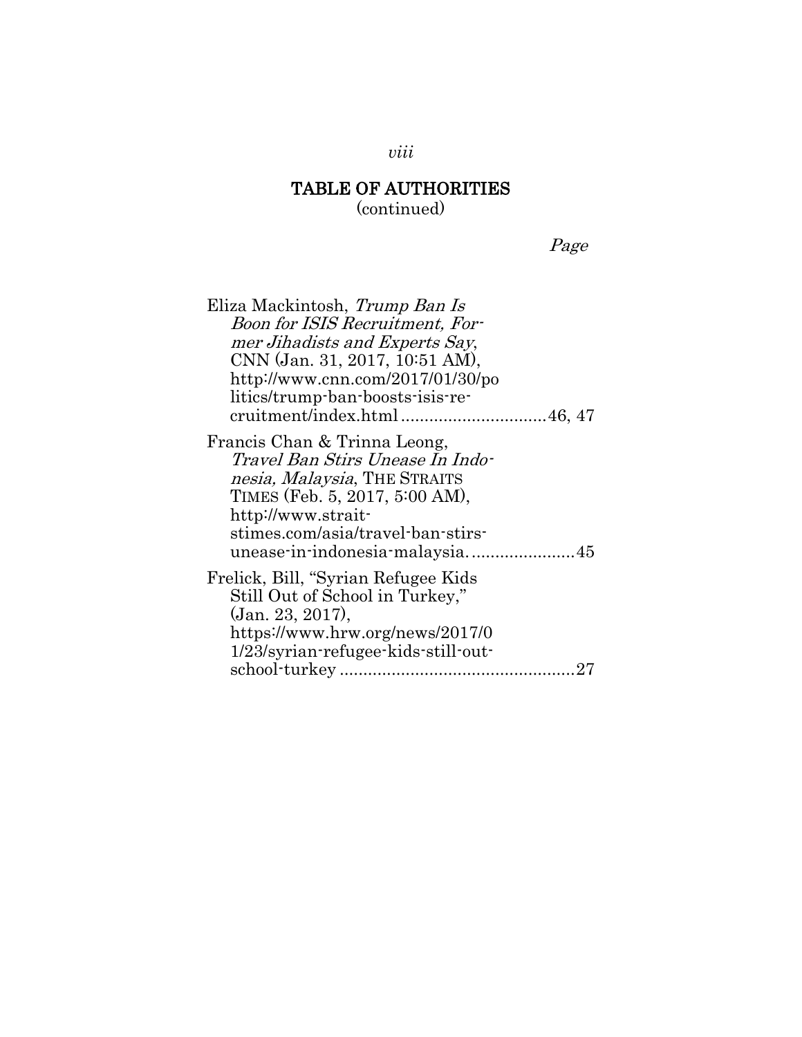## TABLE OF AUTHORITIES
(continued)

*Page*

Eliza Mackintosh, *Trump Ban Is Boon for ISIS Recruitment, Former Jihadists and Experts Say*, CNN (Jan. 31, 2017, 10:51 AM), http://www.cnn.com/2017/01/30/politics/trump-ban-boosts-isis-recruitment/index.html ..............................46, 47

Francis Chan & Trinna Leong, *Travel Ban Stirs Unease In Indonesia, Malaysia*, THE STRAITS TIMES (Feb. 5, 2017, 5:00 AM), http://www.straitstimes.com/asia/travel-ban-stirs-unease-in-indonesia-malaysia. ......................45

Frelick, Bill, "Syrian Refugee Kids Still Out of School in Turkey," (Jan. 23, 2017), https://www.hrw.org/news/2017/01/23/syrian-refugee-kids-still-out-school-turkey .................................................27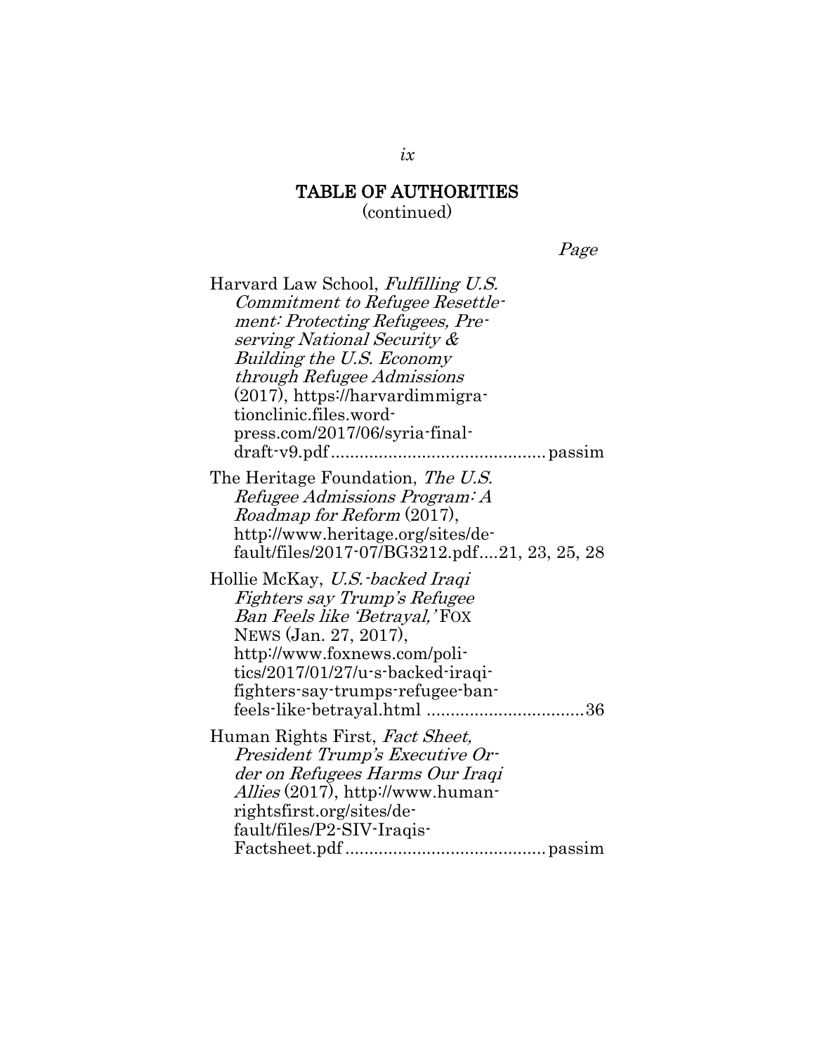# TABLE OF AUTHORITIES
(continued)

*Page*

Harvard Law School, *Fulfilling U.S. Commitment to Refugee Resettlement: Protecting Refugees, Preserving National Security & Building the U.S. Economy through Refugee Admissions* (2017), https://harvardimmigrationclinic.files.wordpress.com/2017/06/syria-final-draft-v9.pdf ............................................ passim

The Heritage Foundation, *The U.S. Refugee Admissions Program: A Roadmap for Reform* (2017), http://www.heritage.org/sites/default/files/2017-07/BG3212.pdf....21, 23, 25, 28

Hollie McKay, *U.S.-backed Iraqi Fighters say Trump's Refugee Ban Feels like 'Betrayal,'* FOX NEWS (Jan. 27, 2017), http://www.foxnews.com/politics/2017/01/27/u-s-backed-iraqi-fighters-say-trumps-refugee-ban-feels-like-betrayal.html .................................36

Human Rights First, *Fact Sheet, President Trump's Executive Order on Refugees Harms Our Iraqi Allies* (2017), http://www.humanrightsfirst.org/sites/default/files/P2-SIV-Iraqis-Factsheet.pdf ......................................... passim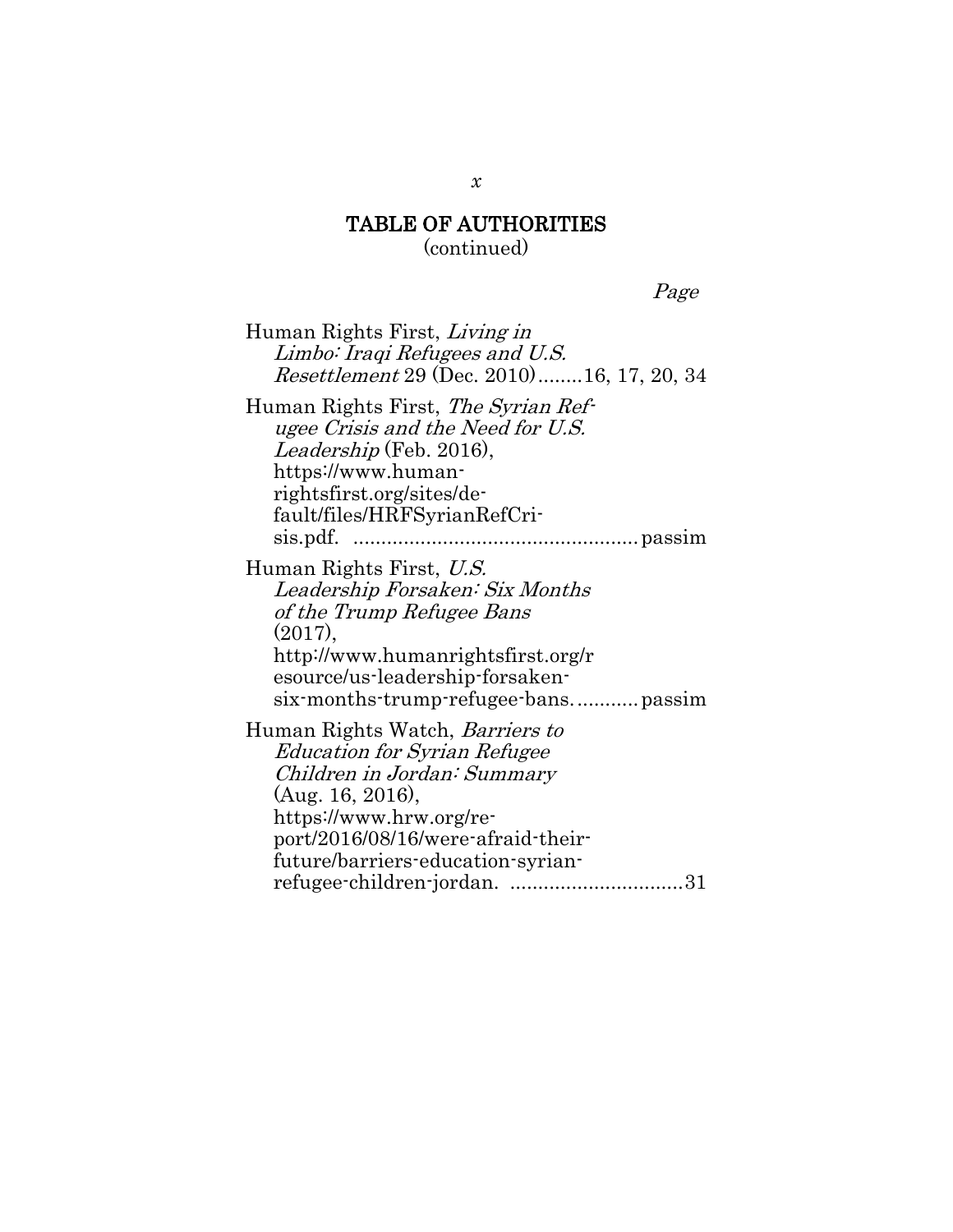# TABLE OF AUTHORITIES
(continued)

*Page*

Human Rights First, *Living in Limbo: Iraqi Refugees and U.S. Resettlement* 29 (Dec. 2010)........16, 17, 20, 34

Human Rights First, *The Syrian Refugee Crisis and the Need for U.S. Leadership* (Feb. 2016), https://www.humanrightsfirst.org/sites/default/files/HRFSyrianRefCrisis.pdf. .................................................. passim

Human Rights First, *U.S. Leadership Forsaken: Six Months of the Trump Refugee Bans* (2017), http://www.humanrightsfirst.org/resource/us-leadership-forsaken-six-months-trump-refugee-bans. .......... passim

Human Rights Watch, *Barriers to Education for Syrian Refugee Children in Jordan: Summary* (Aug. 16, 2016), https://www.hrw.org/report/2016/08/16/were-afraid-their-future/barriers-education-syrian-refugee-children-jordan. ..............................31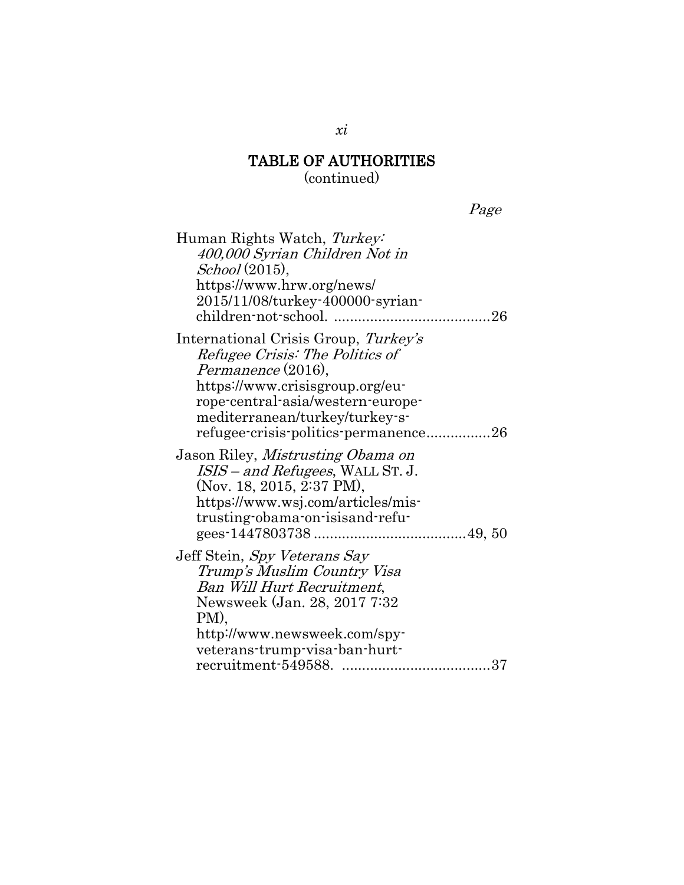# TABLE OF AUTHORITIES
(continued)

*Page*

Human Rights Watch, *Turkey: 400,000 Syrian Children Not in School* (2015), https://www.hrw.org/news/2015/11/08/turkey-400000-syrian-children-not-school. ....................................26

International Crisis Group, *Turkey's Refugee Crisis: The Politics of Permanence* (2016), https://www.crisisgroup.org/europe-central-asia/western-europe-mediterranean/turkey/turkey-s-refugee-crisis-politics-permanence................26

Jason Riley, *Mistrusting Obama on ISIS – and Refugees*, WALL ST. J. (Nov. 18, 2015, 2:37 PM), https://www.wsj.com/articles/mistrusting-obama-on-isisand-refugees-1447803738 ....................................49, 50

Jeff Stein, *Spy Veterans Say Trump's Muslim Country Visa Ban Will Hurt Recruitment*, Newsweek (Jan. 28, 2017 7:32 PM), http://www.newsweek.com/spy-veterans-trump-visa-ban-hurt-recruitment-549588. ....................................37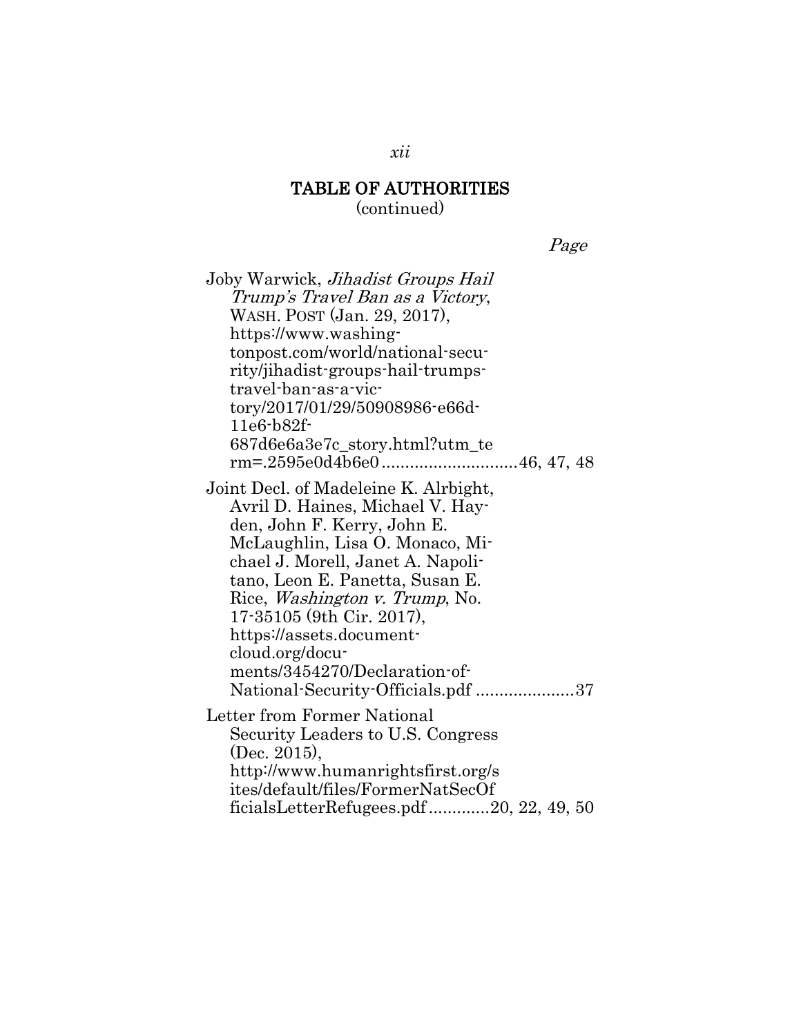## TABLE OF AUTHORITIES
(continued)

*Page*

Joby Warwick, *Jihadist Groups Hail Trump's Travel Ban as a Victory*, WASH. POST (Jan. 29, 2017), https://www.washingtonpost.com/world/national-security/jihadist-groups-hail-trumps-travel-ban-as-a-victory/2017/01/29/50908986-e66d-11e6-b82f-687d6e6a3e7c_story.html?utm_term=.2595e0d4b6e0 ............................46, 47, 48

Joint Decl. of Madeleine K. Alrbight, Avril D. Haines, Michael V. Hayden, John F. Kerry, John E. McLaughlin, Lisa O. Monaco, Michael J. Morell, Janet A. Napolitano, Leon E. Panetta, Susan E. Rice, *Washington v. Trump*, No. 17-35105 (9th Cir. 2017), https://assets.documentcloud.org/documents/3454270/Declaration-of-National-Security-Officials.pdf .....................37

Letter from Former National Security Leaders to U.S. Congress (Dec. 2015), http://www.humanrightsfirst.org/sites/default/files/FormerNatSecOfficialsLetterRefugees.pdf .............20, 22, 49, 50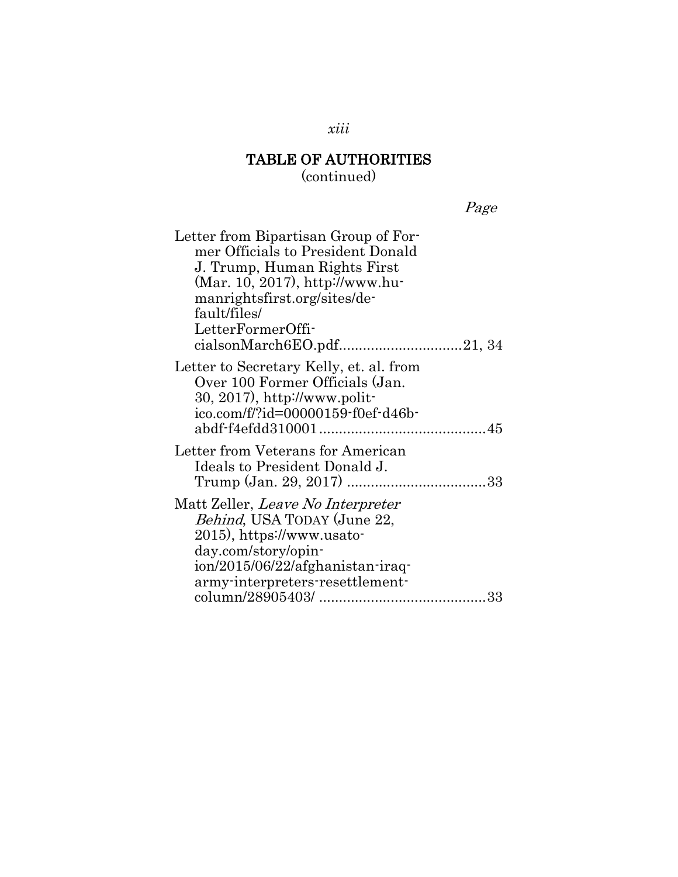## TABLE OF AUTHORITIES
(continued)

*Page*

Letter from Bipartisan Group of Former Officials to President Donald J. Trump, Human Rights First (Mar. 10, 2017), http://www.humanrightsfirst.org/sites/default/files/ LetterFormerOfficialsonMarch6EO.pdf..............................21, 34

Letter to Secretary Kelly, et. al. from Over 100 Former Officials (Jan. 30, 2017), http://www.politico.com/f/?id=00000159-f0ef-d46b-abdf-f4efdd310001..........................................45

Letter from Veterans for American Ideals to President Donald J. Trump (Jan. 29, 2017) ...................................33

Matt Zeller, *Leave No Interpreter Behind*, USA TODAY (June 22, 2015), https://www.usatoday.com/story/opinion/2015/06/22/afghanistan-iraq-army-interpreters-resettlement-column/28905403/ ..........................................33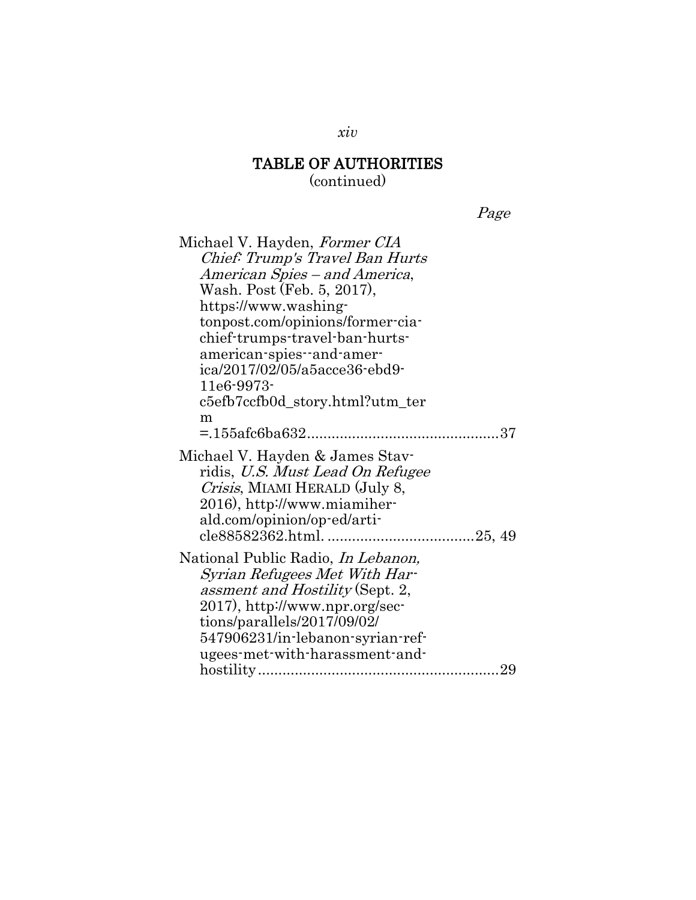# TABLE OF AUTHORITIES
(continued)

Page

Michael V. Hayden, *Former CIA Chief: Trump's Travel Ban Hurts American Spies – and America*, Wash. Post (Feb. 5, 2017), https://www.washingtonpost.com/opinions/former-cia-chief-trumps-travel-ban-hurts-american-spies--and-america/2017/02/05/a5acce36-ebd9-11e6-9973-c5efb7ccfb0d_story.html?utm_term=.155afc6ba632 ............................................... 37

Michael V. Hayden & James Stavridis, *U.S. Must Lead On Refugee Crisis*, MIAMI HERALD (July 8, 2016), http://www.miamiherald.com/opinion/op-ed/article88582362.html. .................................... 25, 49

National Public Radio, *In Lebanon, Syrian Refugees Met With Harassment and Hostility* (Sept. 2, 2017), http://www.npr.org/sections/parallels/2017/09/02/547906231/in-lebanon-syrian-refugees-met-with-harassment-and-hostility ........................................................... 29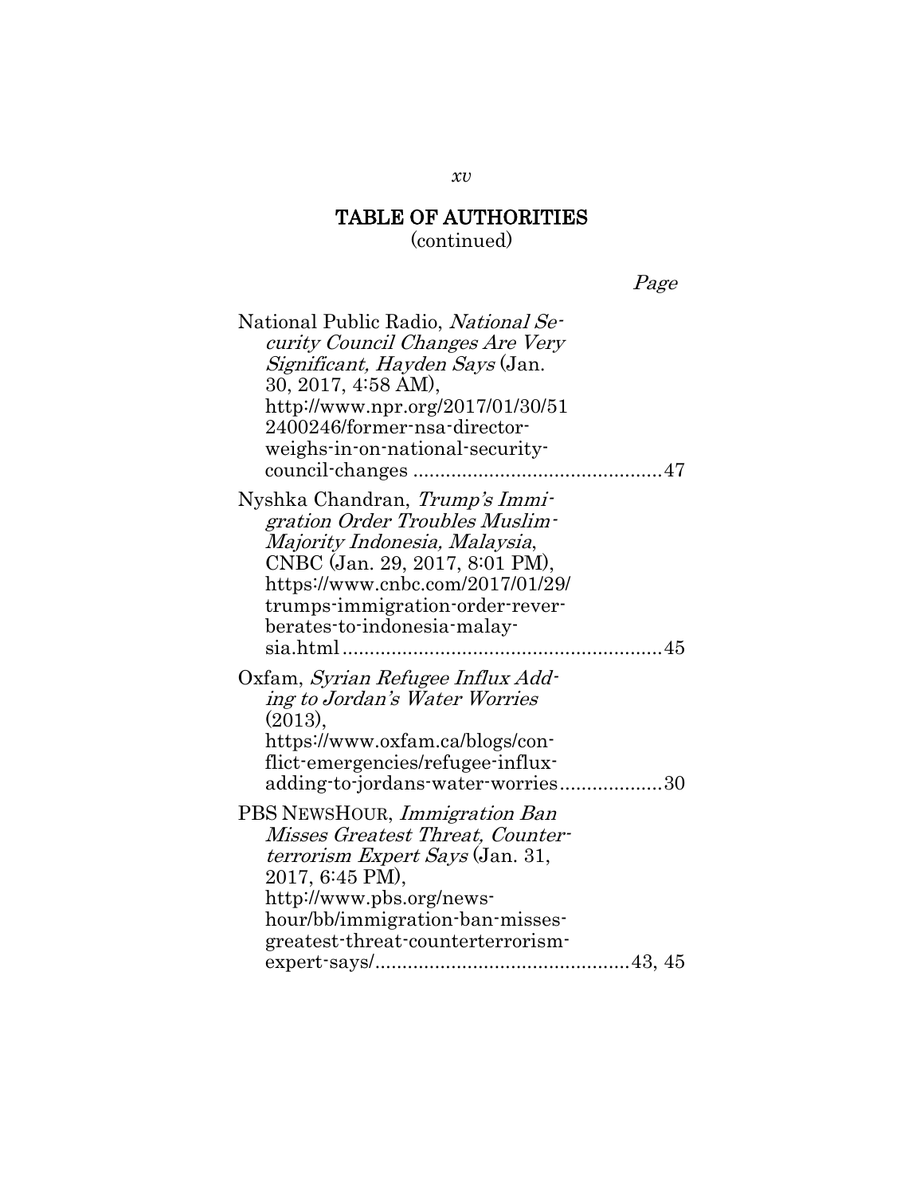## TABLE OF AUTHORITIES
(continued)

*Page*

National Public Radio, *National Security Council Changes Are Very Significant, Hayden Says* (Jan. 30, 2017, 4:58 AM), http://www.npr.org/2017/01/30/512400246/former-nsa-director-weighs-in-on-national-security-council-changes ............................................47

Nyshka Chandran, *Trump's Immigration Order Troubles Muslim-Majority Indonesia, Malaysia*, CNBC (Jan. 29, 2017, 8:01 PM), https://www.cnbc.com/2017/01/29/trumps-immigration-order-reverberates-to-indonesia-malaysia.html..........................................................45

Oxfam, *Syrian Refugee Influx Adding to Jordan's Water Worries* (2013), https://www.oxfam.ca/blogs/conflict-emergencies/refugee-influx-adding-to-jordans-water-worries..................30

PBS NEWSHOUR, *Immigration Ban Misses Greatest Threat, Counterterrorism Expert Says* (Jan. 31, 2017, 6:45 PM), http://www.pbs.org/newshour/bb/immigration-ban-misses-greatest-threat-counterterrorism-expert-says/..............................................43, 45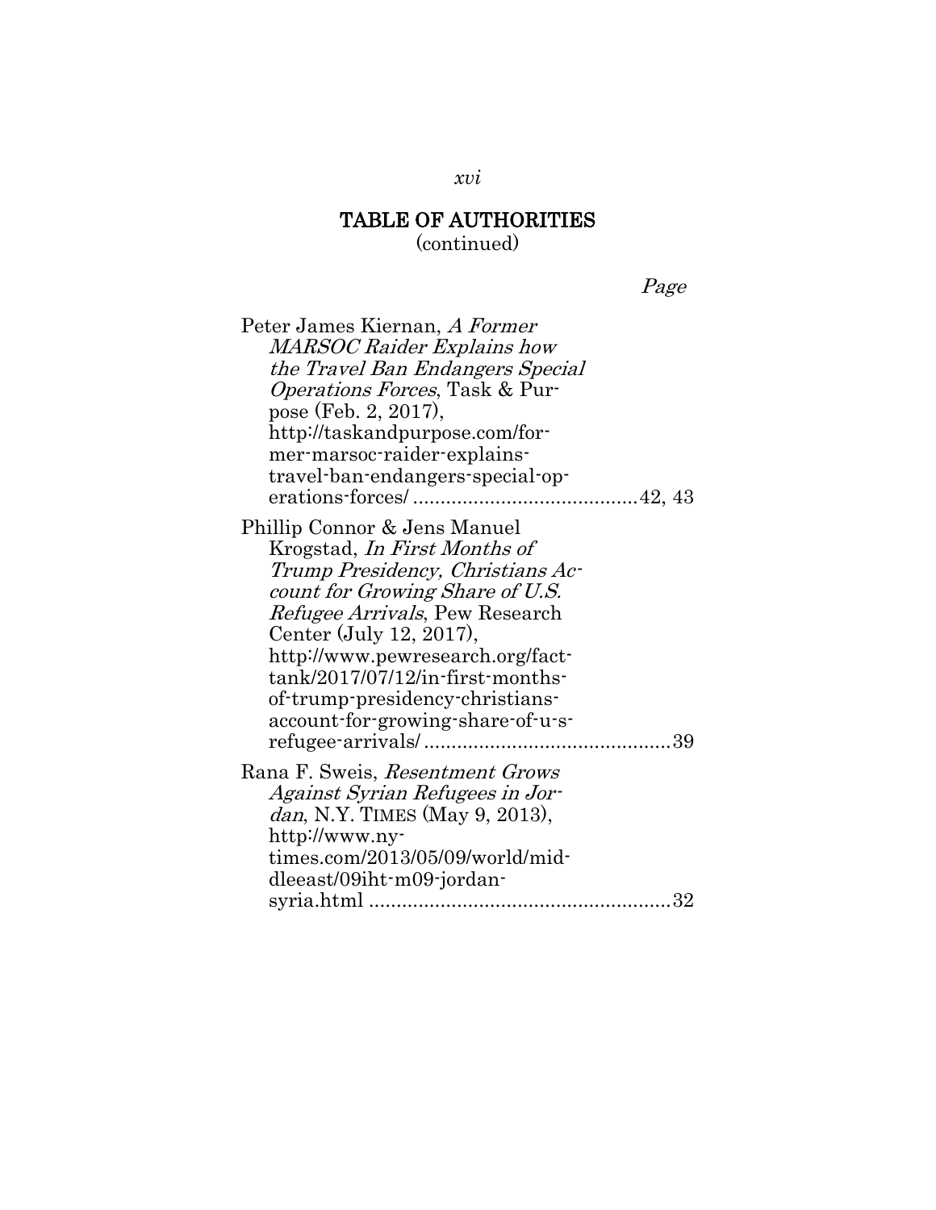## TABLE OF AUTHORITIES
(continued)

Page

Peter James Kiernan, *A Former MARSOC Raider Explains how the Travel Ban Endangers Special Operations Forces*, Task & Purpose (Feb. 2, 2017), http://taskandpurpose.com/former-marsoc-raider-explains-travel-ban-endangers-special-operations-forces/ ........................................42, 43

Phillip Connor & Jens Manuel Krogstad, *In First Months of Trump Presidency, Christians Account for Growing Share of U.S. Refugee Arrivals*, Pew Research Center (July 12, 2017), http://www.pewresearch.org/fact-tank/2017/07/12/in-first-months-of-trump-presidency-christians-account-for-growing-share-of-u-s-refugee-arrivals/ ............................................39

Rana F. Sweis, *Resentment Grows Against Syrian Refugees in Jordan*, N.Y. TIMES (May 9, 2013), http://www.nytimes.com/2013/05/09/world/middleeast/09iht-m09-jordan-syria.html ......................................................32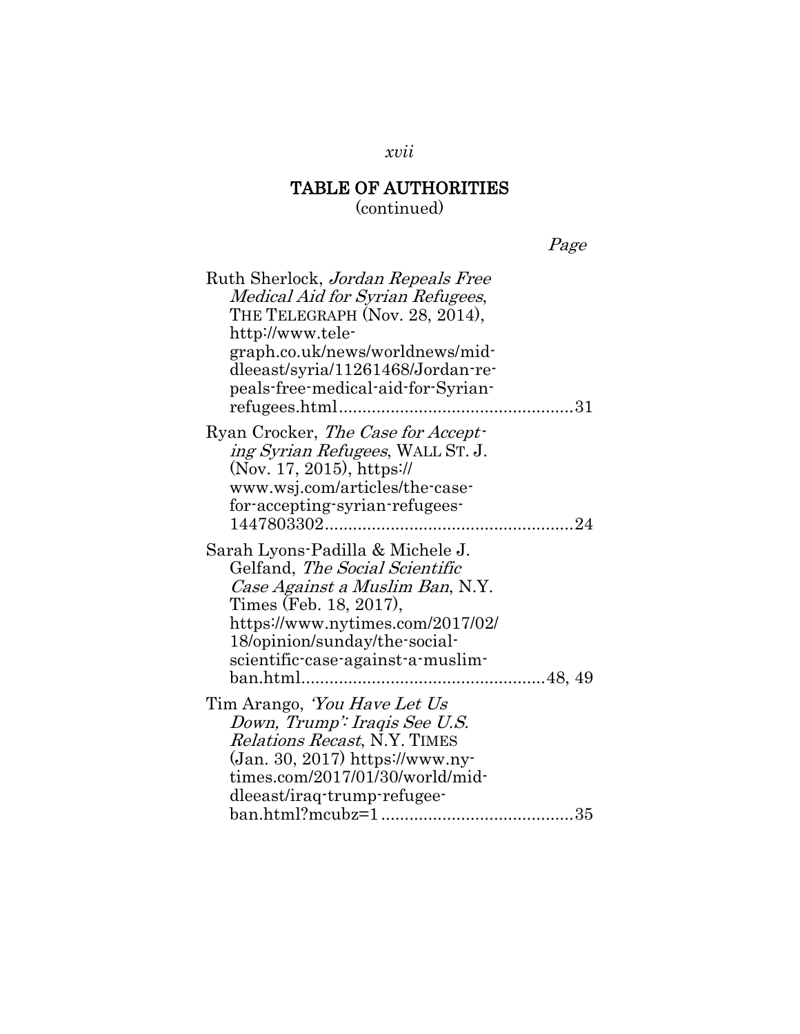# TABLE OF AUTHORITIES
(continued)

*Page*

Ruth Sherlock, *Jordan Repeals Free Medical Aid for Syrian Refugees*, THE TELEGRAPH (Nov. 28, 2014), http://www.telegraph.co.uk/news/worldnews/middleeast/syria/11261468/Jordan-repeals-free-medical-aid-for-Syrian-refugees.html ....................................31

Ryan Crocker, *The Case for Accepting Syrian Refugees*, WALL ST. J. (Nov. 17, 2015), https://www.wsj.com/articles/the-case-for-accepting-syrian-refugees-1447803302....................................24

Sarah Lyons-Padilla & Michele J. Gelfand, *The Social Scientific Case Against a Muslim Ban*, N.Y. Times (Feb. 18, 2017), https://www.nytimes.com/2017/02/18/opinion/sunday/the-social-scientific-case-against-a-muslim-ban.html....................................48, 49

Tim Arango, *'You Have Let Us Down, Trump': Iraqis See U.S. Relations Recast*, N.Y. TIMES (Jan. 30, 2017) https://www.nytimes.com/2017/01/30/world/middleeast/iraq-trump-refugee-ban.html?mcubz=1 ....................................35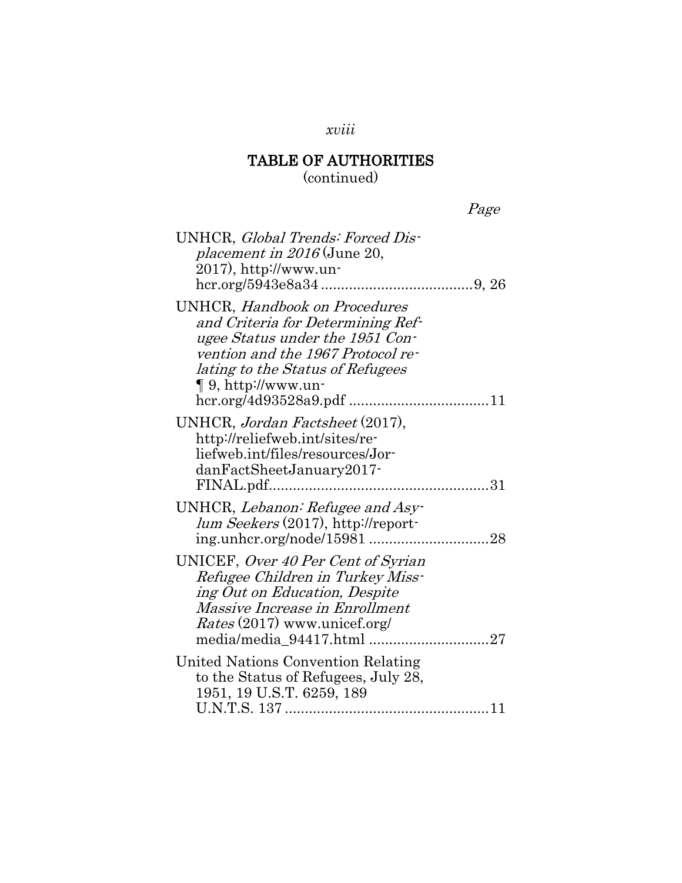## TABLE OF AUTHORITIES
(continued)

Page

UNHCR, *Global Trends: Forced Displacement in 2016* (June 20, 2017), http://www.unhcr.org/5943e8a34 ....................................9, 26

UNHCR, *Handbook on Procedures and Criteria for Determining Refugee Status under the 1951 Convention and the 1967 Protocol relating to the Status of Refugees* ¶ 9, http://www.unhcr.org/4d93528a9.pdf ..................................11

UNHCR, *Jordan Factsheet* (2017), http://reliefweb.int/sites/reliefweb.int/files/resources/JordanFactSheetJanuary2017-FINAL.pdf.......................................................31

UNHCR, *Lebanon: Refugee and Asylum Seekers* (2017), http://reporting.unhcr.org/node/15981 ..............................28

UNICEF, *Over 40 Per Cent of Syrian Refugee Children in Turkey Missing Out on Education, Despite Massive Increase in Enrollment Rates* (2017) www.unicef.org/media/media_94417.html ..............................27

United Nations Convention Relating to the Status of Refugees, July 28, 1951, 19 U.S.T. 6259, 189 U.N.T.S. 137 ..................................................11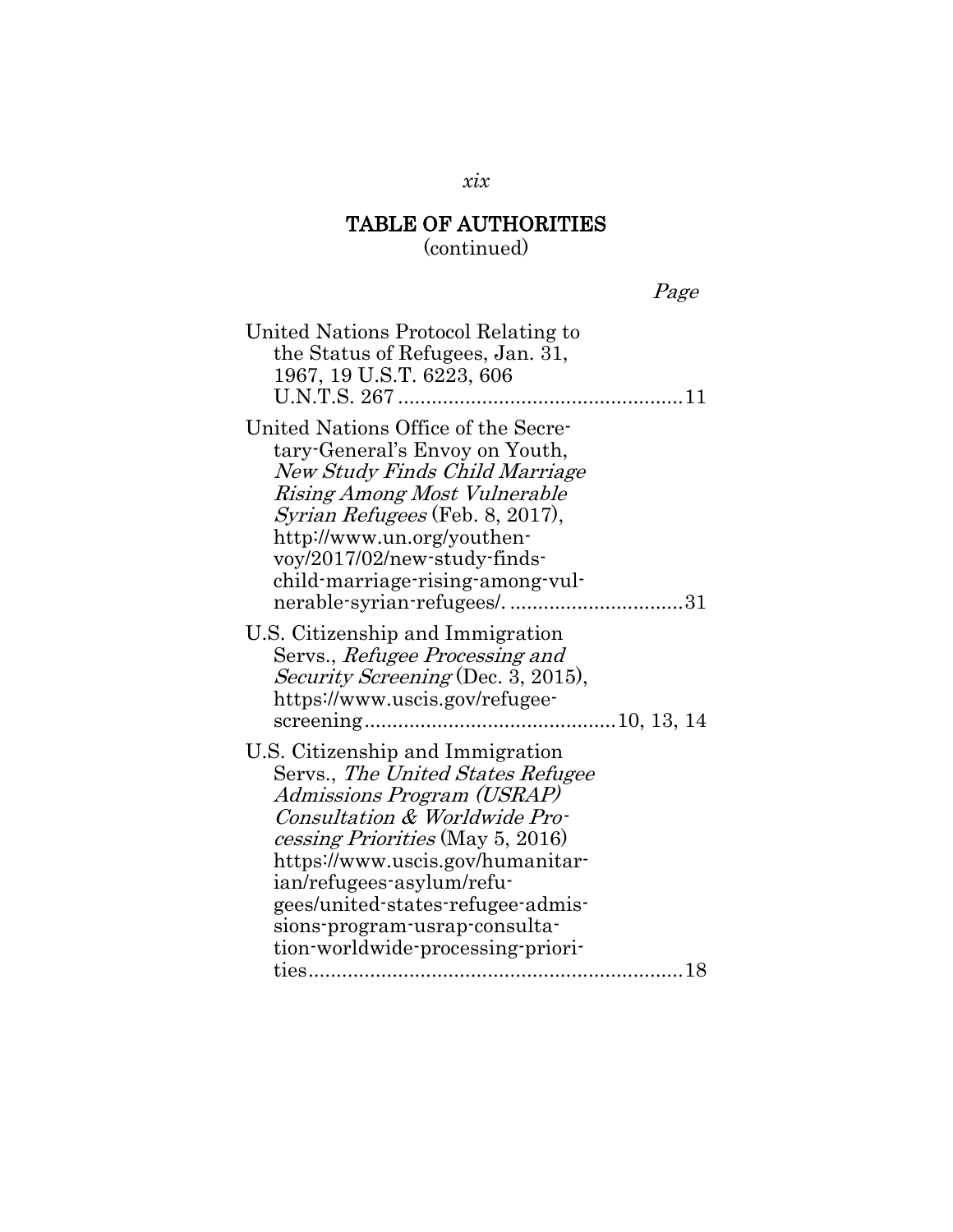## TABLE OF AUTHORITIES
(continued)

Page

United Nations Protocol Relating to the Status of Refugees, Jan. 31, 1967, 19 U.S.T. 6223, 606 U.N.T.S. 267 ....................................................11

United Nations Office of the Secretary-General's Envoy on Youth, *New Study Finds Child Marriage Rising Among Most Vulnerable Syrian Refugees* (Feb. 8, 2017), http://www.un.org/youthenvoy/2017/02/new-study-finds-child-marriage-rising-among-vulnerable-syrian-refugees/. ...............................31

U.S. Citizenship and Immigration Servs., *Refugee Processing and Security Screening* (Dec. 3, 2015), https://www.uscis.gov/refugee-screening.............................................10, 13, 14

U.S. Citizenship and Immigration Servs., *The United States Refugee Admissions Program (USRAP) Consultation & Worldwide Processing Priorities* (May 5, 2016) https://www.uscis.gov/humanitarian/refugees-asylum/refugees/united-states-refugee-admissions-program-usrap-consultation-worldwide-processing-priorities...................................................................18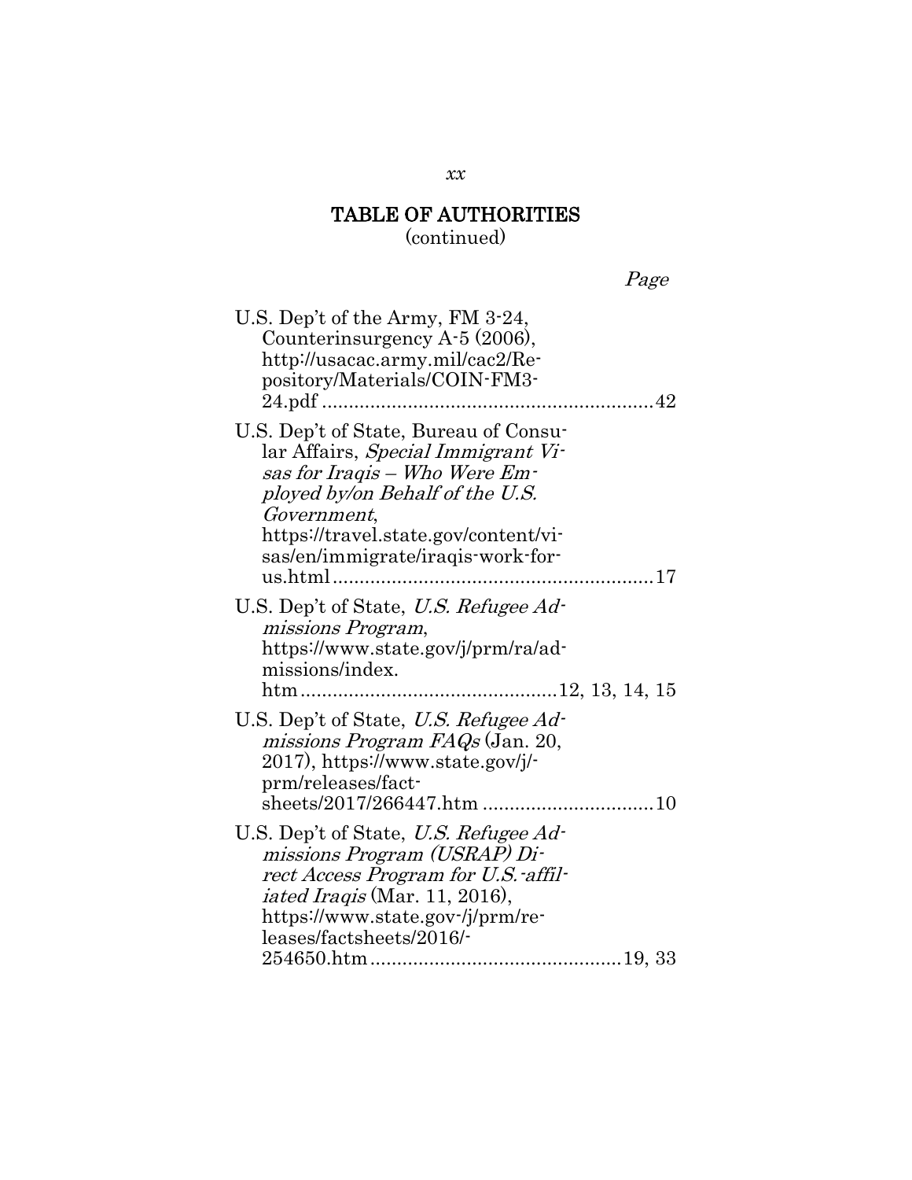# TABLE OF AUTHORITIES
(continued)

*Page*

U.S. Dep't of the Army, FM 3-24, Counterinsurgency A-5 (2006), http://usacac.army.mil/cac2/Repository/Materials/COIN-FM3-24.pdf ............................................................42

U.S. Dep't of State, Bureau of Consular Affairs, *Special Immigrant Visas for Iraqis – Who Were Employed by/on Behalf of the U.S. Government*, https://travel.state.gov/content/visas/en/immigrate/iraqis-work-for-us.html..........................................................17

U.S. Dep't of State, *U.S. Refugee Admissions Program*, https://www.state.gov/j/prm/ra/admissions/index.htm...............................................12, 13, 14, 15

U.S. Dep't of State, *U.S. Refugee Admissions Program FAQs* (Jan. 20, 2017), https://www.state.gov/j/prm/releases/factsheets/2017/266447.htm ................................10

U.S. Dep't of State, *U.S. Refugee Admissions Program (USRAP) Direct Access Program for U.S.-affiliated Iraqis* (Mar. 11, 2016), https://www.state.gov/j/prm/releases/factsheets/2016/254650.htm..............................................19, 33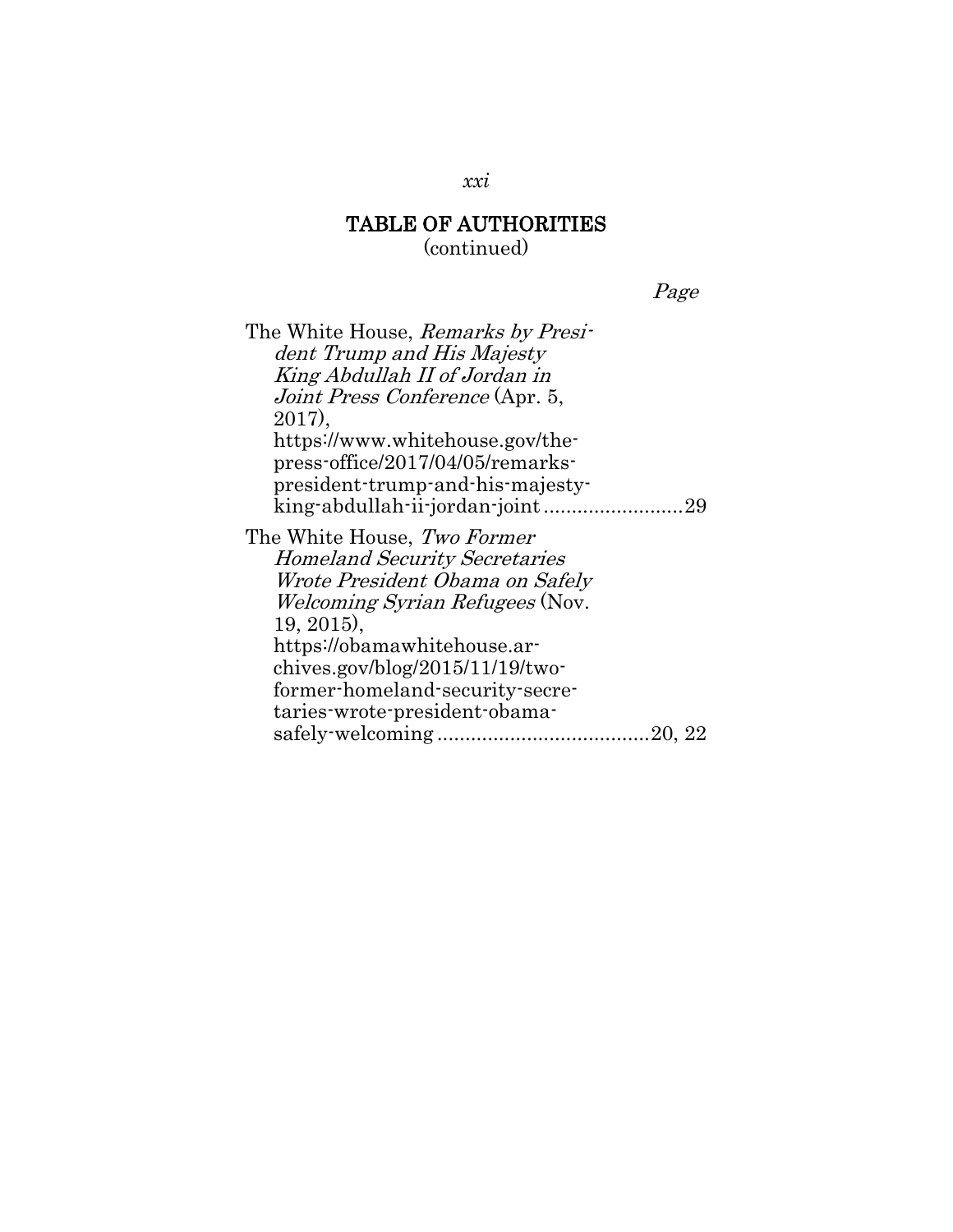## TABLE OF AUTHORITIES
(continued)

Page

The White House, *Remarks by President Trump and His Majesty King Abdullah II of Jordan in Joint Press Conference* (Apr. 5, 2017), https://www.whitehouse.gov/the-press-office/2017/04/05/remarks-president-trump-and-his-majesty-king-abdullah-ii-jordan-joint ........................29

The White House, *Two Former Homeland Security Secretaries Wrote President Obama on Safely Welcoming Syrian Refugees* (Nov. 19, 2015), https://obamawhitehouse.archives.gov/blog/2015/11/19/two-former-homeland-security-secretaries-wrote-president-obama-safely-welcoming .....................................20, 22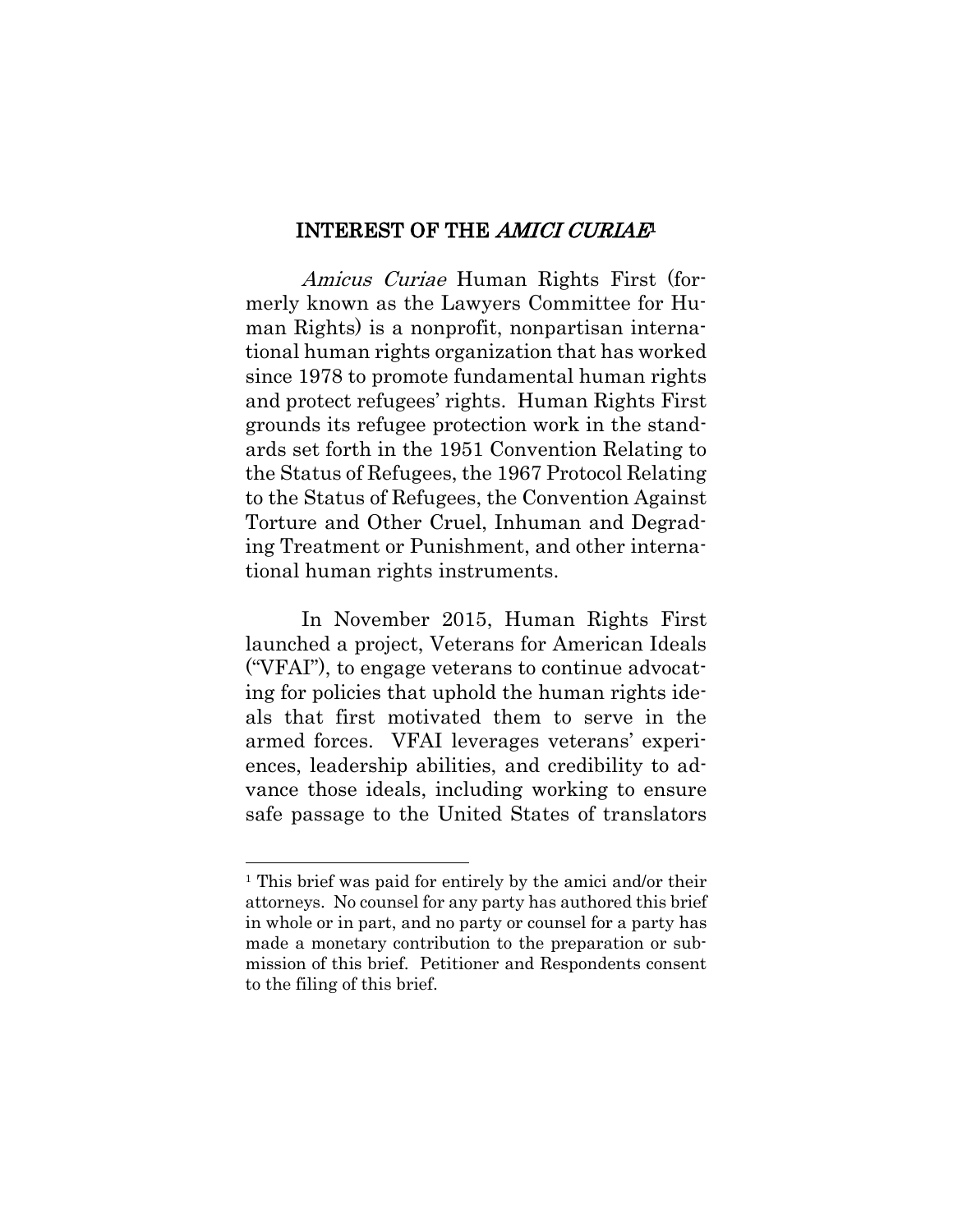## INTEREST OF THE *AMICI CURIAE*[1]

*Amicus Curiae* Human Rights First (formerly known as the Lawyers Committee for Human Rights) is a nonprofit, nonpartisan international human rights organization that has worked since 1978 to promote fundamental human rights and protect refugees' rights. Human Rights First grounds its refugee protection work in the standards set forth in the 1951 Convention Relating to the Status of Refugees, the 1967 Protocol Relating to the Status of Refugees, the Convention Against Torture and Other Cruel, Inhuman and Degrading Treatment or Punishment, and other international human rights instruments.

In November 2015, Human Rights First launched a project, Veterans for American Ideals ("VFAI"), to engage veterans to continue advocating for policies that uphold the human rights ideals that first motivated them to serve in the armed forces. VFAI leverages veterans' experiences, leadership abilities, and credibility to advance those ideals, including working to ensure safe passage to the United States of translators

---

[1] This brief was paid for entirely by the amici and/or their attorneys. No counsel for any party has authored this brief in whole or in part, and no party or counsel for a party has made a monetary contribution to the preparation or submission of this brief. Petitioner and Respondents consent to the filing of this brief.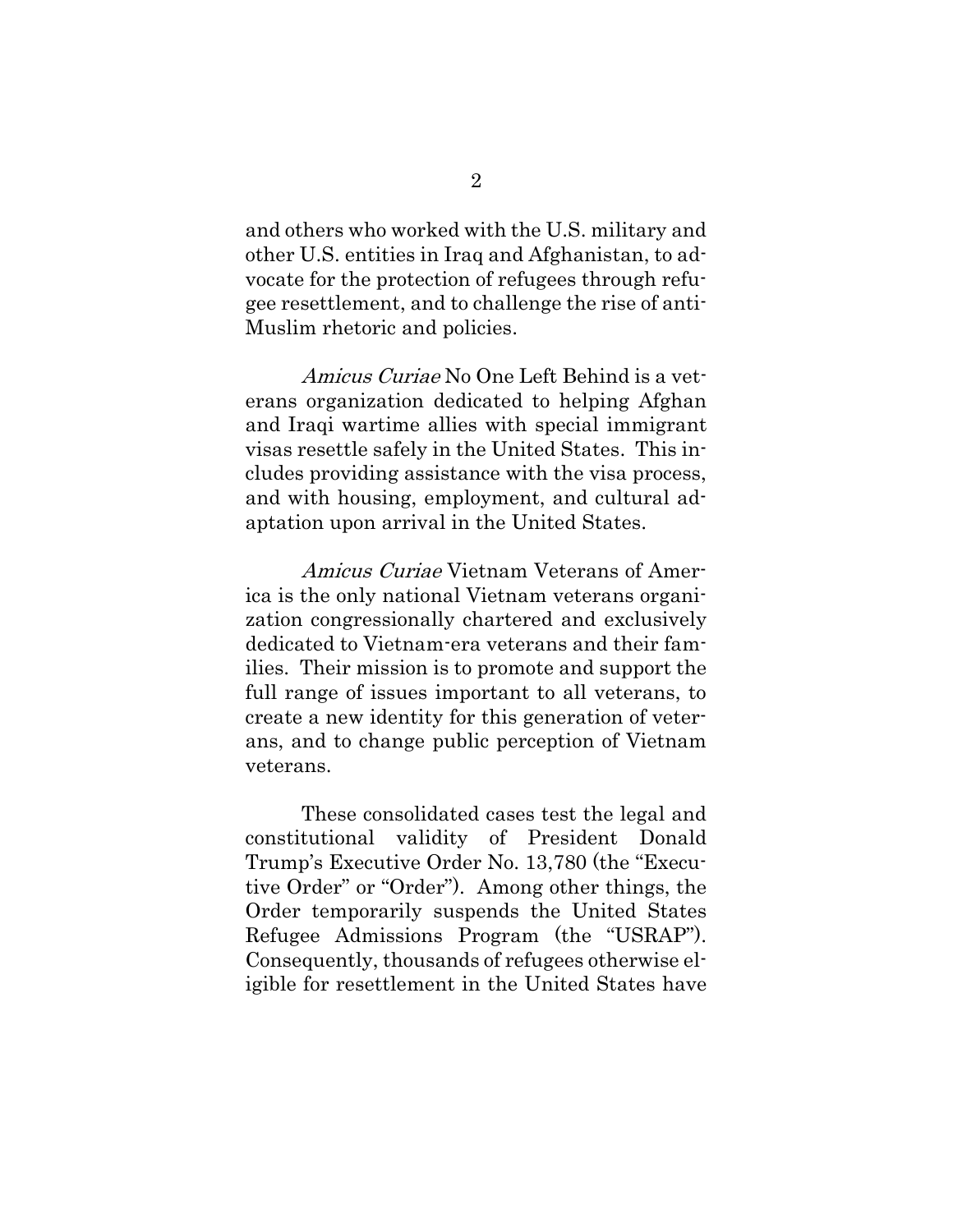and others who worked with the U.S. military and other U.S. entities in Iraq and Afghanistan, to advocate for the protection of refugees through refugee resettlement, and to challenge the rise of anti-Muslim rhetoric and policies.

*Amicus Curiae* No One Left Behind is a veterans organization dedicated to helping Afghan and Iraqi wartime allies with special immigrant visas resettle safely in the United States. This includes providing assistance with the visa process, and with housing, employment, and cultural adaptation upon arrival in the United States.

*Amicus Curiae* Vietnam Veterans of America is the only national Vietnam veterans organization congressionally chartered and exclusively dedicated to Vietnam-era veterans and their families. Their mission is to promote and support the full range of issues important to all veterans, to create a new identity for this generation of veterans, and to change public perception of Vietnam veterans.

These consolidated cases test the legal and constitutional validity of President Donald Trump's Executive Order No. 13,780 (the "Executive Order" or "Order"). Among other things, the Order temporarily suspends the United States Refugee Admissions Program (the "USRAP"). Consequently, thousands of refugees otherwise eligible for resettlement in the United States have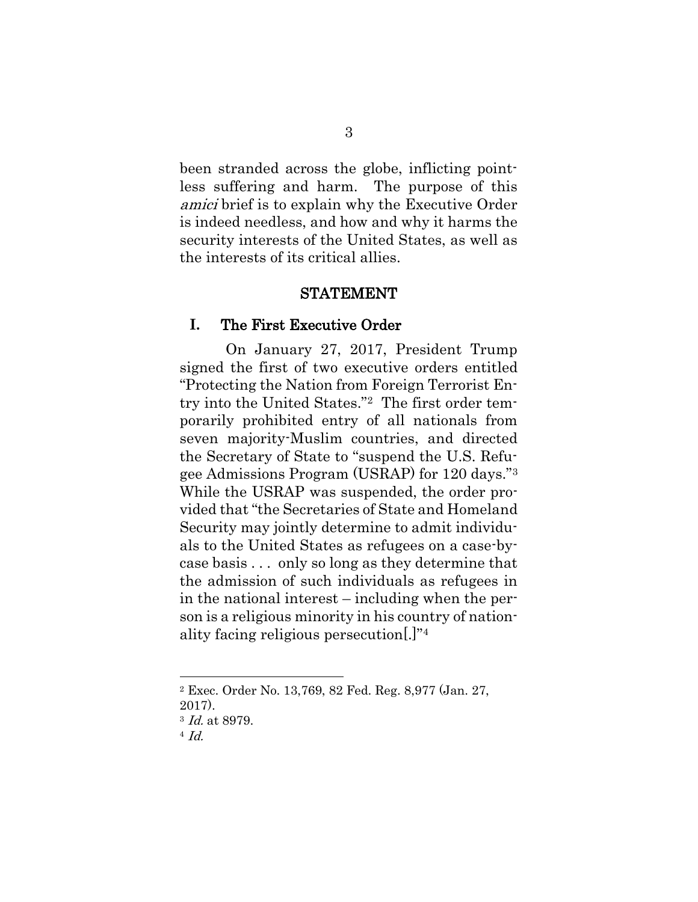been stranded across the globe, inflicting pointless suffering and harm. The purpose of this *amici* brief is to explain why the Executive Order is indeed needless, and how and why it harms the security interests of the United States, as well as the interests of its critical allies.

## STATEMENT

### I. The First Executive Order

On January 27, 2017, President Trump signed the first of two executive orders entitled "Protecting the Nation from Foreign Terrorist Entry into the United States."[2] The first order temporarily prohibited entry of all nationals from seven majority-Muslim countries, and directed the Secretary of State to "suspend the U.S. Refugee Admissions Program (USRAP) for 120 days."[3] While the USRAP was suspended, the order provided that "the Secretaries of State and Homeland Security may jointly determine to admit individuals to the United States as refugees on a case-by-case basis . . . only so long as they determine that the admission of such individuals as refugees in in the national interest – including when the person is a religious minority in his country of nationality facing religious persecution[.]"[4]

---

[2] Exec. Order No. 13,769, 82 Fed. Reg. 8,977 (Jan. 27, 2017).

[3] *Id.* at 8979.

[4] *Id.*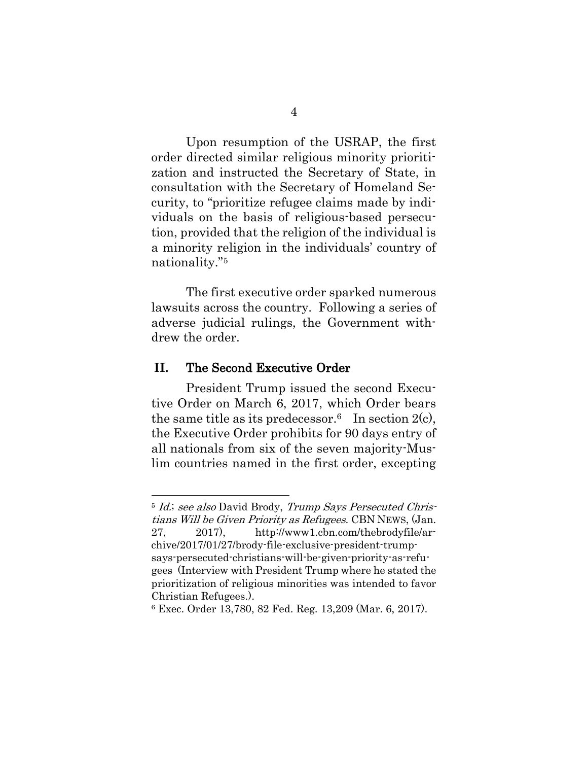Upon resumption of the USRAP, the first order directed similar religious minority prioritization and instructed the Secretary of State, in consultation with the Secretary of Homeland Security, to "prioritize refugee claims made by individuals on the basis of religious-based persecution, provided that the religion of the individual is a minority religion in the individuals' country of nationality."[5]

The first executive order sparked numerous lawsuits across the country. Following a series of adverse judicial rulings, the Government withdrew the order.

## II. The Second Executive Order

President Trump issued the second Executive Order on March 6, 2017, which Order bears the same title as its predecessor.[6] In section 2(c), the Executive Order prohibits for 90 days entry of all nationals from six of the seven majority-Muslim countries named in the first order, excepting

---

[5] *Id.*; *see also* David Brody, *Trump Says Persecuted Christians Will be Given Priority as Refugees*. CBN NEWS, (Jan. 27, 2017), http://www1.cbn.com/thebrodyfile/archive/2017/01/27/brody-file-exclusive-president-trump-says-persecuted-christians-will-be-given-priority-as-refugees (Interview with President Trump where he stated the prioritization of religious minorities was intended to favor Christian Refugees.).

[6] Exec. Order 13,780, 82 Fed. Reg. 13,209 (Mar. 6, 2017).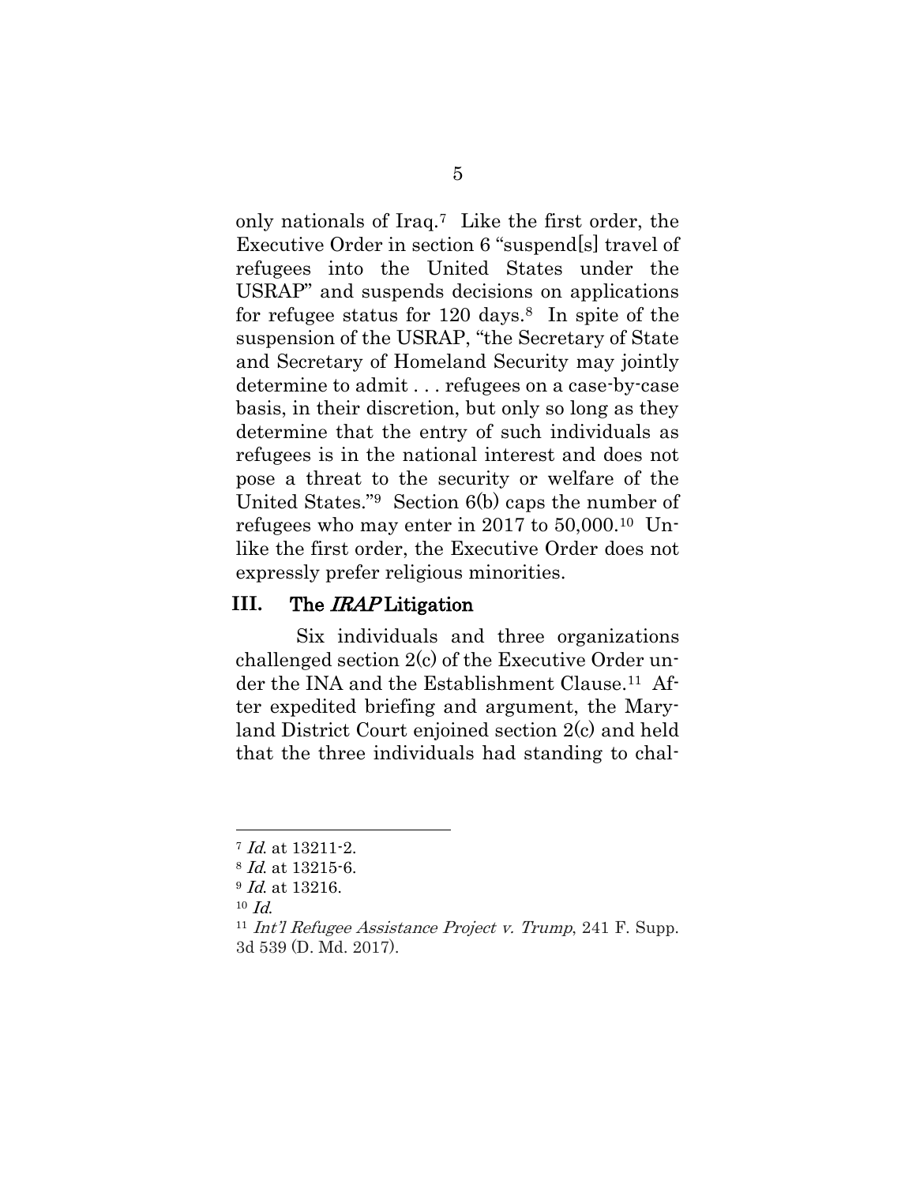only nationals of Iraq.[7] Like the first order, the Executive Order in section 6 "suspend[s] travel of refugees into the United States under the USRAP" and suspends decisions on applications for refugee status for 120 days.[8] In spite of the suspension of the USRAP, "the Secretary of State and Secretary of Homeland Security may jointly determine to admit . . . refugees on a case-by-case basis, in their discretion, but only so long as they determine that the entry of such individuals as refugees is in the national interest and does not pose a threat to the security or welfare of the United States."[9] Section 6(b) caps the number of refugees who may enter in 2017 to 50,000.[10] Unlike the first order, the Executive Order does not expressly prefer religious minorities.

## III. The *IRAP* Litigation

Six individuals and three organizations challenged section 2(c) of the Executive Order under the INA and the Establishment Clause.[11] After expedited briefing and argument, the Maryland District Court enjoined section 2(c) and held that the three individuals had standing to chal-

---

[7] *Id.* at 13211-2.

[8] *Id.* at 13215-6.

[9] *Id.* at 13216.

[10] *Id.*

[11] *Int'l Refugee Assistance Project v. Trump*, 241 F. Supp. 3d 539 (D. Md. 2017).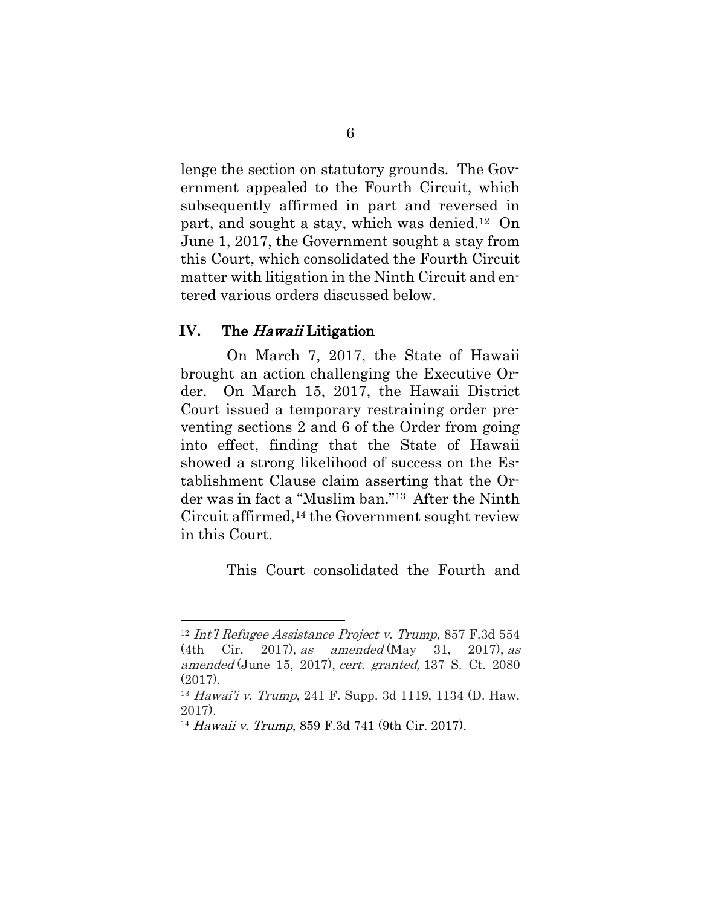lenge the section on statutory grounds. The Government appealed to the Fourth Circuit, which subsequently affirmed in part and reversed in part, and sought a stay, which was denied.[12] On June 1, 2017, the Government sought a stay from this Court, which consolidated the Fourth Circuit matter with litigation in the Ninth Circuit and entered various orders discussed below.

## IV. The *Hawaii* Litigation

On March 7, 2017, the State of Hawaii brought an action challenging the Executive Order. On March 15, 2017, the Hawaii District Court issued a temporary restraining order preventing sections 2 and 6 of the Order from going into effect, finding that the State of Hawaii showed a strong likelihood of success on the Establishment Clause claim asserting that the Order was in fact a "Muslim ban."[13] After the Ninth Circuit affirmed,[14] the Government sought review in this Court.

This Court consolidated the Fourth and

---

[12] *Int'l Refugee Assistance Project v. Trump*, 857 F.3d 554 (4th Cir. 2017), *as amended* (May 31, 2017), *as amended* (June 15, 2017), *cert. granted,* 137 S. Ct. 2080 (2017).

[13] *Hawai'i v. Trump*, 241 F. Supp. 3d 1119, 1134 (D. Haw. 2017).

[14] *Hawaii v. Trump*, 859 F.3d 741 (9th Cir. 2017).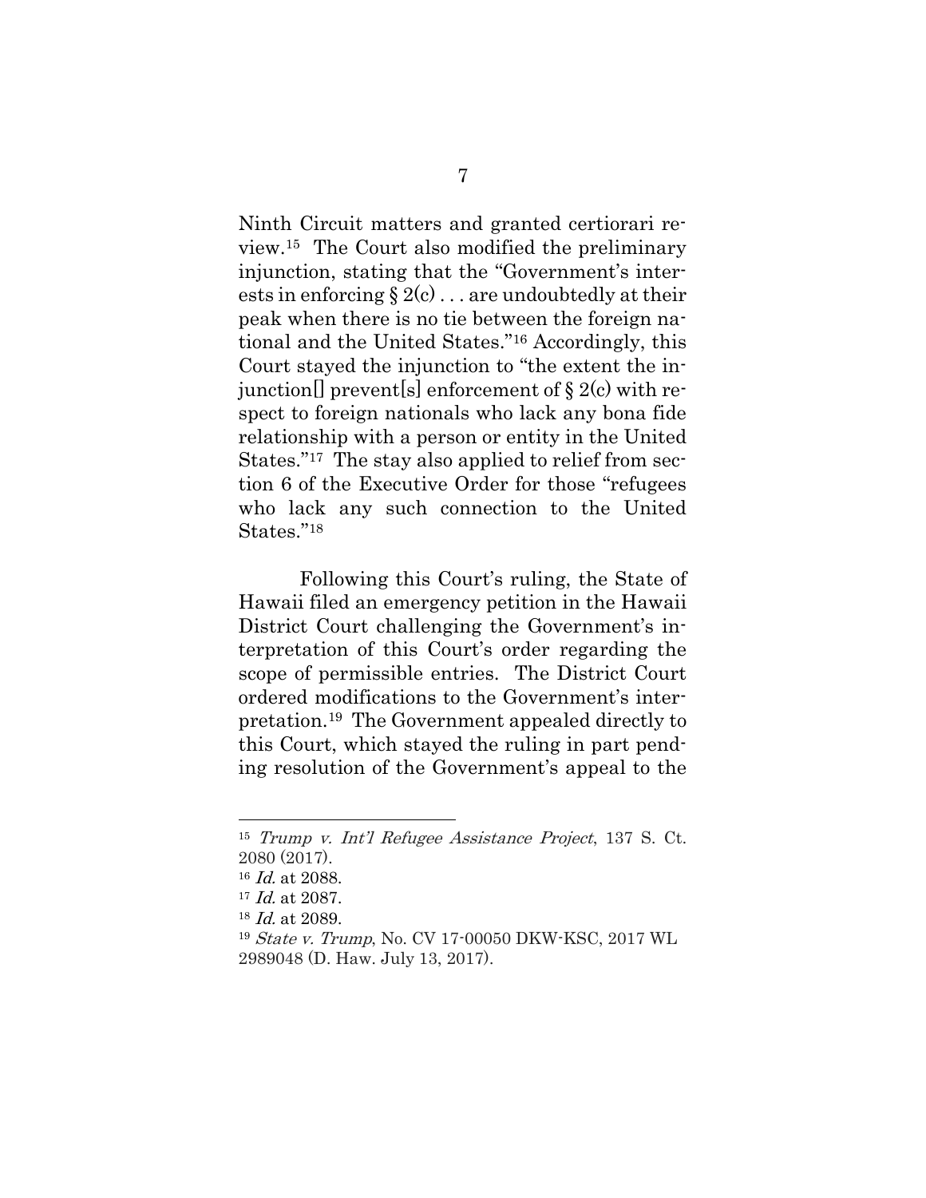Ninth Circuit matters and granted certiorari review.[15] The Court also modified the preliminary injunction, stating that the "Government's interests in enforcing § 2(c) . . . are undoubtedly at their peak when there is no tie between the foreign national and the United States."[16] Accordingly, this Court stayed the injunction to "the extent the injunction[] prevent[s] enforcement of § 2(c) with respect to foreign nationals who lack any bona fide relationship with a person or entity in the United States."[17] The stay also applied to relief from section 6 of the Executive Order for those "refugees who lack any such connection to the United States."[18]

Following this Court's ruling, the State of Hawaii filed an emergency petition in the Hawaii District Court challenging the Government's interpretation of this Court's order regarding the scope of permissible entries. The District Court ordered modifications to the Government's interpretation.[19] The Government appealed directly to this Court, which stayed the ruling in part pending resolution of the Government's appeal to the

---

[15] *Trump v. Int'l Refugee Assistance Project*, 137 S. Ct. 2080 (2017).

[16] *Id.* at 2088.

[17] *Id.* at 2087.

[18] *Id.* at 2089.

[19] *State v. Trump*, No. CV 17-00050 DKW-KSC, 2017 WL 2989048 (D. Haw. July 13, 2017).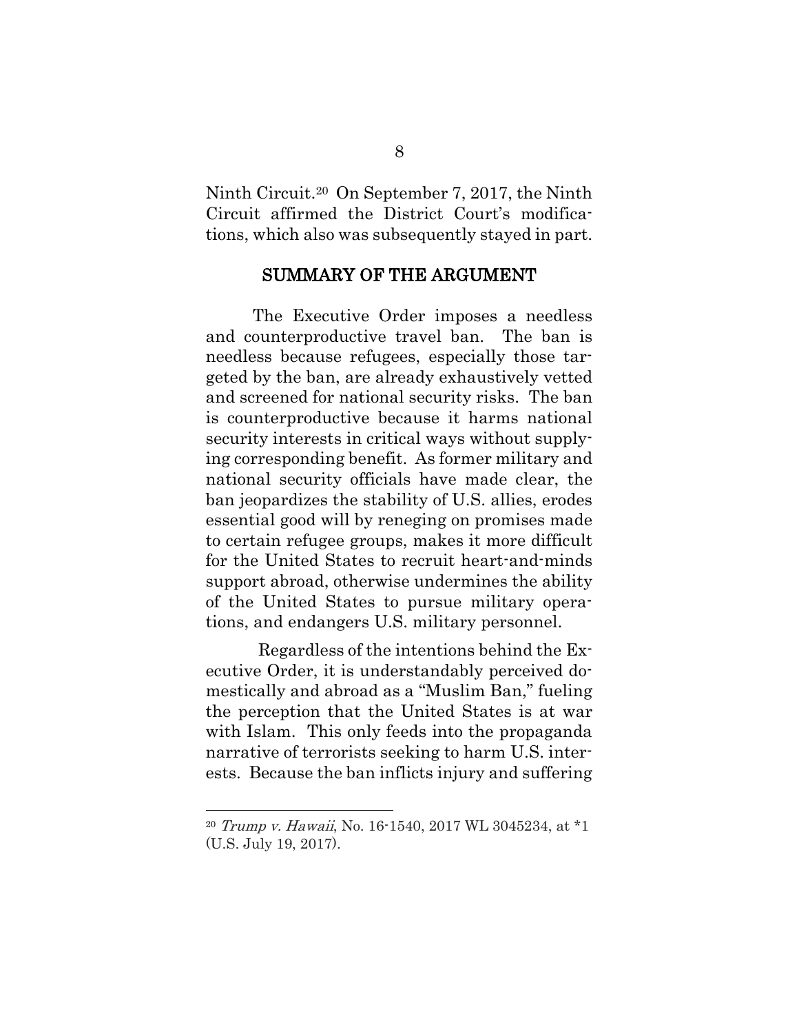Ninth Circuit.[20] On September 7, 2017, the Ninth Circuit affirmed the District Court's modifications, which also was subsequently stayed in part.

## SUMMARY OF THE ARGUMENT

The Executive Order imposes a needless and counterproductive travel ban. The ban is needless because refugees, especially those targeted by the ban, are already exhaustively vetted and screened for national security risks. The ban is counterproductive because it harms national security interests in critical ways without supplying corresponding benefit. As former military and national security officials have made clear, the ban jeopardizes the stability of U.S. allies, erodes essential good will by reneging on promises made to certain refugee groups, makes it more difficult for the United States to recruit heart-and-minds support abroad, otherwise undermines the ability of the United States to pursue military operations, and endangers U.S. military personnel.

Regardless of the intentions behind the Executive Order, it is understandably perceived domestically and abroad as a "Muslim Ban," fueling the perception that the United States is at war with Islam. This only feeds into the propaganda narrative of terrorists seeking to harm U.S. interests. Because the ban inflicts injury and suffering

---

[20] *Trump v. Hawaii*, No. 16-1540, 2017 WL 3045234, at *1 (U.S. July 19, 2017).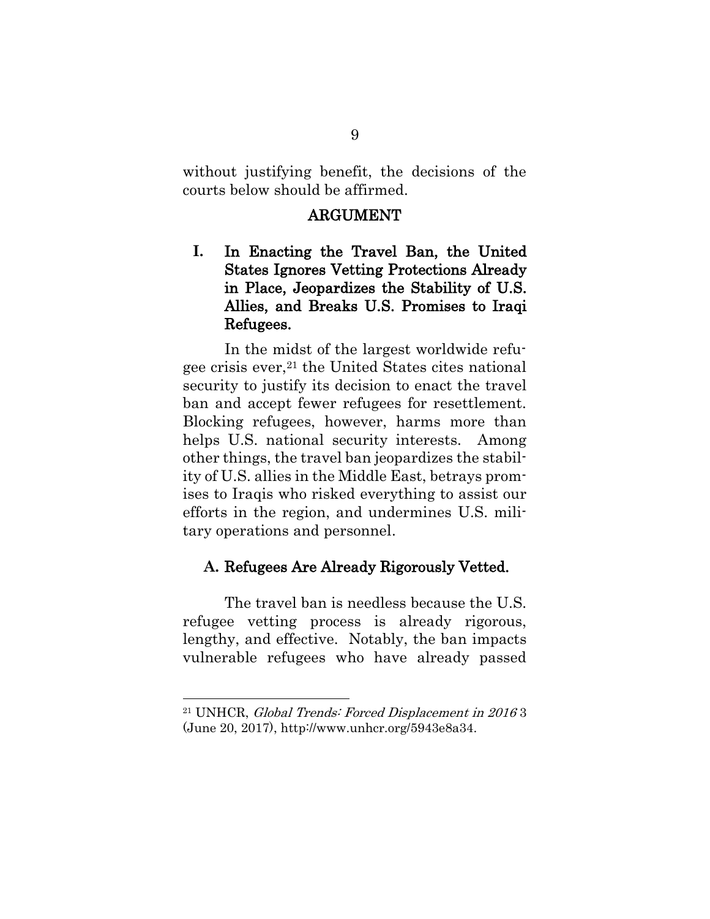without justifying benefit, the decisions of the courts below should be affirmed.

## ARGUMENT

### I. In Enacting the Travel Ban, the United States Ignores Vetting Protections Already in Place, Jeopardizes the Stability of U.S. Allies, and Breaks U.S. Promises to Iraqi Refugees.

In the midst of the largest worldwide refugee crisis ever,[21] the United States cites national security to justify its decision to enact the travel ban and accept fewer refugees for resettlement. Blocking refugees, however, harms more than helps U.S. national security interests. Among other things, the travel ban jeopardizes the stability of U.S. allies in the Middle East, betrays promises to Iraqis who risked everything to assist our efforts in the region, and undermines U.S. military operations and personnel.

#### A. Refugees Are Already Rigorously Vetted.

The travel ban is needless because the U.S. refugee vetting process is already rigorous, lengthy, and effective. Notably, the ban impacts vulnerable refugees who have already passed

---

[21] UNHCR, *Global Trends: Forced Displacement in 2016* 3 (June 20, 2017), http://www.unhcr.org/5943e8a34.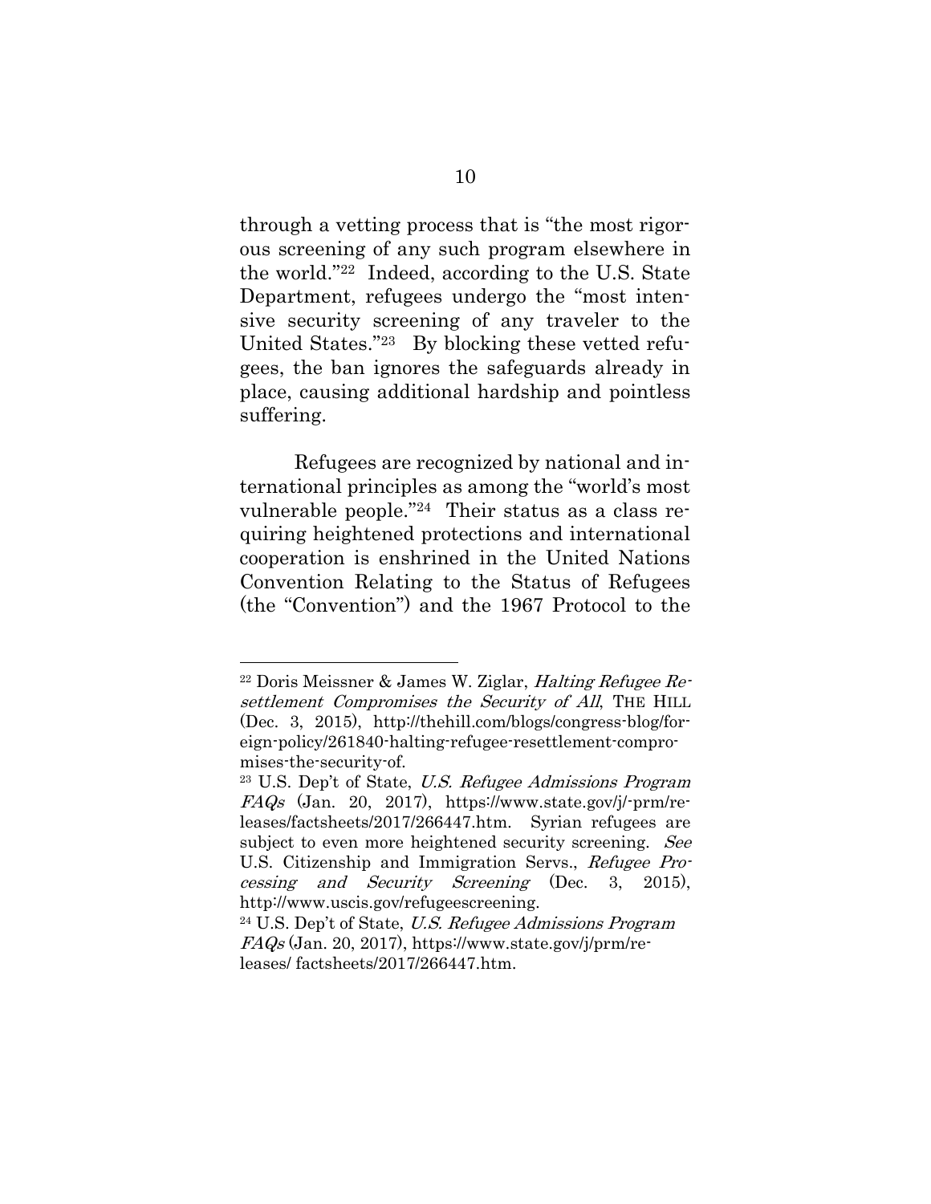through a vetting process that is "the most rigorous screening of any such program elsewhere in the world."[22] Indeed, according to the U.S. State Department, refugees undergo the "most intensive security screening of any traveler to the United States."[23] By blocking these vetted refugees, the ban ignores the safeguards already in place, causing additional hardship and pointless suffering.

Refugees are recognized by national and international principles as among the "world's most vulnerable people."[24] Their status as a class requiring heightened protections and international cooperation is enshrined in the United Nations Convention Relating to the Status of Refugees (the "Convention") and the 1967 Protocol to the

---

[22] Doris Meissner & James W. Ziglar, *Halting Refugee Resettlement Compromises the Security of All*, THE HILL (Dec. 3, 2015), http://thehill.com/blogs/congress-blog/foreign-policy/261840-halting-refugee-resettlement-compromises-the-security-of.

[23] U.S. Dep't of State, *U.S. Refugee Admissions Program FAQs* (Jan. 20, 2017), https://www.state.gov/j/-prm/releases/factsheets/2017/266447.htm. Syrian refugees are subject to even more heightened security screening. *See* U.S. Citizenship and Immigration Servs., *Refugee Processing and Security Screening* (Dec. 3, 2015), http://www.uscis.gov/refugeescreening.

[24] U.S. Dep't of State, *U.S. Refugee Admissions Program FAQs* (Jan. 20, 2017), https://www.state.gov/j/prm/releases/ factsheets/2017/266447.htm.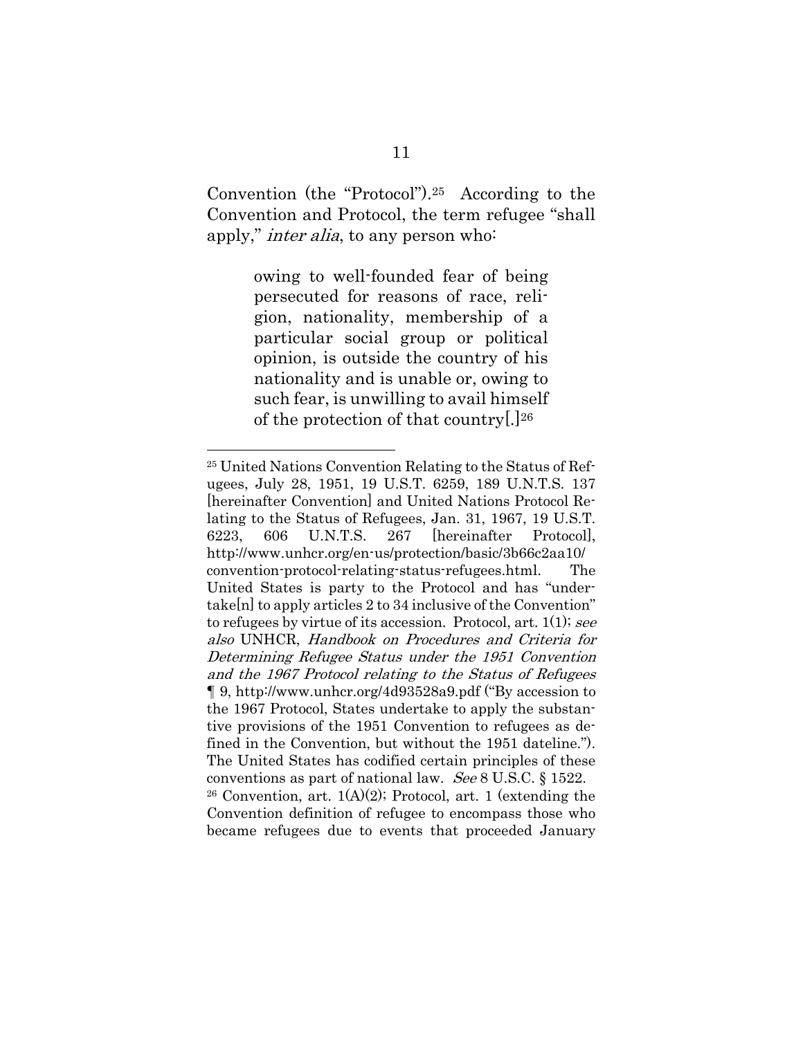Convention (the "Protocol").[25] According to the Convention and Protocol, the term refugee "shall apply," *inter alia*, to any person who:

> owing to well-founded fear of being persecuted for reasons of race, religion, nationality, membership of a particular social group or political opinion, is outside the country of his nationality and is unable or, owing to such fear, is unwilling to avail himself of the protection of that country[.][26]

---

[25] United Nations Convention Relating to the Status of Refugees, July 28, 1951, 19 U.S.T. 6259, 189 U.N.T.S. 137 [hereinafter Convention] and United Nations Protocol Relating to the Status of Refugees, Jan. 31, 1967, 19 U.S.T. 6223, 606 U.N.T.S. 267 [hereinafter Protocol], http://www.unhcr.org/en-us/protection/basic/3b66c2aa10/convention-protocol-relating-status-refugees.html. The United States is party to the Protocol and has "undertake[n] to apply articles 2 to 34 inclusive of the Convention" to refugees by virtue of its accession. Protocol, art. 1(1); *see also* UNHCR, *Handbook on Procedures and Criteria for Determining Refugee Status under the 1951 Convention and the 1967 Protocol relating to the Status of Refugees* ¶ 9, http://www.unhcr.org/4d93528a9.pdf ("By accession to the 1967 Protocol, States undertake to apply the substantive provisions of the 1951 Convention to refugees as defined in the Convention, but without the 1951 dateline."). The United States has codified certain principles of these conventions as part of national law. *See* 8 U.S.C. § 1522.

[26] Convention, art. 1(A)(2); Protocol, art. 1 (extending the Convention definition of refugee to encompass those who became refugees due to events that proceeded January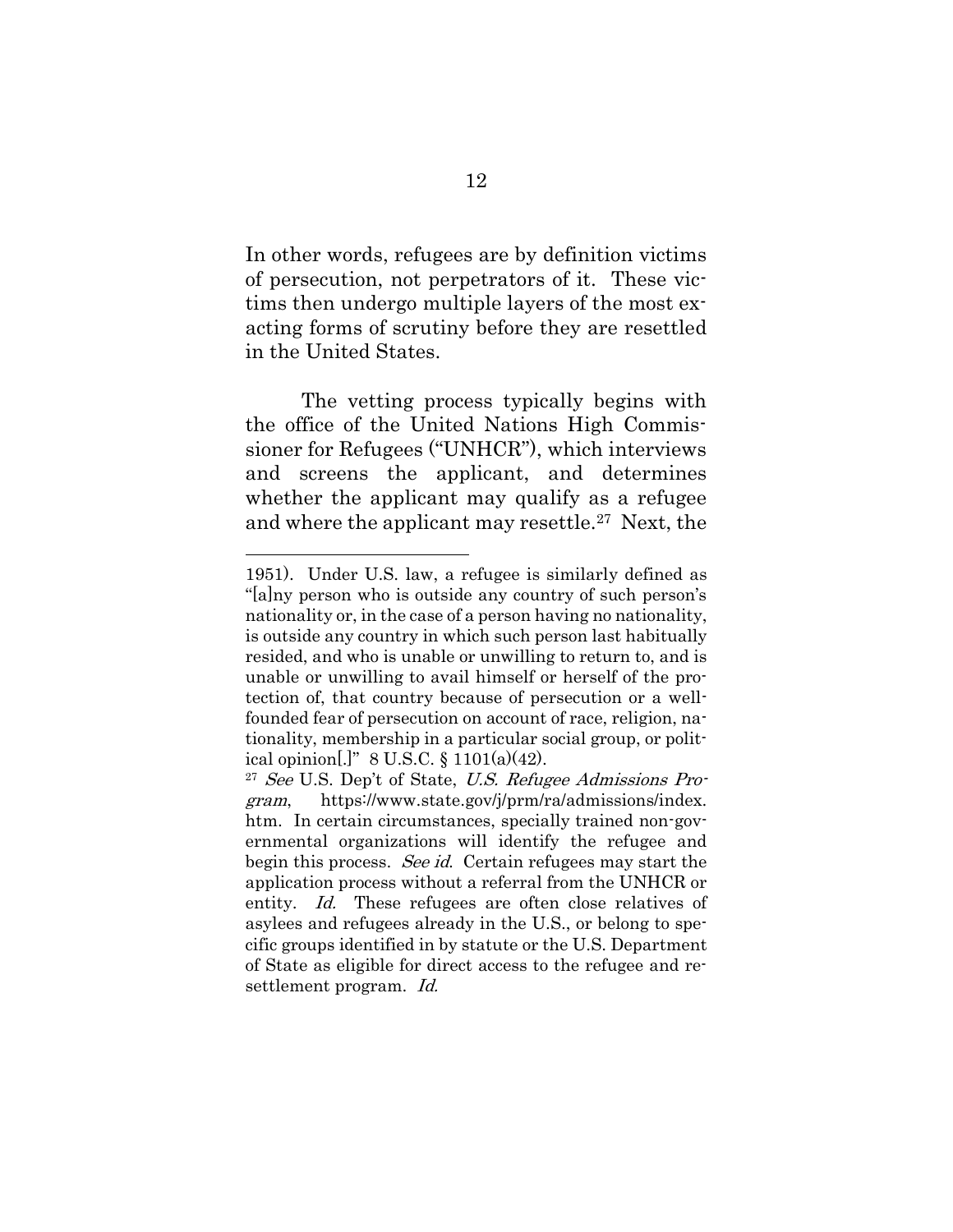In other words, refugees are by definition victims of persecution, not perpetrators of it. These victims then undergo multiple layers of the most exacting forms of scrutiny before they are resettled in the United States.

The vetting process typically begins with the office of the United Nations High Commissioner for Refugees ("UNHCR"), which interviews and screens the applicant, and determines whether the applicant may qualify as a refugee and where the applicant may resettle.[27] Next, the

---

1951). Under U.S. law, a refugee is similarly defined as "[a]ny person who is outside any country of such person's nationality or, in the case of a person having no nationality, is outside any country in which such person last habitually resided, and who is unable or unwilling to return to, and is unable or unwilling to avail himself or herself of the protection of, that country because of persecution or a well-founded fear of persecution on account of race, religion, nationality, membership in a particular social group, or political opinion[.]" 8 U.S.C. § 1101(a)(42).

[27] *See* U.S. Dep't of State, *U.S. Refugee Admissions Program*, https://www.state.gov/j/prm/ra/admissions/index.htm. In certain circumstances, specially trained non-governmental organizations will identify the refugee and begin this process. *See id.* Certain refugees may start the application process without a referral from the UNHCR or entity. *Id.* These refugees are often close relatives of asylees and refugees already in the U.S., or belong to specific groups identified in by statute or the U.S. Department of State as eligible for direct access to the refugee and resettlement program. *Id.*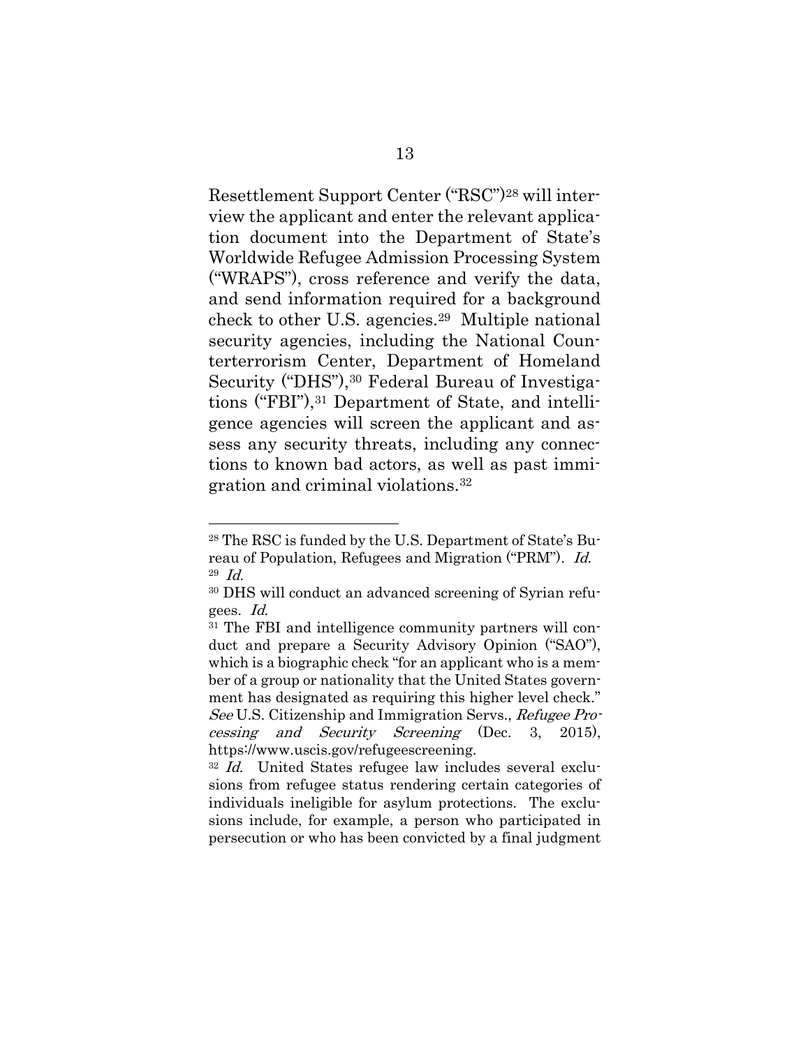Resettlement Support Center ("RSC")[28] will interview the applicant and enter the relevant application document into the Department of State's Worldwide Refugee Admission Processing System ("WRAPS"), cross reference and verify the data, and send information required for a background check to other U.S. agencies.[29] Multiple national security agencies, including the National Counterterrorism Center, Department of Homeland Security ("DHS"),[30] Federal Bureau of Investigations ("FBI"),[31] Department of State, and intelligence agencies will screen the applicant and assess any security threats, including any connections to known bad actors, as well as past immigration and criminal violations.[32]

---

[28] The RSC is funded by the U.S. Department of State's Bureau of Population, Refugees and Migration ("PRM"). *Id.*

[29] *Id.*

[30] DHS will conduct an advanced screening of Syrian refugees. *Id.*

[31] The FBI and intelligence community partners will conduct and prepare a Security Advisory Opinion ("SAO"), which is a biographic check "for an applicant who is a member of a group or nationality that the United States government has designated as requiring this higher level check." *See* U.S. Citizenship and Immigration Servs., *Refugee Processing and Security Screening* (Dec. 3, 2015), https://www.uscis.gov/refugeescreening.

[32] *Id.* United States refugee law includes several exclusions from refugee status rendering certain categories of individuals ineligible for asylum protections. The exclusions include, for example, a person who participated in persecution or who has been convicted by a final judgment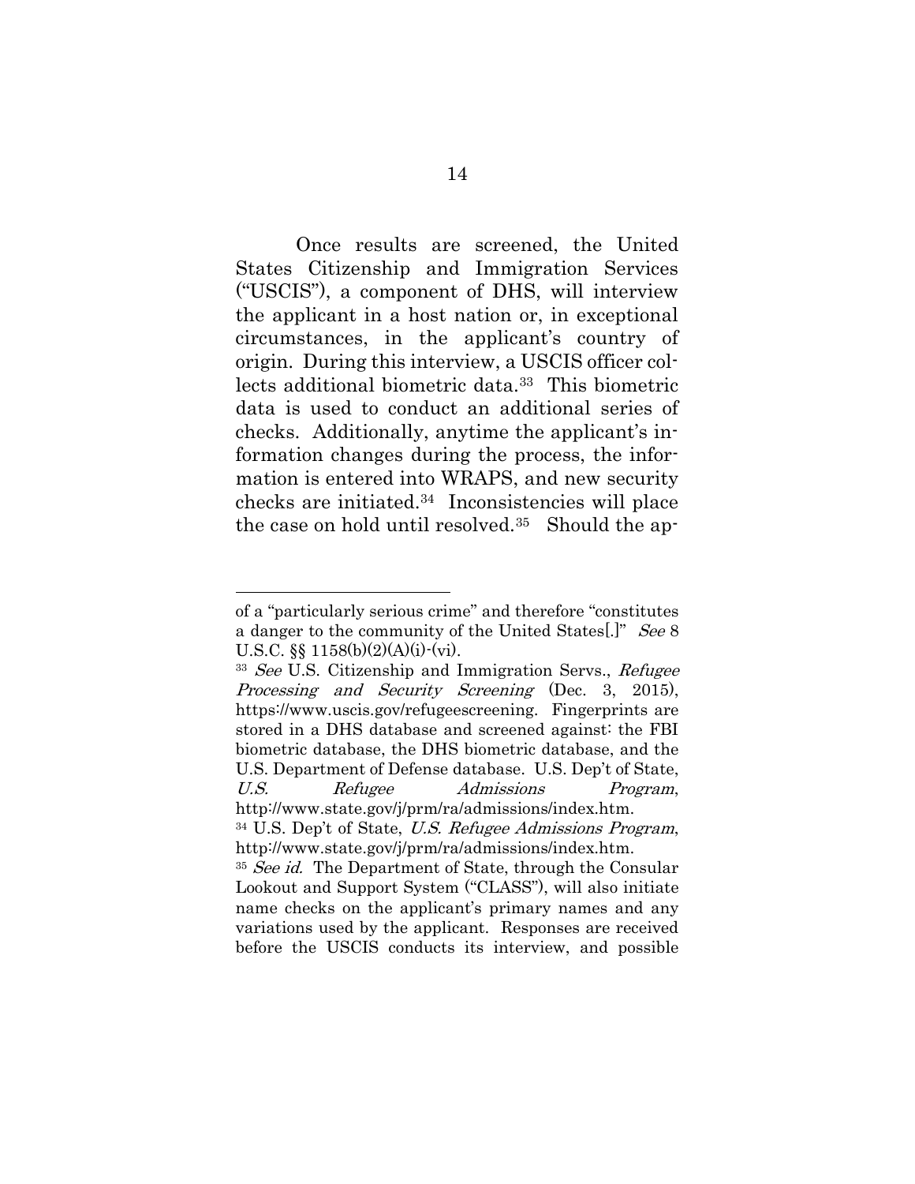Once results are screened, the United States Citizenship and Immigration Services ("USCIS"), a component of DHS, will interview the applicant in a host nation or, in exceptional circumstances, in the applicant's country of origin. During this interview, a USCIS officer collects additional biometric data.[33] This biometric data is used to conduct an additional series of checks. Additionally, anytime the applicant's information changes during the process, the information is entered into WRAPS, and new security checks are initiated.[34] Inconsistencies will place the case on hold until resolved.[35] Should the ap-

---

of a "particularly serious crime" and therefore "constitutes a danger to the community of the United States[.]" *See* 8 U.S.C. §§ 1158(b)(2)(A)(i)-(vi).

[33] *See* U.S. Citizenship and Immigration Servs., *Refugee Processing and Security Screening* (Dec. 3, 2015), https://www.uscis.gov/refugeescreening. Fingerprints are stored in a DHS database and screened against: the FBI biometric database, the DHS biometric database, and the U.S. Department of Defense database. U.S. Dep't of State, *U.S. Refugee Admissions Program*, http://www.state.gov/j/prm/ra/admissions/index.htm.

[34] U.S. Dep't of State, *U.S. Refugee Admissions Program*, http://www.state.gov/j/prm/ra/admissions/index.htm.

[35] *See id.* The Department of State, through the Consular Lookout and Support System ("CLASS"), will also initiate name checks on the applicant's primary names and any variations used by the applicant. Responses are received before the USCIS conducts its interview, and possible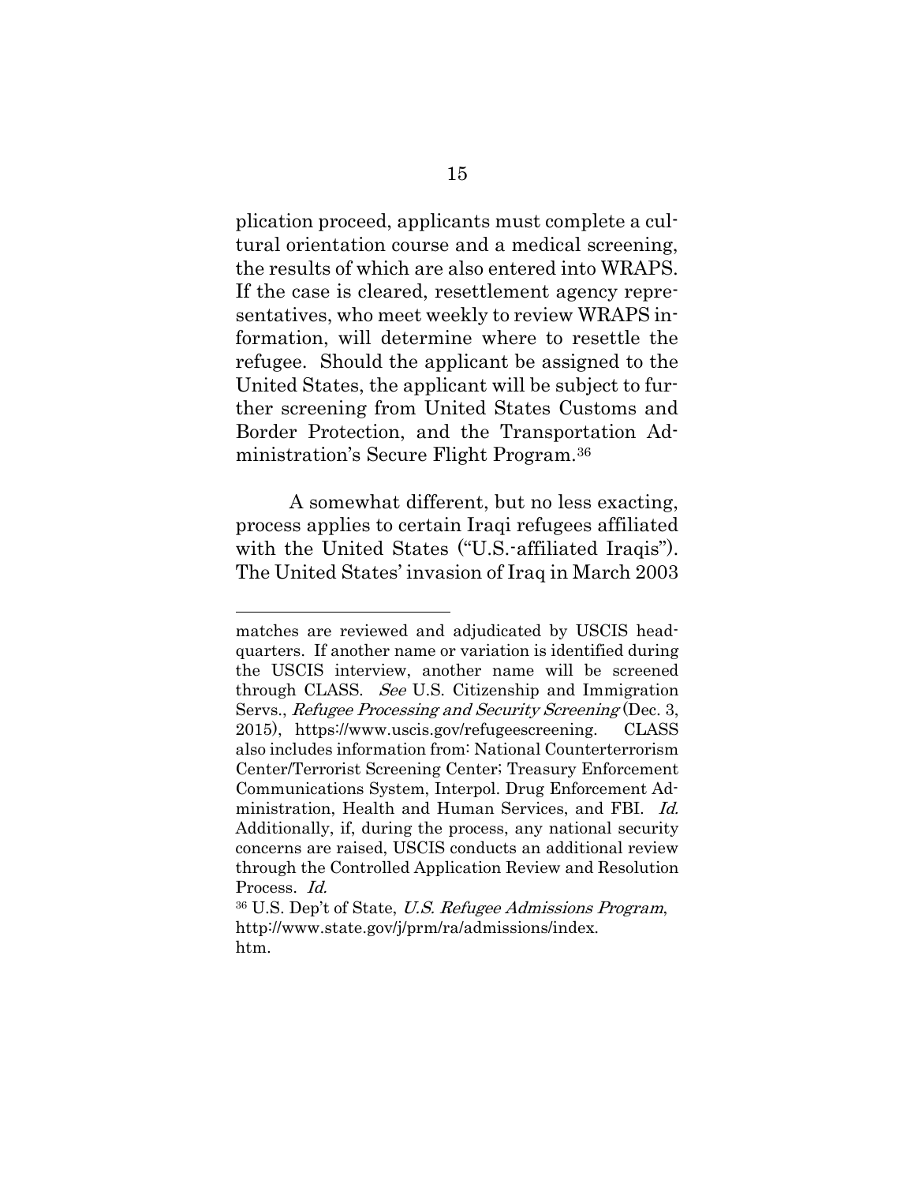plication proceed, applicants must complete a cultural orientation course and a medical screening, the results of which are also entered into WRAPS. If the case is cleared, resettlement agency representatives, who meet weekly to review WRAPS information, will determine where to resettle the refugee. Should the applicant be assigned to the United States, the applicant will be subject to further screening from United States Customs and Border Protection, and the Transportation Administration's Secure Flight Program.[36]

A somewhat different, but no less exacting, process applies to certain Iraqi refugees affiliated with the United States ("U.S.-affiliated Iraqis"). The United States' invasion of Iraq in March 2003

---

matches are reviewed and adjudicated by USCIS headquarters. If another name or variation is identified during the USCIS interview, another name will be screened through CLASS. *See* U.S. Citizenship and Immigration Servs., *Refugee Processing and Security Screening* (Dec. 3, 2015), https://www.uscis.gov/refugeescreening. CLASS also includes information from: National Counterterrorism Center/Terrorist Screening Center; Treasury Enforcement Communications System, Interpol. Drug Enforcement Administration, Health and Human Services, and FBI. *Id.* Additionally, if, during the process, any national security concerns are raised, USCIS conducts an additional review through the Controlled Application Review and Resolution Process. *Id.*

[36] U.S. Dep't of State, *U.S. Refugee Admissions Program*, http://www.state.gov/j/prm/ra/admissions/index.htm.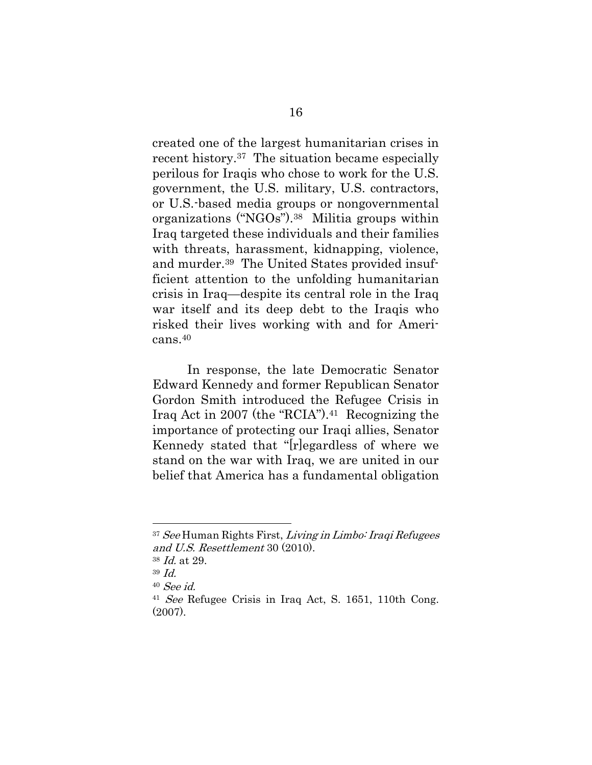created one of the largest humanitarian crises in recent history.[37] The situation became especially perilous for Iraqis who chose to work for the U.S. government, the U.S. military, U.S. contractors, or U.S.-based media groups or nongovernmental organizations ("NGOs").[38] Militia groups within Iraq targeted these individuals and their families with threats, harassment, kidnapping, violence, and murder.[39] The United States provided insufficient attention to the unfolding humanitarian crisis in Iraq—despite its central role in the Iraq war itself and its deep debt to the Iraqis who risked their lives working with and for Americans.[40]

In response, the late Democratic Senator Edward Kennedy and former Republican Senator Gordon Smith introduced the Refugee Crisis in Iraq Act in 2007 (the "RCIA").[41] Recognizing the importance of protecting our Iraqi allies, Senator Kennedy stated that "[r]egardless of where we stand on the war with Iraq, we are united in our belief that America has a fundamental obligation

---

[37] *See* Human Rights First, *Living in Limbo: Iraqi Refugees and U.S. Resettlement* 30 (2010).

[38] *Id.* at 29.

[39] *Id.*

[40] *See id.*

[41] *See* Refugee Crisis in Iraq Act, S. 1651, 110th Cong. (2007).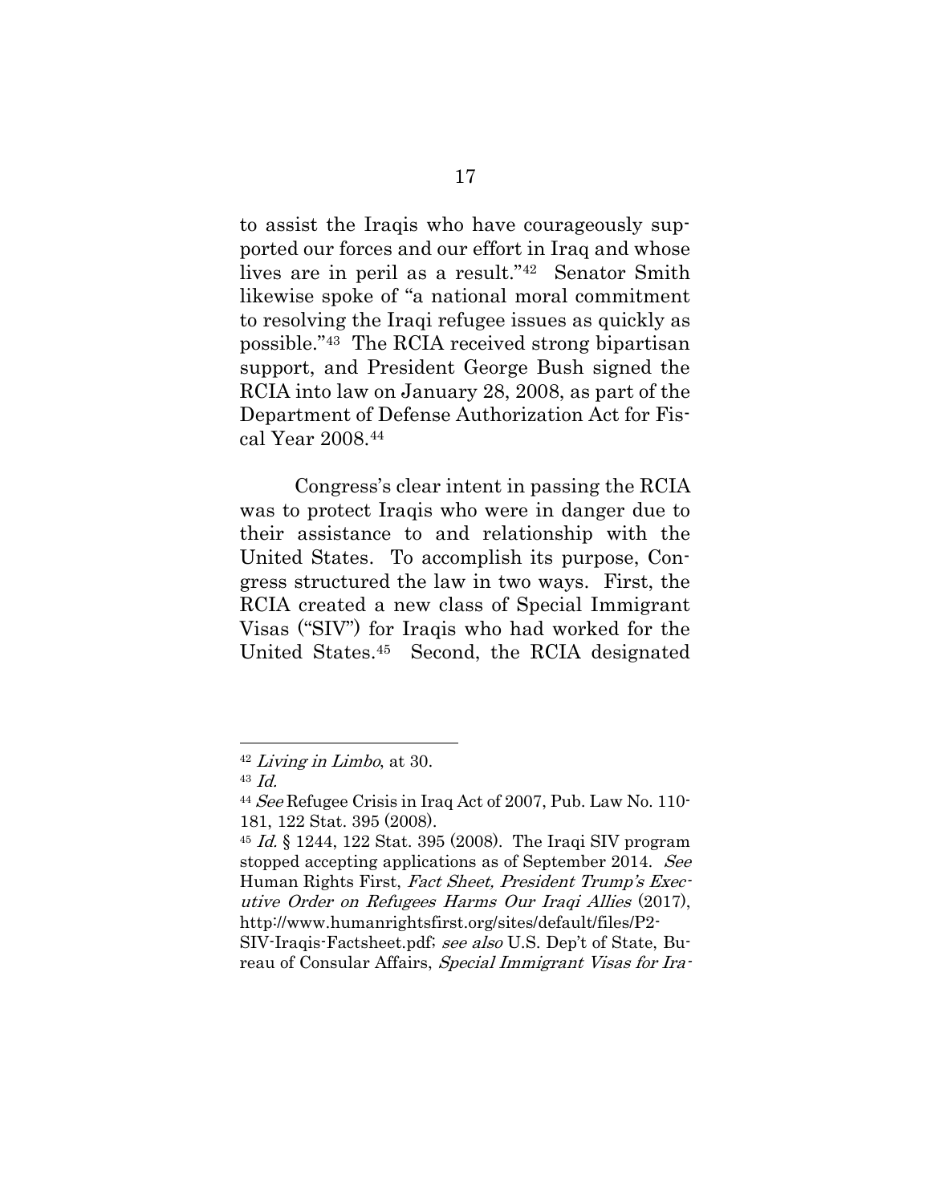to assist the Iraqis who have courageously supported our forces and our effort in Iraq and whose lives are in peril as a result."[42] Senator Smith likewise spoke of "a national moral commitment to resolving the Iraqi refugee issues as quickly as possible."[43] The RCIA received strong bipartisan support, and President George Bush signed the RCIA into law on January 28, 2008, as part of the Department of Defense Authorization Act for Fiscal Year 2008.[44]

Congress's clear intent in passing the RCIA was to protect Iraqis who were in danger due to their assistance to and relationship with the United States. To accomplish its purpose, Congress structured the law in two ways. First, the RCIA created a new class of Special Immigrant Visas ("SIV") for Iraqis who had worked for the United States.[45] Second, the RCIA designated

---

[42] *Living in Limbo*, at 30.

[43] *Id.*

[44] *See* Refugee Crisis in Iraq Act of 2007, Pub. Law No. 110-181, 122 Stat. 395 (2008).

[45] *Id.* § 1244, 122 Stat. 395 (2008). The Iraqi SIV program stopped accepting applications as of September 2014. *See* Human Rights First, *Fact Sheet, President Trump's Executive Order on Refugees Harms Our Iraqi Allies* (2017), http://www.humanrightsfirst.org/sites/default/files/P2-SIV-Iraqis-Factsheet.pdf; *see also* U.S. Dep't of State, Bureau of Consular Affairs, *Special Immigrant Visas for Ira-*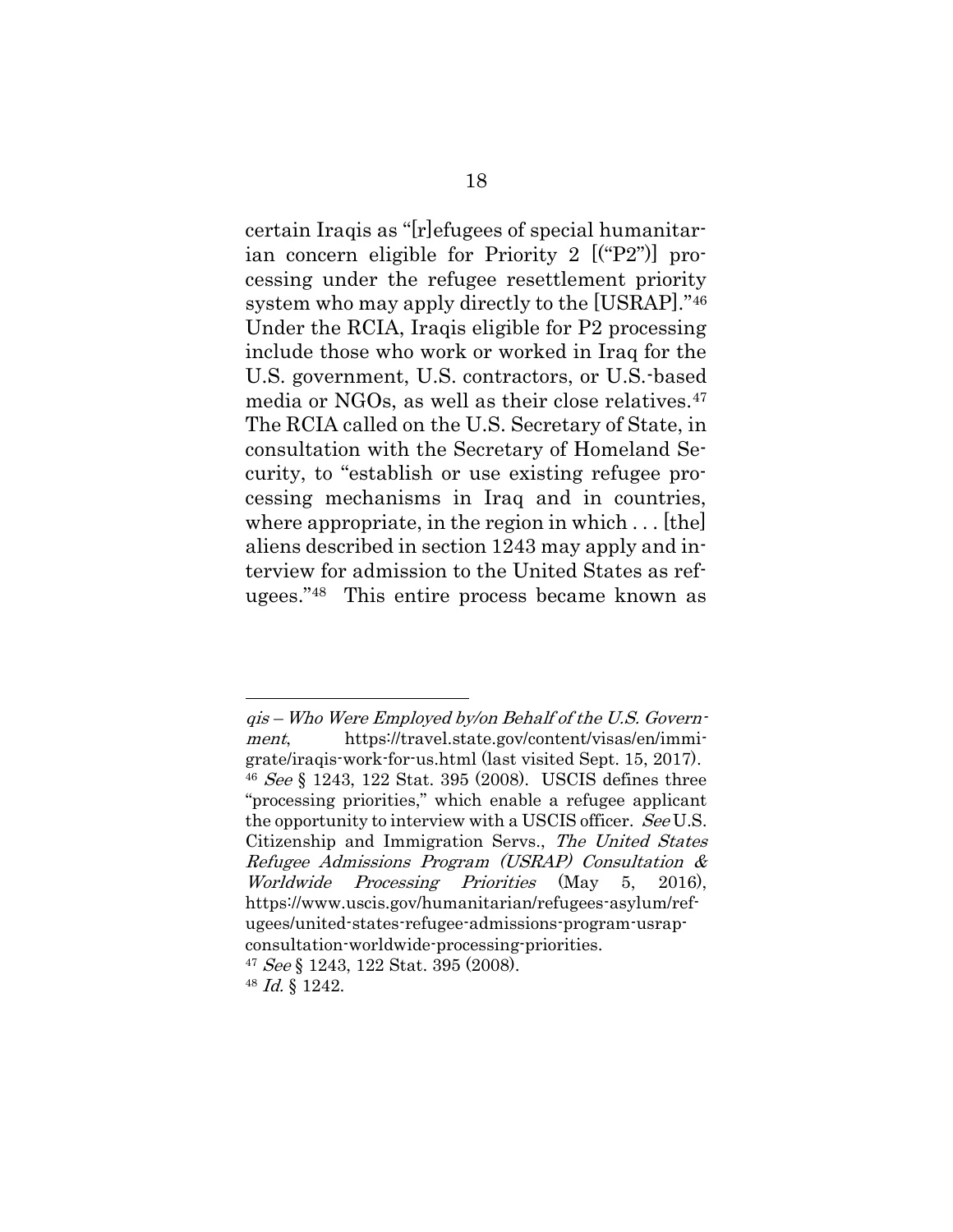certain Iraqis as "[r]efugees of special humanitarian concern eligible for Priority 2 [("P2")] processing under the refugee resettlement priority system who may apply directly to the [USRAP]."[46] Under the RCIA, Iraqis eligible for P2 processing include those who work or worked in Iraq for the U.S. government, U.S. contractors, or U.S.-based media or NGOs, as well as their close relatives.[47] The RCIA called on the U.S. Secretary of State, in consultation with the Secretary of Homeland Security, to "establish or use existing refugee processing mechanisms in Iraq and in countries, where appropriate, in the region in which . . . [the] aliens described in section 1243 may apply and interview for admission to the United States as refugees."[48] This entire process became known as

---

*qis – Who Were Employed by/on Behalf of the U.S. Government*, https://travel.state.gov/content/visas/en/immigrate/iraqis-work-for-us.html (last visited Sept. 15, 2017).

[46] *See* § 1243, 122 Stat. 395 (2008). USCIS defines three "processing priorities," which enable a refugee applicant the opportunity to interview with a USCIS officer. *See* U.S. Citizenship and Immigration Servs., *The United States Refugee Admissions Program (USRAP) Consultation & Worldwide Processing Priorities* (May 5, 2016), https://www.uscis.gov/humanitarian/refugees-asylum/refugees/united-states-refugee-admissions-program-usrap-consultation-worldwide-processing-priorities.

[47] *See* § 1243, 122 Stat. 395 (2008).

[48] *Id.* § 1242.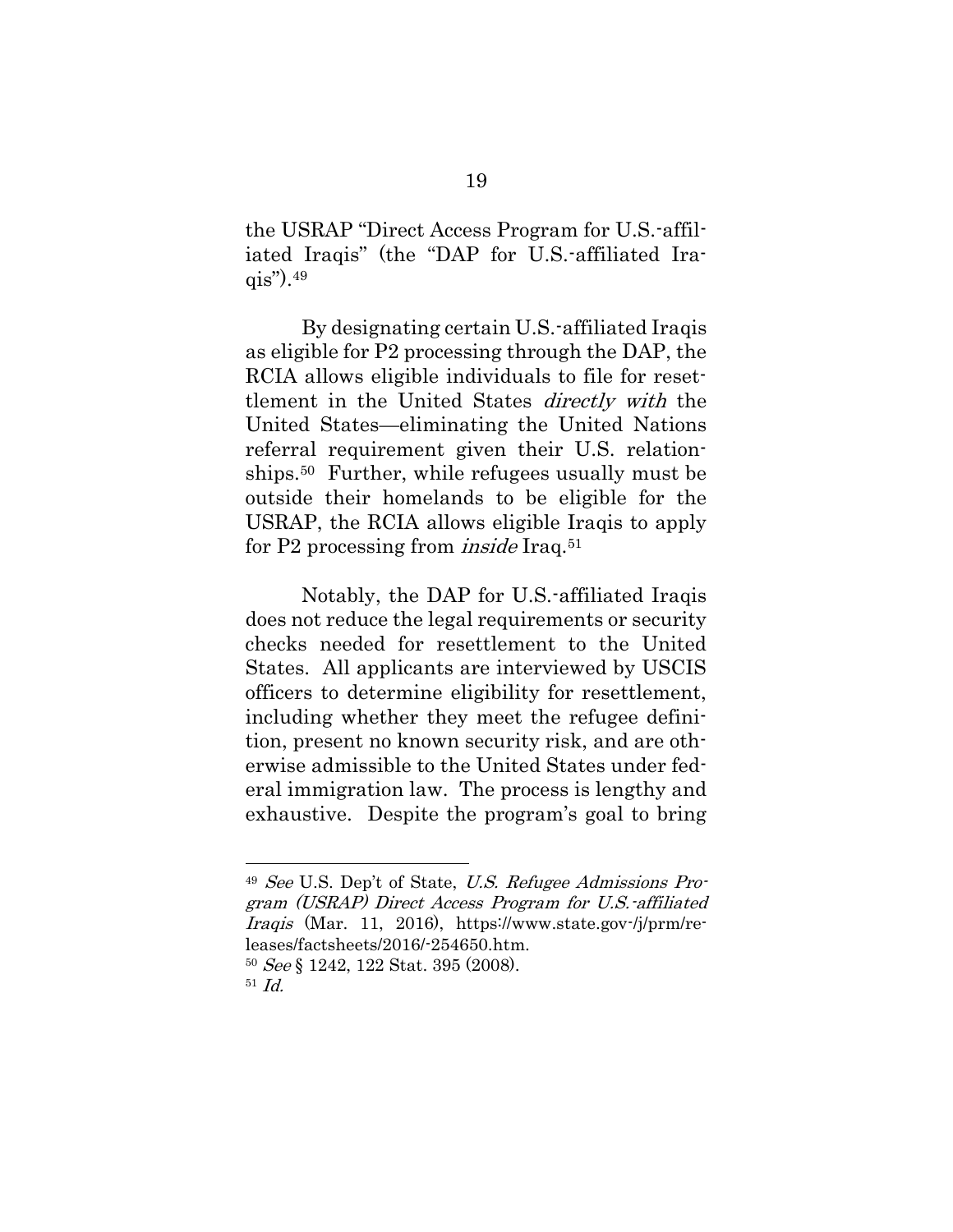the USRAP "Direct Access Program for U.S.-affiliated Iraqis" (the "DAP for U.S.-affiliated Iraqis").[49]

By designating certain U.S.-affiliated Iraqis as eligible for P2 processing through the DAP, the RCIA allows eligible individuals to file for resettlement in the United States *directly with* the United States—eliminating the United Nations referral requirement given their U.S. relationships.[50] Further, while refugees usually must be outside their homelands to be eligible for the USRAP, the RCIA allows eligible Iraqis to apply for P2 processing from *inside* Iraq.[51]

Notably, the DAP for U.S.-affiliated Iraqis does not reduce the legal requirements or security checks needed for resettlement to the United States. All applicants are interviewed by USCIS officers to determine eligibility for resettlement, including whether they meet the refugee definition, present no known security risk, and are otherwise admissible to the United States under federal immigration law. The process is lengthy and exhaustive. Despite the program's goal to bring

---

[49] *See* U.S. Dep't of State, *U.S. Refugee Admissions Program (USRAP) Direct Access Program for U.S.-affiliated Iraqis* (Mar. 11, 2016), https://www.state.gov-/j/prm/releases/factsheets/2016/-254650.htm.

[50] *See* § 1242, 122 Stat. 395 (2008).

[51] *Id.*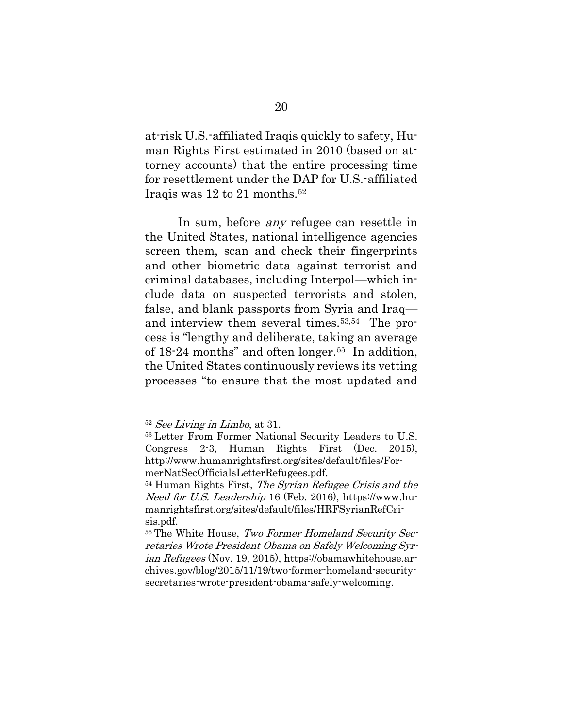at-risk U.S.-affiliated Iraqis quickly to safety, Human Rights First estimated in 2010 (based on attorney accounts) that the entire processing time for resettlement under the DAP for U.S.-affiliated Iraqis was 12 to 21 months.[52]

In sum, before *any* refugee can resettle in the United States, national intelligence agencies screen them, scan and check their fingerprints and other biometric data against terrorist and criminal databases, including Interpol—which include data on suspected terrorists and stolen, false, and blank passports from Syria and Iraq—and interview them several times.[53,54] The process is "lengthy and deliberate, taking an average of 18-24 months" and often longer.[55] In addition, the United States continuously reviews its vetting processes "to ensure that the most updated and

---

[52] *See Living in Limbo*, at 31.

[53] Letter From Former National Security Leaders to U.S. Congress 2-3, Human Rights First (Dec. 2015), http://www.humanrightsfirst.org/sites/default/files/FormerNatSecOfficialsLetterRefugees.pdf.

[54] Human Rights First, *The Syrian Refugee Crisis and the Need for U.S. Leadership* 16 (Feb. 2016), https://www.humanrightsfirst.org/sites/default/files/HRFSyrianRefCrisis.pdf.

[55] The White House, *Two Former Homeland Security Secretaries Wrote President Obama on Safely Welcoming Syrian Refugees* (Nov. 19, 2015), https://obamawhitehouse.archives.gov/blog/2015/11/19/two-former-homeland-security-secretaries-wrote-president-obama-safely-welcoming.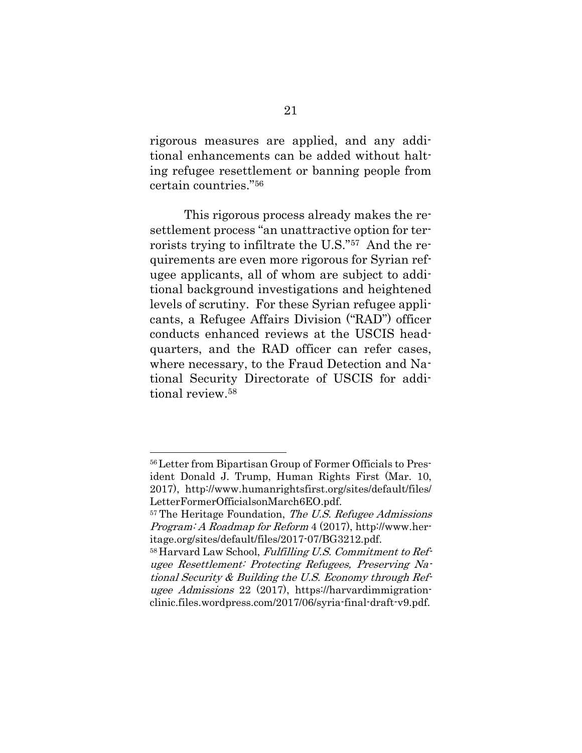rigorous measures are applied, and any additional enhancements can be added without halting refugee resettlement or banning people from certain countries."[56]

This rigorous process already makes the resettlement process "an unattractive option for terrorists trying to infiltrate the U.S."[57] And the requirements are even more rigorous for Syrian refugee applicants, all of whom are subject to additional background investigations and heightened levels of scrutiny. For these Syrian refugee applicants, a Refugee Affairs Division ("RAD") officer conducts enhanced reviews at the USCIS headquarters, and the RAD officer can refer cases, where necessary, to the Fraud Detection and National Security Directorate of USCIS for additional review.[58]

---

[56] Letter from Bipartisan Group of Former Officials to President Donald J. Trump, Human Rights First (Mar. 10, 2017), http://www.humanrightsfirst.org/sites/default/files/LetterFormerOfficialsonMarch6EO.pdf.

[57] The Heritage Foundation, *The U.S. Refugee Admissions Program: A Roadmap for Reform* 4 (2017), http://www.heritage.org/sites/default/files/2017-07/BG3212.pdf.

[58] Harvard Law School, *Fulfilling U.S. Commitment to Refugee Resettlement: Protecting Refugees, Preserving National Security & Building the U.S. Economy through Refugee Admissions* 22 (2017), https://harvardimmigrationclinic.files.wordpress.com/2017/06/syria-final-draft-v9.pdf.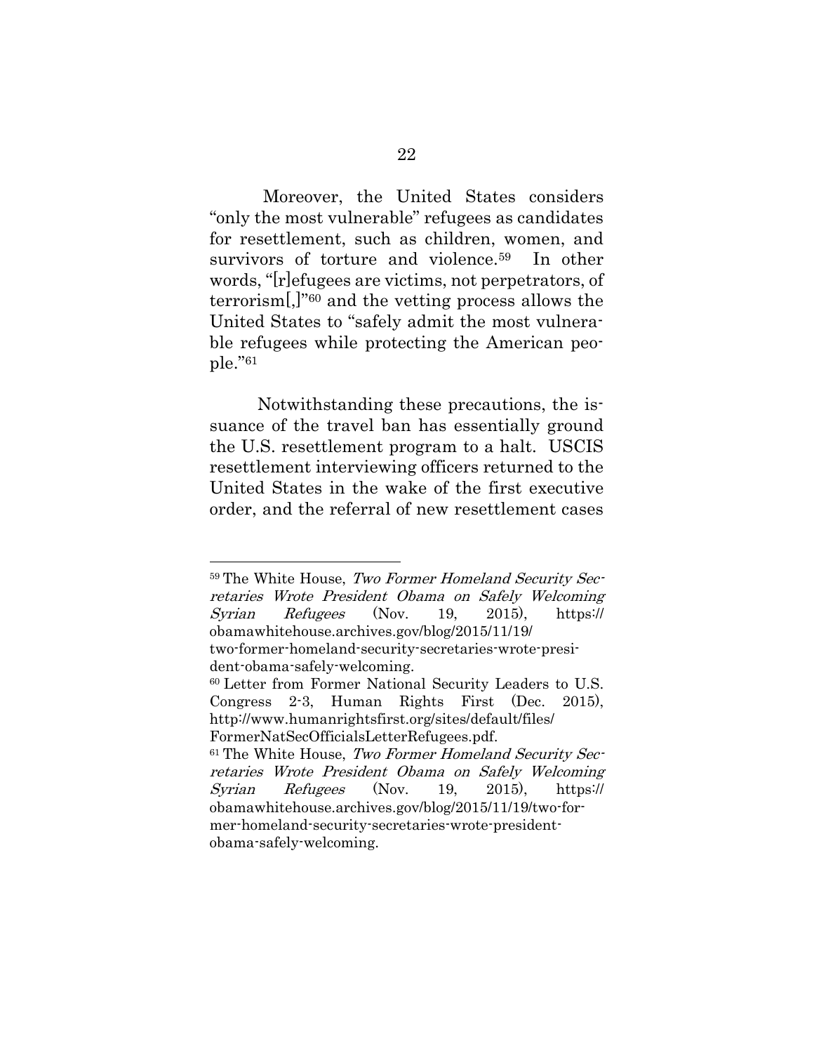Moreover, the United States considers "only the most vulnerable" refugees as candidates for resettlement, such as children, women, and survivors of torture and violence.[59] In other words, "[r]efugees are victims, not perpetrators, of terrorism[,]"[60] and the vetting process allows the United States to "safely admit the most vulnerable refugees while protecting the American people."[61]

Notwithstanding these precautions, the issuance of the travel ban has essentially ground the U.S. resettlement program to a halt. USCIS resettlement interviewing officers returned to the United States in the wake of the first executive order, and the referral of new resettlement cases

---

[59] The White House, *Two Former Homeland Security Secretaries Wrote President Obama on Safely Welcoming Syrian Refugees* (Nov. 19, 2015), https://obamawhitehouse.archives.gov/blog/2015/11/19/two-former-homeland-security-secretaries-wrote-president-obama-safely-welcoming.

[60] Letter from Former National Security Leaders to U.S. Congress 2-3, Human Rights First (Dec. 2015), http://www.humanrightsfirst.org/sites/default/files/FormerNatSecOfficialsLetterRefugees.pdf.

[61] The White House, *Two Former Homeland Security Secretaries Wrote President Obama on Safely Welcoming Syrian Refugees* (Nov. 19, 2015), https://obamawhitehouse.archives.gov/blog/2015/11/19/two-former-homeland-security-secretaries-wrote-president-obama-safely-welcoming.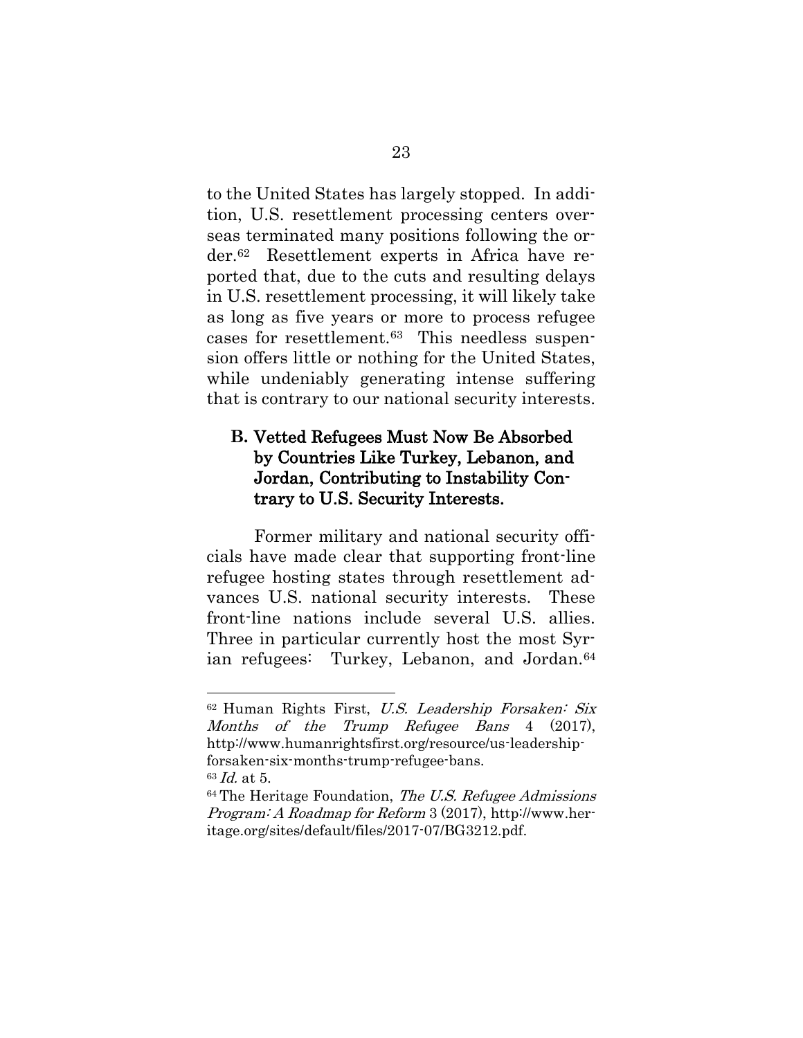to the United States has largely stopped. In addition, U.S. resettlement processing centers overseas terminated many positions following the order.[62] Resettlement experts in Africa have reported that, due to the cuts and resulting delays in U.S. resettlement processing, it will likely take as long as five years or more to process refugee cases for resettlement.[63] This needless suspension offers little or nothing for the United States, while undeniably generating intense suffering that is contrary to our national security interests.

### B. Vetted Refugees Must Now Be Absorbed by Countries Like Turkey, Lebanon, and Jordan, Contributing to Instability Contrary to U.S. Security Interests.

Former military and national security officials have made clear that supporting front-line refugee hosting states through resettlement advances U.S. national security interests. These front-line nations include several U.S. allies. Three in particular currently host the most Syrian refugees: Turkey, Lebanon, and Jordan.[64]

---

[62] Human Rights First, *U.S. Leadership Forsaken: Six Months of the Trump Refugee Bans* 4 (2017), http://www.humanrightsfirst.org/resource/us-leadership-forsaken-six-months-trump-refugee-bans.

[63] *Id.* at 5.

[64] The Heritage Foundation, *The U.S. Refugee Admissions Program: A Roadmap for Reform* 3 (2017), http://www.heritage.org/sites/default/files/2017-07/BG3212.pdf.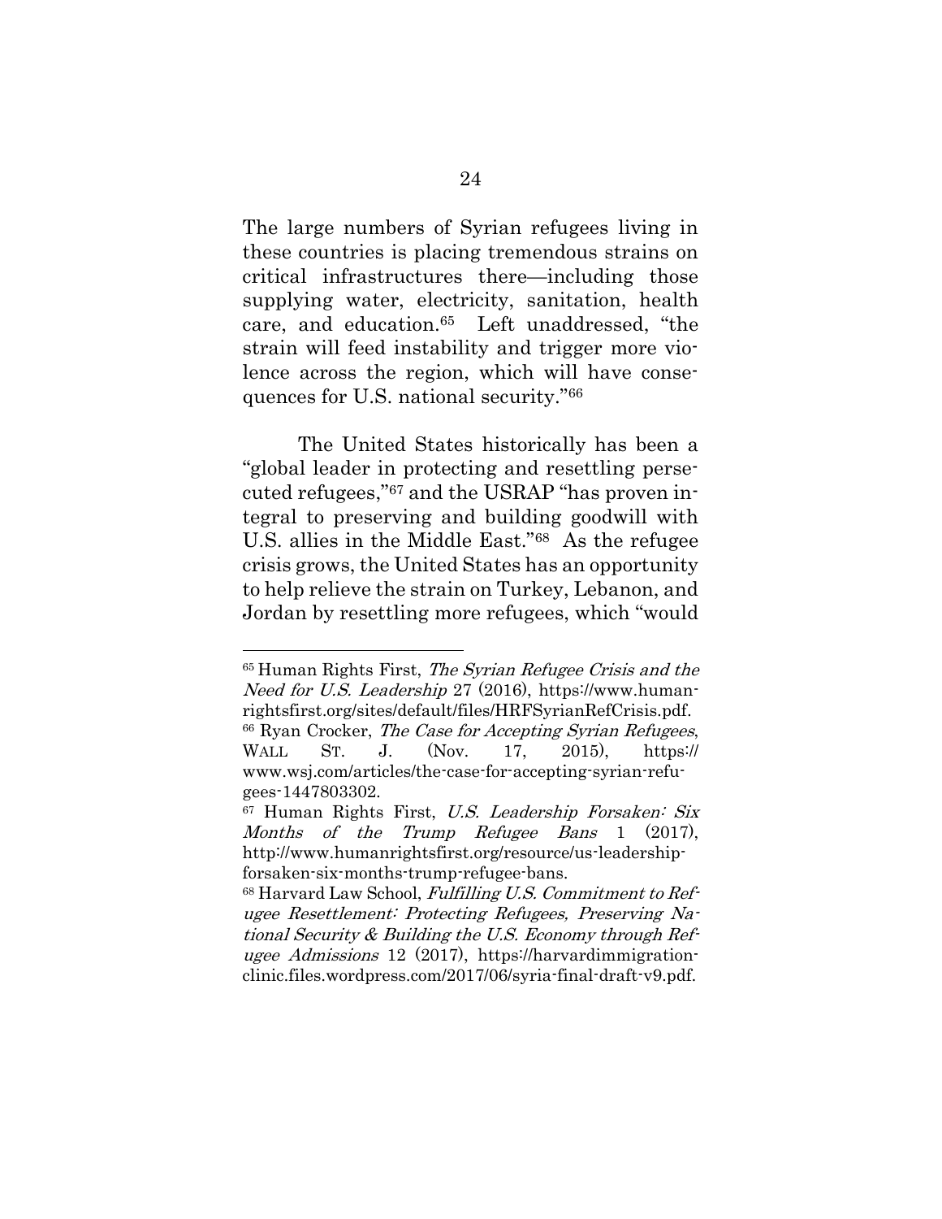The large numbers of Syrian refugees living in these countries is placing tremendous strains on critical infrastructures there—including those supplying water, electricity, sanitation, health care, and education.[65] Left unaddressed, "the strain will feed instability and trigger more violence across the region, which will have consequences for U.S. national security."[66]

The United States historically has been a "global leader in protecting and resettling persecuted refugees,"[67] and the USRAP "has proven integral to preserving and building goodwill with U.S. allies in the Middle East."[68] As the refugee crisis grows, the United States has an opportunity to help relieve the strain on Turkey, Lebanon, and Jordan by resettling more refugees, which "would

---

[65] Human Rights First, *The Syrian Refugee Crisis and the Need for U.S. Leadership* 27 (2016), https://www.humanrightsfirst.org/sites/default/files/HRFSyrianRefCrisis.pdf.

[66] Ryan Crocker, *The Case for Accepting Syrian Refugees*, WALL ST. J. (Nov. 17, 2015), https://www.wsj.com/articles/the-case-for-accepting-syrian-refugees-1447803302.

[67] Human Rights First, *U.S. Leadership Forsaken: Six Months of the Trump Refugee Bans* 1 (2017), http://www.humanrightsfirst.org/resource/us-leadership-forsaken-six-months-trump-refugee-bans.

[68] Harvard Law School, *Fulfilling U.S. Commitment to Refugee Resettlement: Protecting Refugees, Preserving National Security & Building the U.S. Economy through Refugee Admissions* 12 (2017), https://harvardimmigrationclinic.files.wordpress.com/2017/06/syria-final-draft-v9.pdf.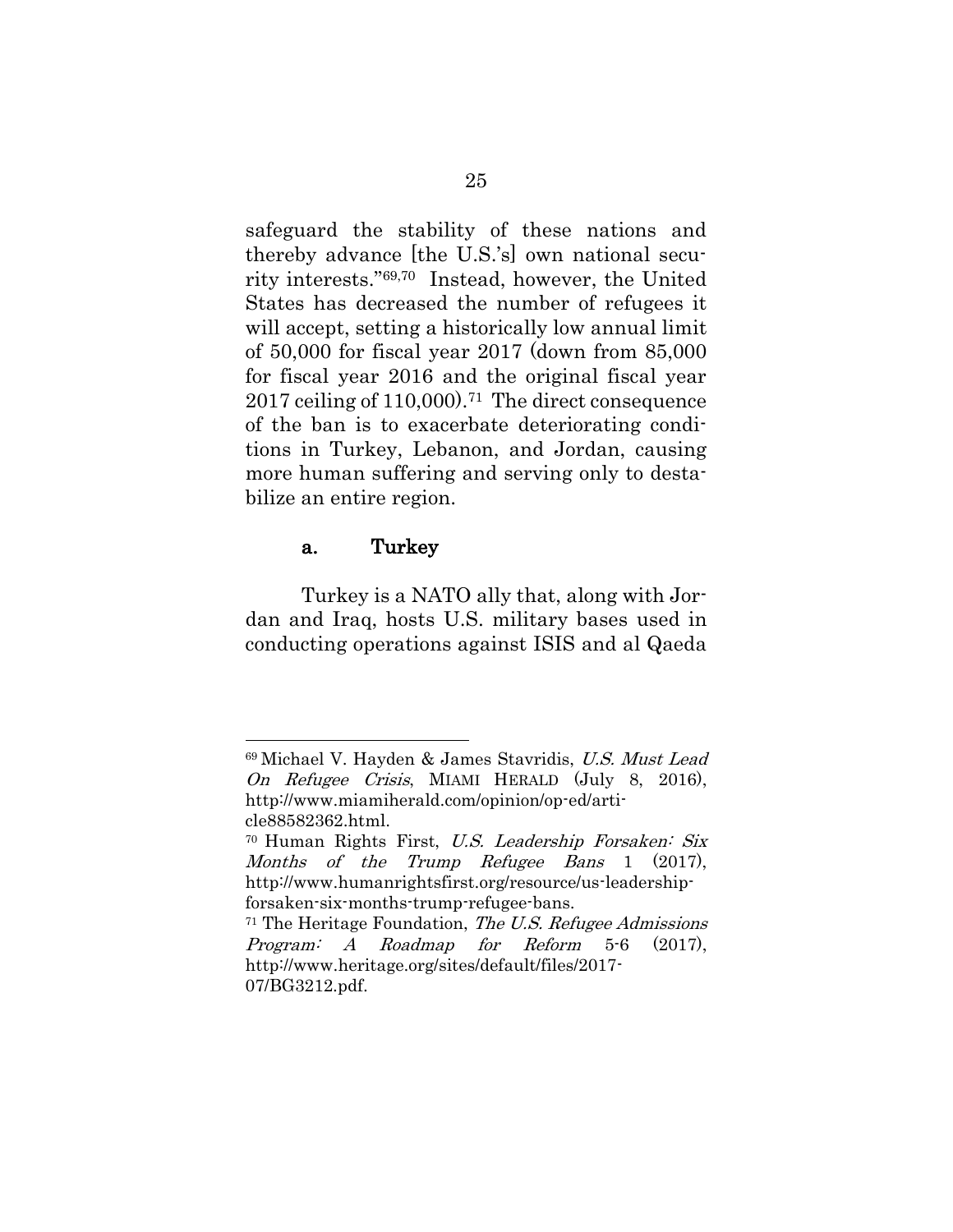safeguard the stability of these nations and thereby advance [the U.S.'s] own national security interests."[69,70] Instead, however, the United States has decreased the number of refugees it will accept, setting a historically low annual limit of 50,000 for fiscal year 2017 (down from 85,000 for fiscal year 2016 and the original fiscal year 2017 ceiling of 110,000).[71] The direct consequence of the ban is to exacerbate deteriorating conditions in Turkey, Lebanon, and Jordan, causing more human suffering and serving only to destabilize an entire region.

#### a. Turkey

Turkey is a NATO ally that, along with Jordan and Iraq, hosts U.S. military bases used in conducting operations against ISIS and al Qaeda

---

[69] Michael V. Hayden & James Stavridis, *U.S. Must Lead On Refugee Crisis*, MIAMI HERALD (July 8, 2016), http://www.miamiherald.com/opinion/op-ed/article88582362.html.

[70] Human Rights First, *U.S. Leadership Forsaken: Six Months of the Trump Refugee Bans* 1 (2017), http://www.humanrightsfirst.org/resource/us-leadership-forsaken-six-months-trump-refugee-bans.

[71] The Heritage Foundation, *The U.S. Refugee Admissions Program: A Roadmap for Reform* 5-6 (2017), http://www.heritage.org/sites/default/files/2017-07/BG3212.pdf.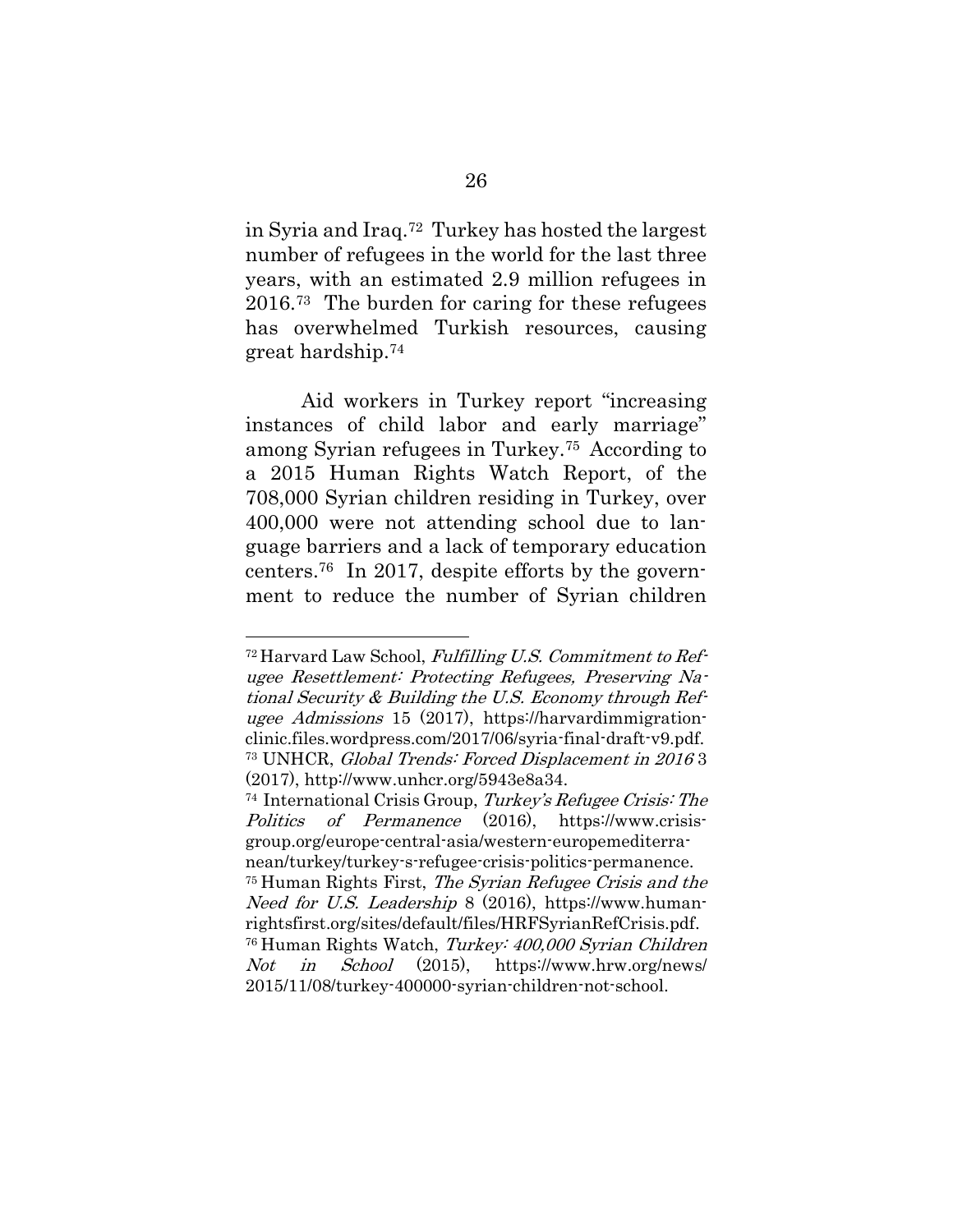in Syria and Iraq.[72] Turkey has hosted the largest number of refugees in the world for the last three years, with an estimated 2.9 million refugees in 2016.[73] The burden for caring for these refugees has overwhelmed Turkish resources, causing great hardship.[74]

Aid workers in Turkey report "increasing instances of child labor and early marriage" among Syrian refugees in Turkey.[75] According to a 2015 Human Rights Watch Report, of the 708,000 Syrian children residing in Turkey, over 400,000 were not attending school due to language barriers and a lack of temporary education centers.[76] In 2017, despite efforts by the government to reduce the number of Syrian children

---

[72] Harvard Law School, *Fulfilling U.S. Commitment to Refugee Resettlement: Protecting Refugees, Preserving National Security & Building the U.S. Economy through Refugee Admissions* 15 (2017), https://harvardimmigrationclinic.files.wordpress.com/2017/06/syria-final-draft-v9.pdf.

[73] UNHCR, *Global Trends: Forced Displacement in 2016* 3 (2017), http://www.unhcr.org/5943e8a34.

[74] International Crisis Group, *Turkey's Refugee Crisis: The Politics of Permanence* (2016), https://www.crisisgroup.org/europe-central-asia/western-europemediterranean/turkey/turkey-s-refugee-crisis-politics-permanence.

[75] Human Rights First, *The Syrian Refugee Crisis and the Need for U.S. Leadership* 8 (2016), https://www.humanrightsfirst.org/sites/default/files/HRFSyrianRefCrisis.pdf.

[76] Human Rights Watch, *Turkey: 400,000 Syrian Children Not in School* (2015), https://www.hrw.org/news/2015/11/08/turkey-400000-syrian-children-not-school.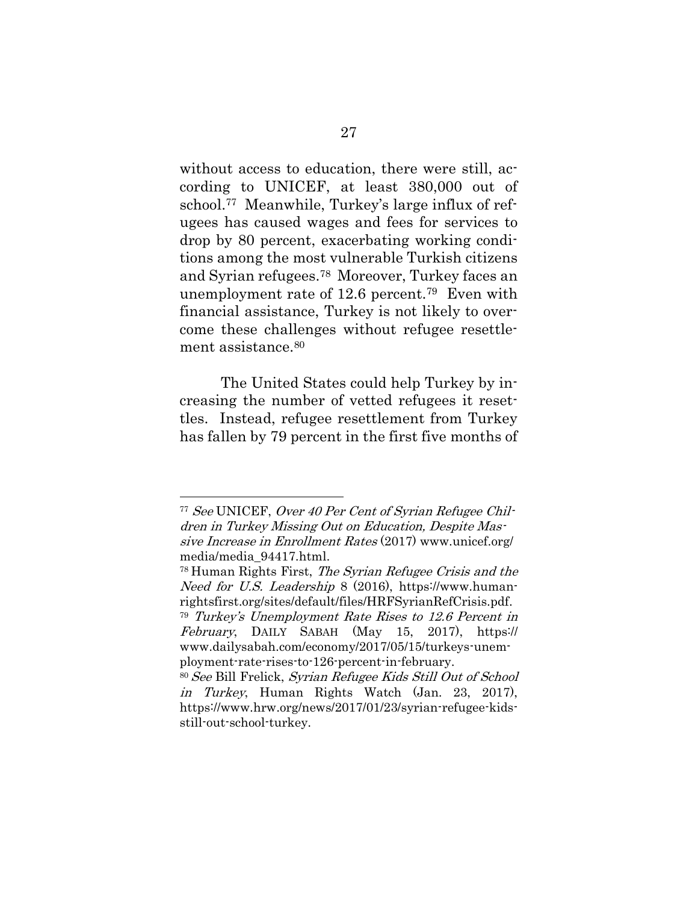without access to education, there were still, according to UNICEF, at least 380,000 out of school.[77] Meanwhile, Turkey's large influx of refugees has caused wages and fees for services to drop by 80 percent, exacerbating working conditions among the most vulnerable Turkish citizens and Syrian refugees.[78] Moreover, Turkey faces an unemployment rate of 12.6 percent.[79] Even with financial assistance, Turkey is not likely to overcome these challenges without refugee resettlement assistance.[80]

The United States could help Turkey by increasing the number of vetted refugees it resettles. Instead, refugee resettlement from Turkey has fallen by 79 percent in the first five months of

---

[77] *See* UNICEF, *Over 40 Per Cent of Syrian Refugee Children in Turkey Missing Out on Education, Despite Massive Increase in Enrollment Rates* (2017) www.unicef.org/media/media_94417.html.

[78] Human Rights First, *The Syrian Refugee Crisis and the Need for U.S. Leadership* 8 (2016), https://www.humanrightsfirst.org/sites/default/files/HRFSyrianRefCrisis.pdf.

[79] *Turkey's Unemployment Rate Rises to 12.6 Percent in February*, DAILY SABAH (May 15, 2017), https://www.dailysabah.com/economy/2017/05/15/turkeys-unemployment-rate-rises-to-126-percent-in-february.

[80] *See* Bill Frelick, *Syrian Refugee Kids Still Out of School in Turkey*, Human Rights Watch (Jan. 23, 2017), https://www.hrw.org/news/2017/01/23/syrian-refugee-kids-still-out-school-turkey.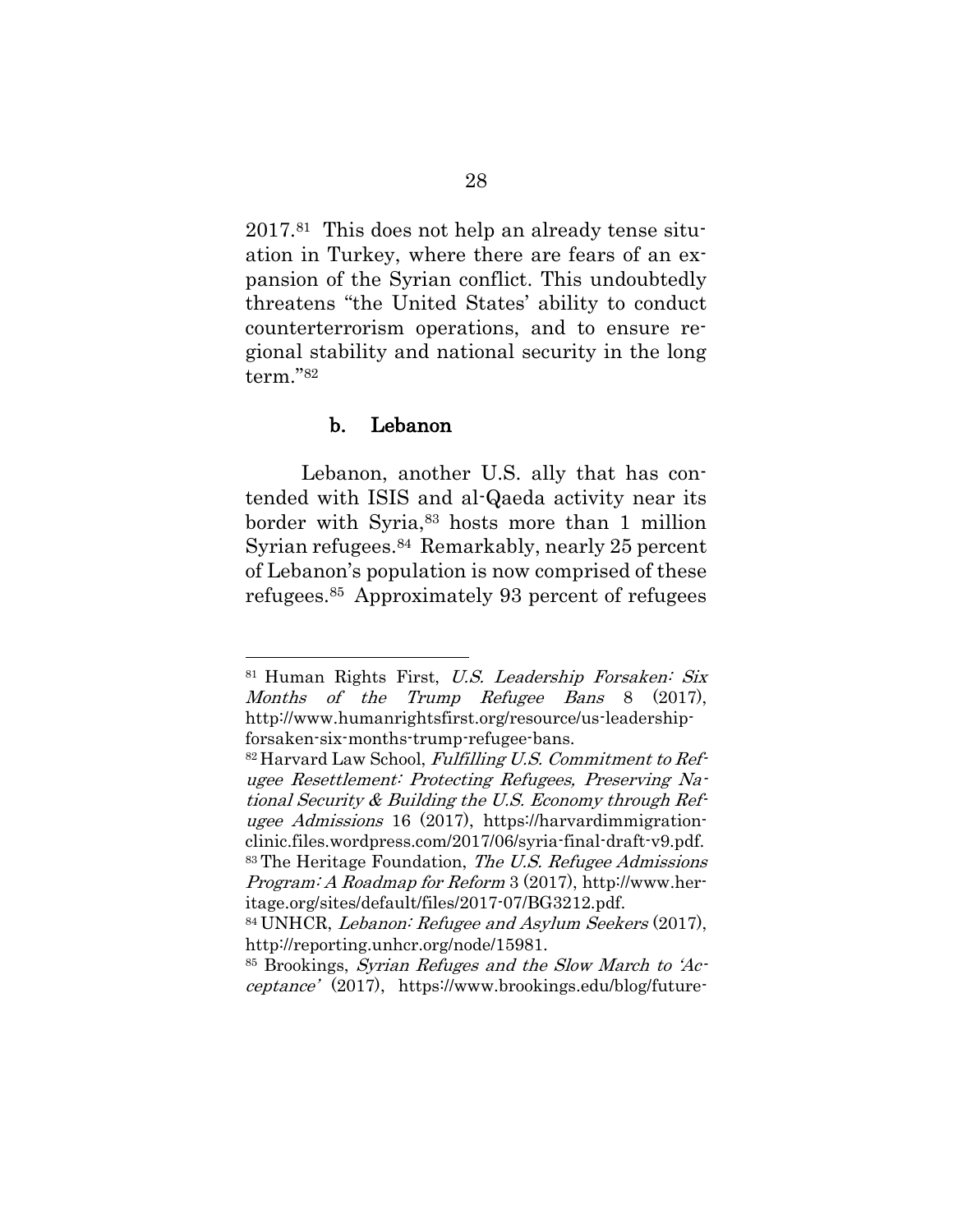2017.[81] This does not help an already tense situation in Turkey, where there are fears of an expansion of the Syrian conflict. This undoubtedly threatens "the United States' ability to conduct counterterrorism operations, and to ensure regional stability and national security in the long term."[82]

#### b. Lebanon

Lebanon, another U.S. ally that has contended with ISIS and al-Qaeda activity near its border with Syria,[83] hosts more than 1 million Syrian refugees.[84] Remarkably, nearly 25 percent of Lebanon's population is now comprised of these refugees.[85] Approximately 93 percent of refugees

---

[81] Human Rights First, *U.S. Leadership Forsaken: Six Months of the Trump Refugee Bans* 8 (2017), http://www.humanrightsfirst.org/resource/us-leadership-forsaken-six-months-trump-refugee-bans.

[82] Harvard Law School, *Fulfilling U.S. Commitment to Refugee Resettlement: Protecting Refugees, Preserving National Security & Building the U.S. Economy through Refugee Admissions* 16 (2017), https://harvardimmigrationclinic.files.wordpress.com/2017/06/syria-final-draft-v9.pdf.

[83] The Heritage Foundation, *The U.S. Refugee Admissions Program: A Roadmap for Reform* 3 (2017), http://www.heritage.org/sites/default/files/2017-07/BG3212.pdf.

[84] UNHCR, *Lebanon: Refugee and Asylum Seekers* (2017), http://reporting.unhcr.org/node/15981.

[85] Brookings, *Syrian Refuges and the Slow March to 'Acceptance'* (2017), https://www.brookings.edu/blog/future-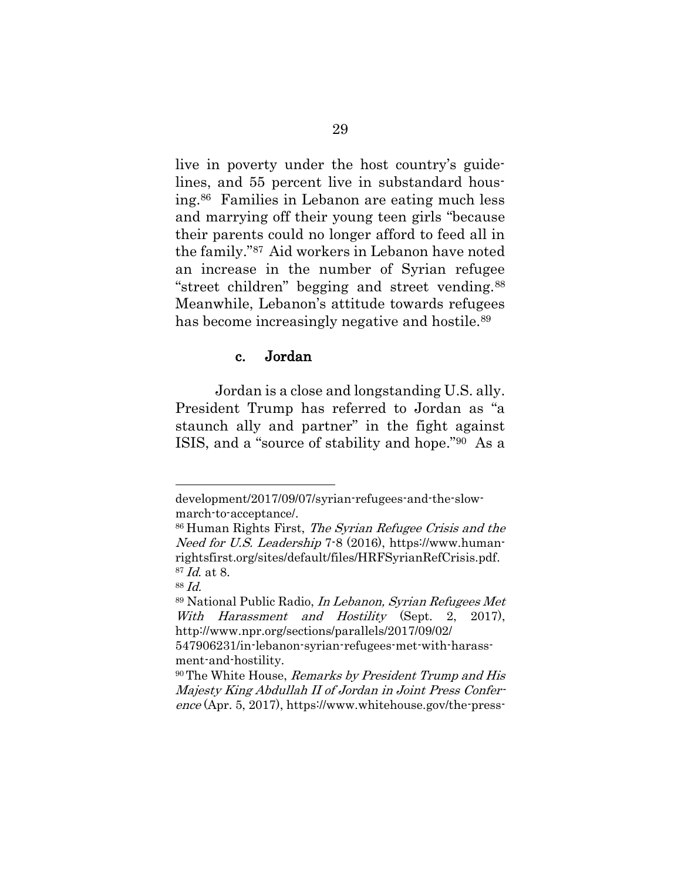live in poverty under the host country's guidelines, and 55 percent live in substandard housing.[86] Families in Lebanon are eating much less and marrying off their young teen girls "because their parents could no longer afford to feed all in the family."[87] Aid workers in Lebanon have noted an increase in the number of Syrian refugee "street children" begging and street vending.[88] Meanwhile, Lebanon's attitude towards refugees has become increasingly negative and hostile.[89]

#### c. Jordan

Jordan is a close and longstanding U.S. ally. President Trump has referred to Jordan as "a staunch ally and partner" in the fight against ISIS, and a "source of stability and hope."[90] As a

---

development/2017/09/07/syrian-refugees-and-the-slow-march-to-acceptance/.

[86] Human Rights First, *The Syrian Refugee Crisis and the Need for U.S. Leadership* 7-8 (2016), https://www.humanrightsfirst.org/sites/default/files/HRFSyrianRefCrisis.pdf.

[87] *Id.* at 8.

[88] *Id.*

[89] National Public Radio, *In Lebanon, Syrian Refugees Met With Harassment and Hostility* (Sept. 2, 2017), http://www.npr.org/sections/parallels/2017/09/02/547906231/in-lebanon-syrian-refugees-met-with-harassment-and-hostility.

[90] The White House, *Remarks by President Trump and His Majesty King Abdullah II of Jordan in Joint Press Conference* (Apr. 5, 2017), https://www.whitehouse.gov/the-press-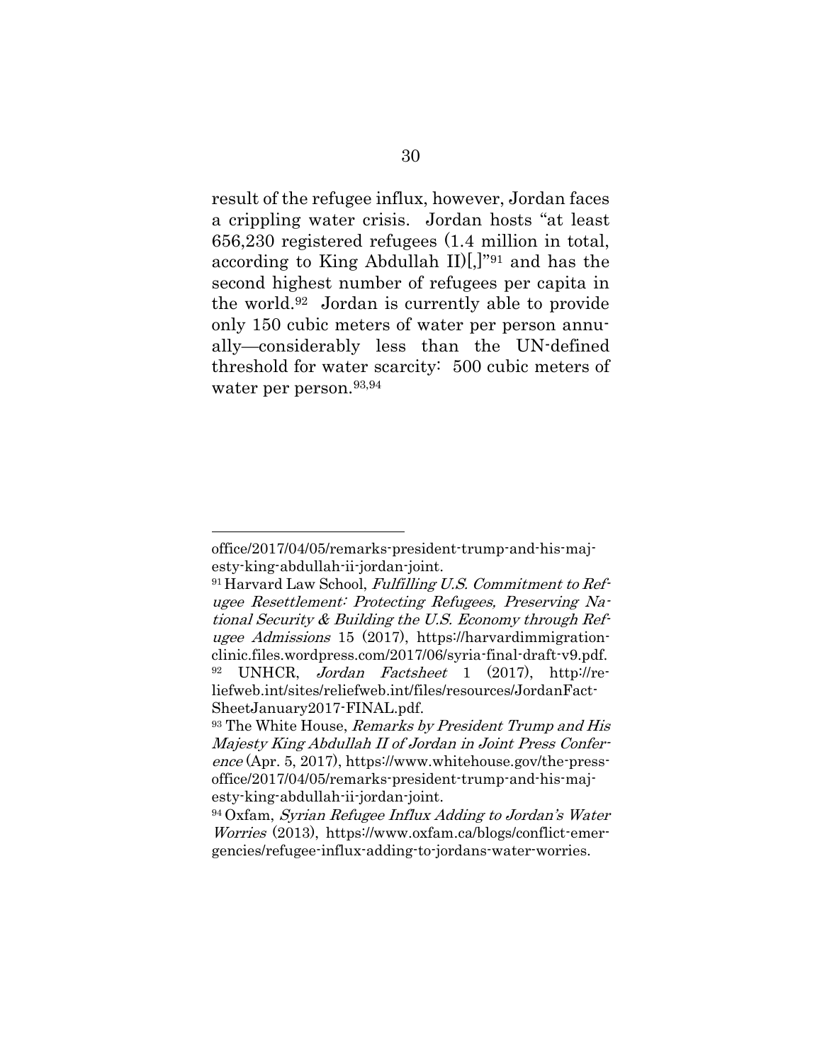result of the refugee influx, however, Jordan faces a crippling water crisis. Jordan hosts "at least 656,230 registered refugees (1.4 million in total, according to King Abdullah II)[,]"[91] and has the second highest number of refugees per capita in the world.[92] Jordan is currently able to provide only 150 cubic meters of water per person annually—considerably less than the UN-defined threshold for water scarcity: 500 cubic meters of water per person.[93,94]

---

office/2017/04/05/remarks-president-trump-and-his-majesty-king-abdullah-ii-jordan-joint.

[91] Harvard Law School, *Fulfilling U.S. Commitment to Refugee Resettlement: Protecting Refugees, Preserving National Security & Building the U.S. Economy through Refugee Admissions* 15 (2017), https://harvardimmigrationclinic.files.wordpress.com/2017/06/syria-final-draft-v9.pdf.

[92] UNHCR, *Jordan Factsheet* 1 (2017), http://reliefweb.int/sites/reliefweb.int/files/resources/JordanFactSheetJanuary2017-FINAL.pdf.

[93] The White House, *Remarks by President Trump and His Majesty King Abdullah II of Jordan in Joint Press Conference* (Apr. 5, 2017), https://www.whitehouse.gov/the-press-office/2017/04/05/remarks-president-trump-and-his-majesty-king-abdullah-ii-jordan-joint.

[94] Oxfam, *Syrian Refugee Influx Adding to Jordan's Water Worries* (2013), https://www.oxfam.ca/blogs/conflict-emergencies/refugee-influx-adding-to-jordans-water-worries.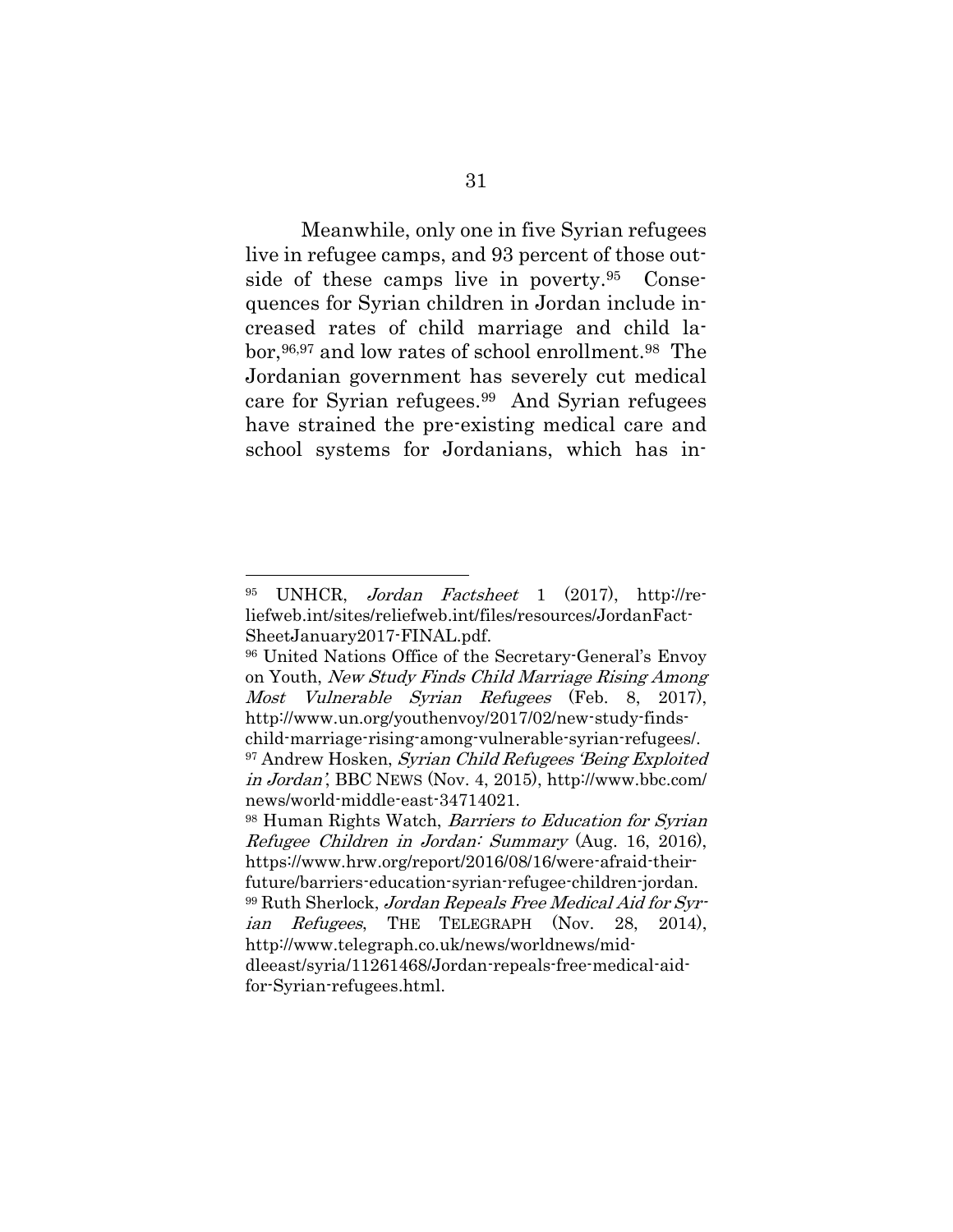Meanwhile, only one in five Syrian refugees live in refugee camps, and 93 percent of those outside of these camps live in poverty.[95] Consequences for Syrian children in Jordan include increased rates of child marriage and child labor,[96,97] and low rates of school enrollment.[98] The Jordanian government has severely cut medical care for Syrian refugees.[99] And Syrian refugees have strained the pre-existing medical care and school systems for Jordanians, which has in-

---

[95] UNHCR, *Jordan Factsheet* 1 (2017), http://reliefweb.int/sites/reliefweb.int/files/resources/JordanFactSheetJanuary2017-FINAL.pdf.

[96] United Nations Office of the Secretary-General's Envoy on Youth, *New Study Finds Child Marriage Rising Among Most Vulnerable Syrian Refugees* (Feb. 8, 2017), http://www.un.org/youthenvoy/2017/02/new-study-finds-child-marriage-rising-among-vulnerable-syrian-refugees/.

[97] Andrew Hosken, *Syrian Child Refugees 'Being Exploited in Jordan'*, BBC NEWS (Nov. 4, 2015), http://www.bbc.com/news/world-middle-east-34714021.

[98] Human Rights Watch, *Barriers to Education for Syrian Refugee Children in Jordan: Summary* (Aug. 16, 2016), https://www.hrw.org/report/2016/08/16/were-afraid-their-future/barriers-education-syrian-refugee-children-jordan.

[99] Ruth Sherlock, *Jordan Repeals Free Medical Aid for Syrian Refugees*, THE TELEGRAPH (Nov. 28, 2014), http://www.telegraph.co.uk/news/worldnews/middleeast/syria/11261468/Jordan-repeals-free-medical-aid-for-Syrian-refugees.html.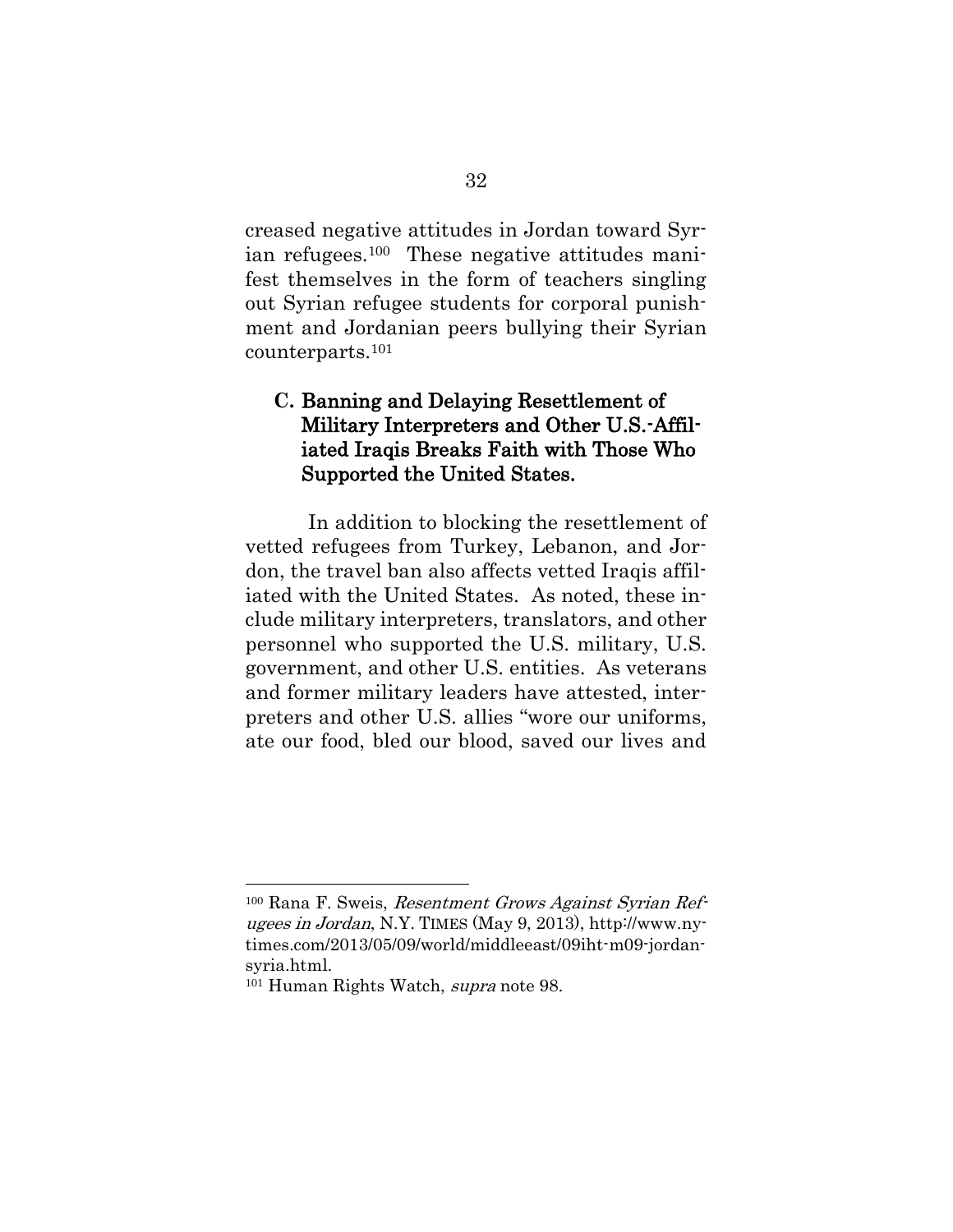creased negative attitudes in Jordan toward Syrian refugees.[100] These negative attitudes manifest themselves in the form of teachers singling out Syrian refugee students for corporal punishment and Jordanian peers bullying their Syrian counterparts.[101]

### C. Banning and Delaying Resettlement of Military Interpreters and Other U.S.-Affiliated Iraqis Breaks Faith with Those Who Supported the United States.

In addition to blocking the resettlement of vetted refugees from Turkey, Lebanon, and Jordon, the travel ban also affects vetted Iraqis affiliated with the United States. As noted, these include military interpreters, translators, and other personnel who supported the U.S. military, U.S. government, and other U.S. entities. As veterans and former military leaders have attested, interpreters and other U.S. allies "wore our uniforms, ate our food, bled our blood, saved our lives and

---

[100] Rana F. Sweis, *Resentment Grows Against Syrian Refugees in Jordan*, N.Y. TIMES (May 9, 2013), http://www.nytimes.com/2013/05/09/world/middleeast/09iht-m09-jordan-syria.html.

[101] Human Rights Watch, *supra* note 98.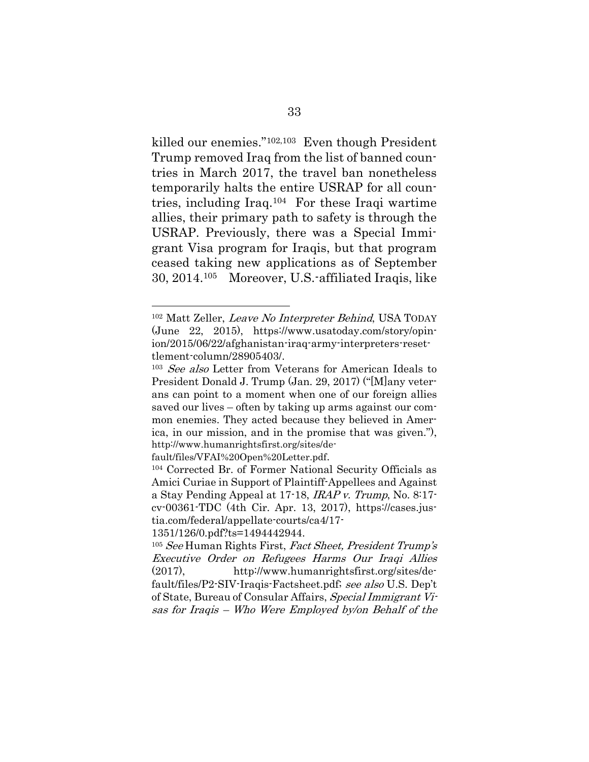killed our enemies."[102,103] Even though President Trump removed Iraq from the list of banned countries in March 2017, the travel ban nonetheless temporarily halts the entire USRAP for all countries, including Iraq.[104] For these Iraqi wartime allies, their primary path to safety is through the USRAP. Previously, there was a Special Immigrant Visa program for Iraqis, but that program ceased taking new applications as of September 30, 2014.[105] Moreover, U.S.-affiliated Iraqis, like

---

[102] Matt Zeller, *Leave No Interpreter Behind*, USA TODAY (June 22, 2015), https://www.usatoday.com/story/opinion/2015/06/22/afghanistan-iraq-army-interpreters-resettlement-column/28905403/.

[103] *See also* Letter from Veterans for American Ideals to President Donald J. Trump (Jan. 29, 2017) ("[M]any veterans can point to a moment when one of our foreign allies saved our lives – often by taking up arms against our common enemies. They acted because they believed in America, in our mission, and in the promise that was given."), http://www.humanrightsfirst.org/sites/default/files/VFAI%20Open%20Letter.pdf.

[104] Corrected Br. of Former National Security Officials as Amici Curiae in Support of Plaintiff-Appellees and Against a Stay Pending Appeal at 17-18, *IRAP v. Trump*, No. 8:17-cv-00361-TDC (4th Cir. Apr. 13, 2017), https://cases.justia.com/federal/appellate-courts/ca4/17-1351/126/0.pdf?ts=1494442944.

[105] *See* Human Rights First, *Fact Sheet, President Trump's Executive Order on Refugees Harms Our Iraqi Allies* (2017), http://www.humanrightsfirst.org/sites/default/files/P2-SIV-Iraqis-Factsheet.pdf; *see also* U.S. Dep't of State, Bureau of Consular Affairs, *Special Immigrant Visas for Iraqis – Who Were Employed by/on Behalf of the*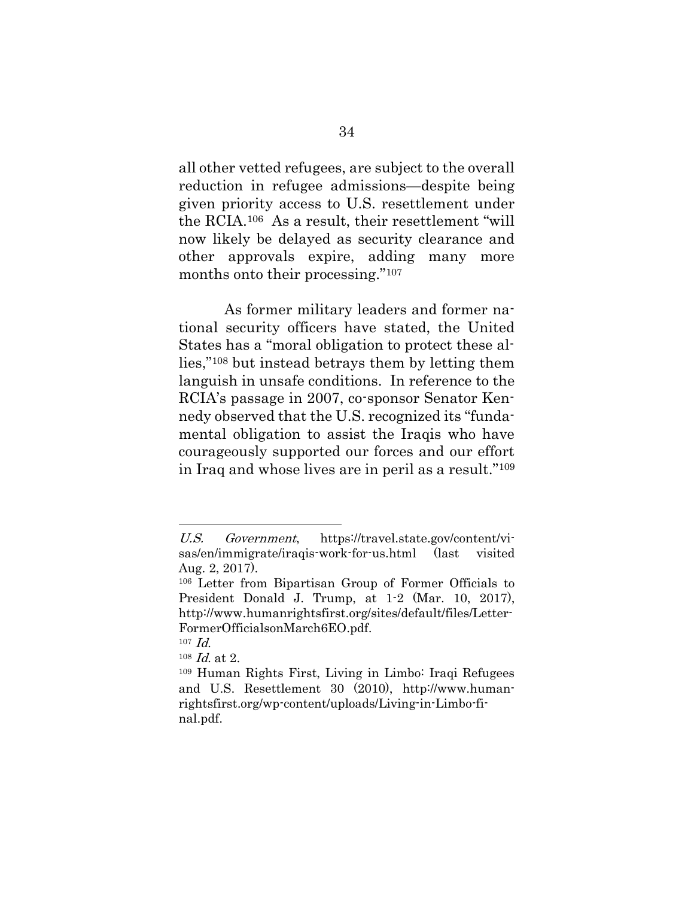all other vetted refugees, are subject to the overall reduction in refugee admissions—despite being given priority access to U.S. resettlement under the RCIA.[106] As a result, their resettlement "will now likely be delayed as security clearance and other approvals expire, adding many more months onto their processing."[107]

As former military leaders and former national security officers have stated, the United States has a "moral obligation to protect these allies,"[108] but instead betrays them by letting them languish in unsafe conditions. In reference to the RCIA's passage in 2007, co-sponsor Senator Kennedy observed that the U.S. recognized its "fundamental obligation to assist the Iraqis who have courageously supported our forces and our effort in Iraq and whose lives are in peril as a result."[109]

---

*U.S. Government*, https://travel.state.gov/content/visas/en/immigrate/iraqis-work-for-us.html (last visited Aug. 2, 2017).

[106] Letter from Bipartisan Group of Former Officials to President Donald J. Trump, at 1-2 (Mar. 10, 2017), http://www.humanrightsfirst.org/sites/default/files/Letter-FormerOfficialsonMarch6EO.pdf.

[107] *Id.*

[108] *Id.* at 2.

[109] Human Rights First, Living in Limbo: Iraqi Refugees and U.S. Resettlement 30 (2010), http://www.humanrightsfirst.org/wp-content/uploads/Living-in-Limbo-final.pdf.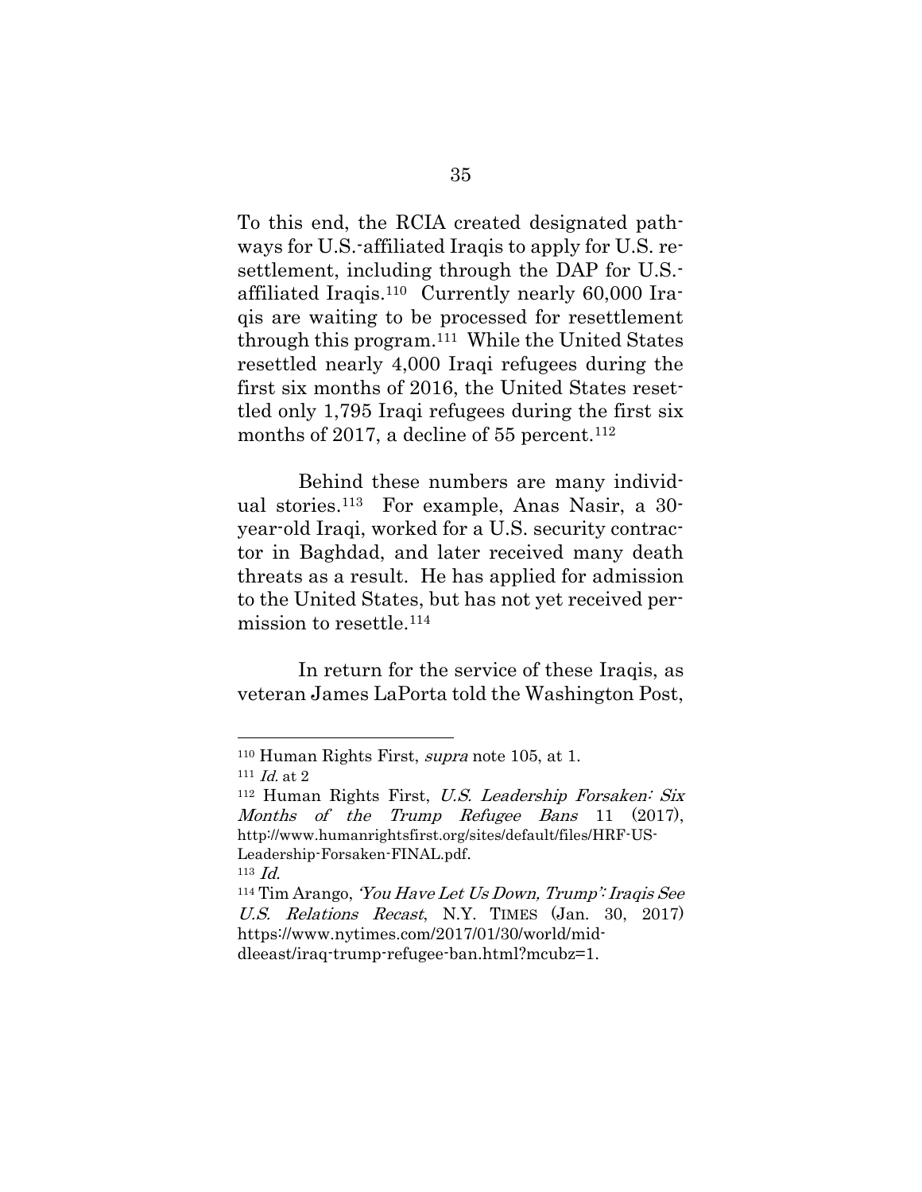To this end, the RCIA created designated pathways for U.S.-affiliated Iraqis to apply for U.S. resettlement, including through the DAP for U.S.-affiliated Iraqis.[110] Currently nearly 60,000 Iraqis are waiting to be processed for resettlement through this program.[111] While the United States resettled nearly 4,000 Iraqi refugees during the first six months of 2016, the United States resettled only 1,795 Iraqi refugees during the first six months of 2017, a decline of 55 percent.[112]

Behind these numbers are many individual stories.[113] For example, Anas Nasir, a 30-year-old Iraqi, worked for a U.S. security contractor in Baghdad, and later received many death threats as a result. He has applied for admission to the United States, but has not yet received permission to resettle.[114]

In return for the service of these Iraqis, as veteran James LaPorta told the Washington Post,

---

[110] Human Rights First, *supra* note 105, at 1.

[111] *Id.* at 2

[112] Human Rights First, *U.S. Leadership Forsaken: Six Months of the Trump Refugee Bans* 11 (2017), http://www.humanrightsfirst.org/sites/default/files/HRF-US-Leadership-Forsaken-FINAL.pdf.

[113] *Id.*

[114] Tim Arango, *'You Have Let Us Down, Trump': Iraqis See U.S. Relations Recast*, N.Y. TIMES (Jan. 30, 2017) https://www.nytimes.com/2017/01/30/world/middleeast/iraq-trump-refugee-ban.html?mcubz=1.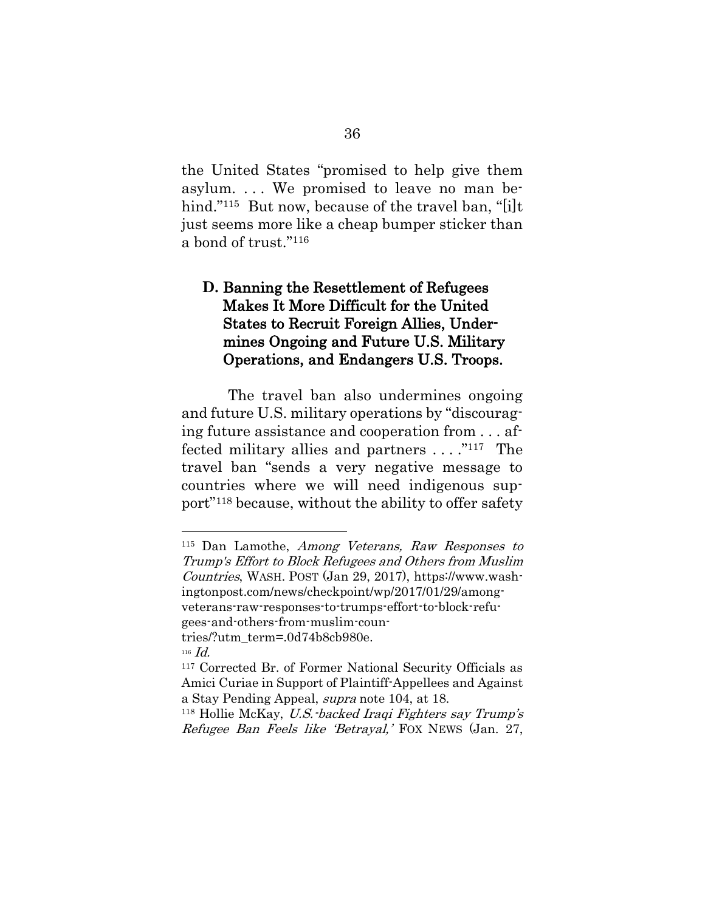the United States "promised to help give them asylum. . . . We promised to leave no man behind."[115] But now, because of the travel ban, "[i]t just seems more like a cheap bumper sticker than a bond of trust."[116]

### D. Banning the Resettlement of Refugees Makes It More Difficult for the United States to Recruit Foreign Allies, Undermines Ongoing and Future U.S. Military Operations, and Endangers U.S. Troops.

The travel ban also undermines ongoing and future U.S. military operations by "discouraging future assistance and cooperation from . . . affected military allies and partners . . . ."[117] The travel ban "sends a very negative message to countries where we will need indigenous support"[118] because, without the ability to offer safety

---

[115] Dan Lamothe, *Among Veterans, Raw Responses to Trump's Effort to Block Refugees and Others from Muslim Countries*, WASH. POST (Jan 29, 2017), https://www.washingtonpost.com/news/checkpoint/wp/2017/01/29/among-veterans-raw-responses-to-trumps-effort-to-block-refugees-and-others-from-muslim-countries/?utm_term=.0d74b8cb980e.

[116] *Id.*

[117] Corrected Br. of Former National Security Officials as Amici Curiae in Support of Plaintiff-Appellees and Against a Stay Pending Appeal, *supra* note 104, at 18.

[118] Hollie McKay, *U.S.-backed Iraqi Fighters say Trump's Refugee Ban Feels like 'Betrayal,'* FOX NEWS (Jan. 27,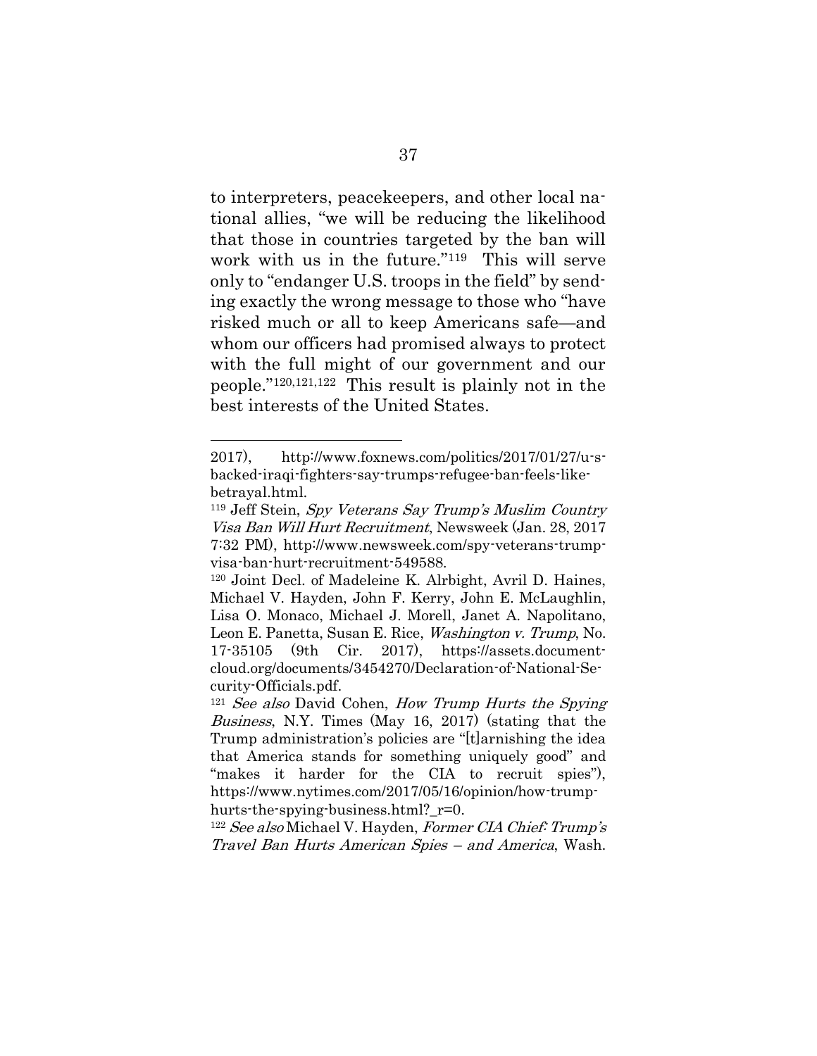to interpreters, peacekeepers, and other local national allies, "we will be reducing the likelihood that those in countries targeted by the ban will work with us in the future."[119] This will serve only to "endanger U.S. troops in the field" by sending exactly the wrong message to those who "have risked much or all to keep Americans safe—and whom our officers had promised always to protect with the full might of our government and our people."[120,121,122] This result is plainly not in the best interests of the United States.

---

2017), http://www.foxnews.com/politics/2017/01/27/u-s-backed-iraqi-fighters-say-trumps-refugee-ban-feels-like-betrayal.html.

[119] Jeff Stein, *Spy Veterans Say Trump's Muslim Country Visa Ban Will Hurt Recruitment*, Newsweek (Jan. 28, 2017 7:32 PM), http://www.newsweek.com/spy-veterans-trump-visa-ban-hurt-recruitment-549588.

[120] Joint Decl. of Madeleine K. Alrbight, Avril D. Haines, Michael V. Hayden, John F. Kerry, John E. McLaughlin, Lisa O. Monaco, Michael J. Morell, Janet A. Napolitano, Leon E. Panetta, Susan E. Rice, *Washington v. Trump*, No. 17-35105 (9th Cir. 2017), https://assets.documentcloud.org/documents/3454270/Declaration-of-National-Security-Officials.pdf.

[121] *See also* David Cohen, *How Trump Hurts the Spying Business*, N.Y. Times (May 16, 2017) (stating that the Trump administration's policies are "[t]arnishing the idea that America stands for something uniquely good" and "makes it harder for the CIA to recruit spies"), https://www.nytimes.com/2017/05/16/opinion/how-trump-hurts-the-spying-business.html?_r=0.

[122] *See also* Michael V. Hayden, *Former CIA Chief: Trump's Travel Ban Hurts American Spies – and America*, Wash.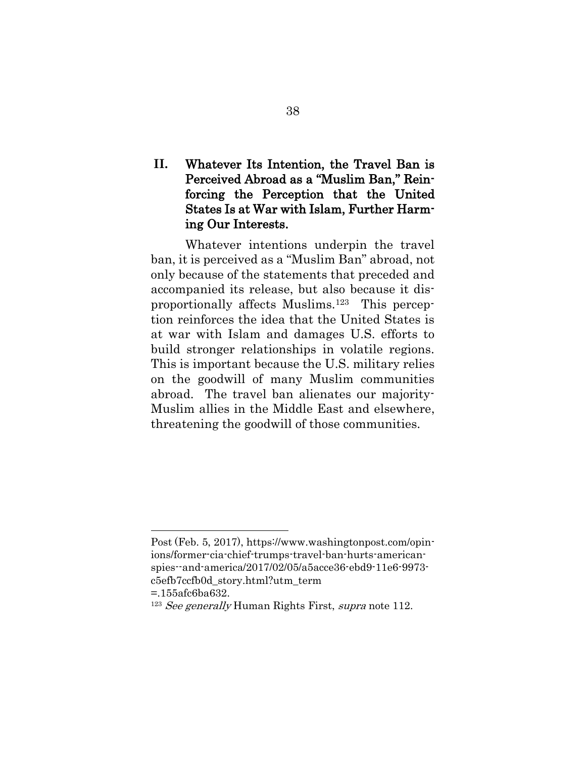## II. Whatever Its Intention, the Travel Ban is Perceived Abroad as a "Muslim Ban," Reinforcing the Perception that the United States Is at War with Islam, Further Harming Our Interests.

Whatever intentions underpin the travel ban, it is perceived as a "Muslim Ban" abroad, not only because of the statements that preceded and accompanied its release, but also because it disproportionally affects Muslims.[123] This perception reinforces the idea that the United States is at war with Islam and damages U.S. efforts to build stronger relationships in volatile regions. This is important because the U.S. military relies on the goodwill of many Muslim communities abroad. The travel ban alienates our majority-Muslim allies in the Middle East and elsewhere, threatening the goodwill of those communities.

---

Post (Feb. 5, 2017), https://www.washingtonpost.com/opinions/former-cia-chief-trumps-travel-ban-hurts-american-spies--and-america/2017/02/05/a5acce36-ebd9-11e6-9973-c5efb7ccfb0d_story.html?utm_term=.155afc6ba632.

[123] *See generally* Human Rights First, *supra* note 112.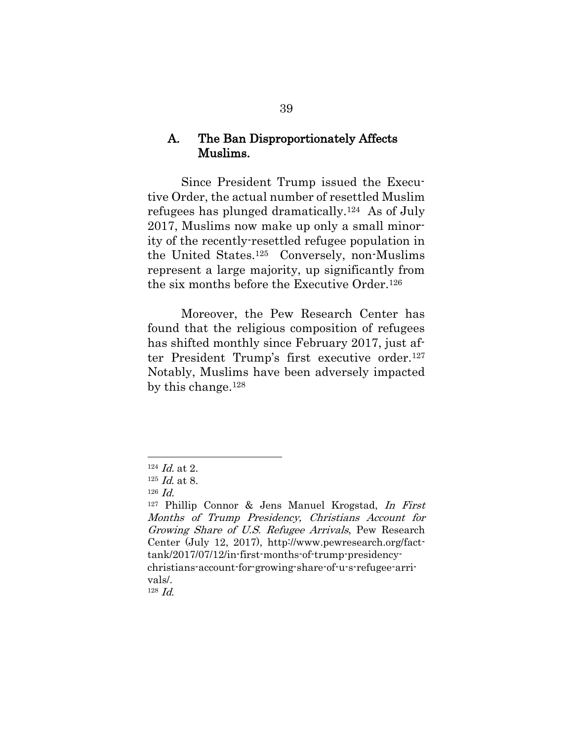### A. The Ban Disproportionately Affects Muslims.

Since President Trump issued the Executive Order, the actual number of resettled Muslim refugees has plunged dramatically.[124] As of July 2017, Muslims now make up only a small minority of the recently-resettled refugee population in the United States.[125] Conversely, non-Muslims represent a large majority, up significantly from the six months before the Executive Order.[126]

Moreover, the Pew Research Center has found that the religious composition of refugees has shifted monthly since February 2017, just after President Trump's first executive order.[127] Notably, Muslims have been adversely impacted by this change.[128]

---

[124] *Id.* at 2.

[125] *Id.* at 8.

[126] *Id.*

[127] Phillip Connor & Jens Manuel Krogstad, *In First Months of Trump Presidency, Christians Account for Growing Share of U.S. Refugee Arrivals*, Pew Research Center (July 12, 2017), http://www.pewresearch.org/fact-tank/2017/07/12/in-first-months-of-trump-presidency-christians-account-for-growing-share-of-u-s-refugee-arrivals/.

[128] *Id.*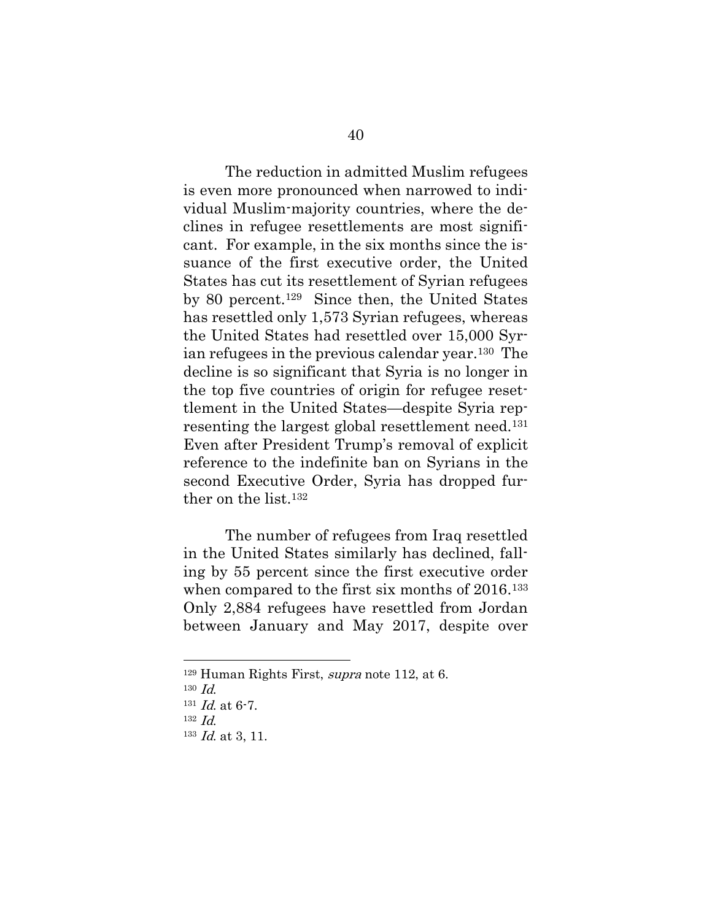The reduction in admitted Muslim refugees is even more pronounced when narrowed to individual Muslim-majority countries, where the declines in refugee resettlements are most significant. For example, in the six months since the issuance of the first executive order, the United States has cut its resettlement of Syrian refugees by 80 percent.[129] Since then, the United States has resettled only 1,573 Syrian refugees, whereas the United States had resettled over 15,000 Syrian refugees in the previous calendar year.[130] The decline is so significant that Syria is no longer in the top five countries of origin for refugee resettlement in the United States—despite Syria representing the largest global resettlement need.[131] Even after President Trump's removal of explicit reference to the indefinite ban on Syrians in the second Executive Order, Syria has dropped further on the list.[132]

The number of refugees from Iraq resettled in the United States similarly has declined, falling by 55 percent since the first executive order when compared to the first six months of 2016.[133] Only 2,884 refugees have resettled from Jordan between January and May 2017, despite over

---

[129] Human Rights First, *supra* note 112, at 6.

[130] *Id.*

[131] *Id.* at 6-7.

[132] *Id.*

[133] *Id.* at 3, 11.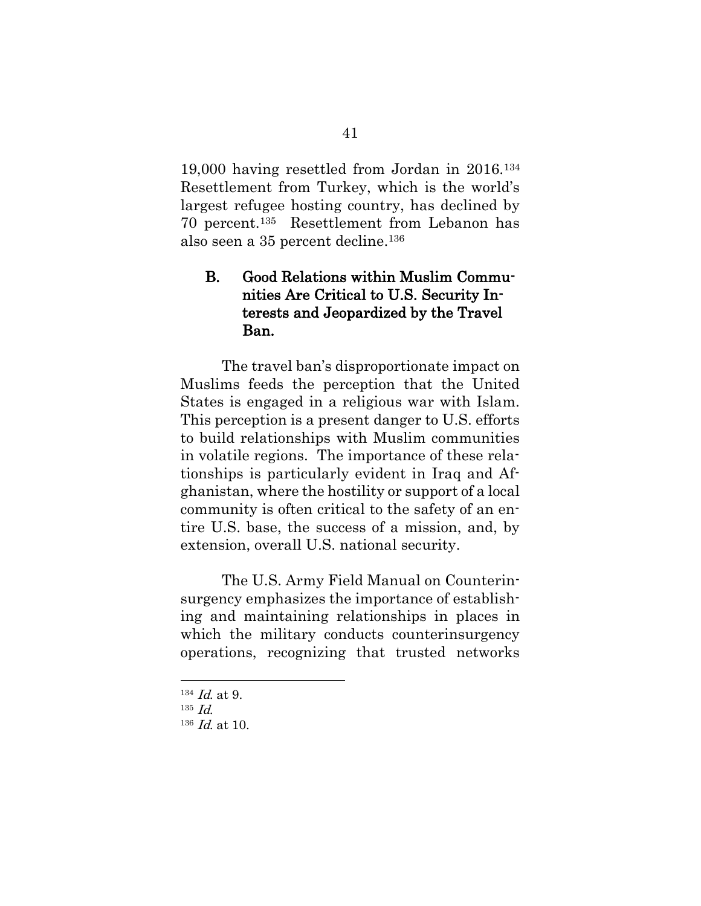19,000 having resettled from Jordan in 2016.[134] Resettlement from Turkey, which is the world's largest refugee hosting country, has declined by 70 percent.[135] Resettlement from Lebanon has also seen a 35 percent decline.[136]

### B. Good Relations within Muslim Communities Are Critical to U.S. Security Interests and Jeopardized by the Travel Ban.

The travel ban's disproportionate impact on Muslims feeds the perception that the United States is engaged in a religious war with Islam. This perception is a present danger to U.S. efforts to build relationships with Muslim communities in volatile regions. The importance of these relationships is particularly evident in Iraq and Afghanistan, where the hostility or support of a local community is often critical to the safety of an entire U.S. base, the success of a mission, and, by extension, overall U.S. national security.

The U.S. Army Field Manual on Counterinsurgency emphasizes the importance of establishing and maintaining relationships in places in which the military conducts counterinsurgency operations, recognizing that trusted networks

---

[134] *Id.* at 9.

[135] *Id.*

[136] *Id.* at 10.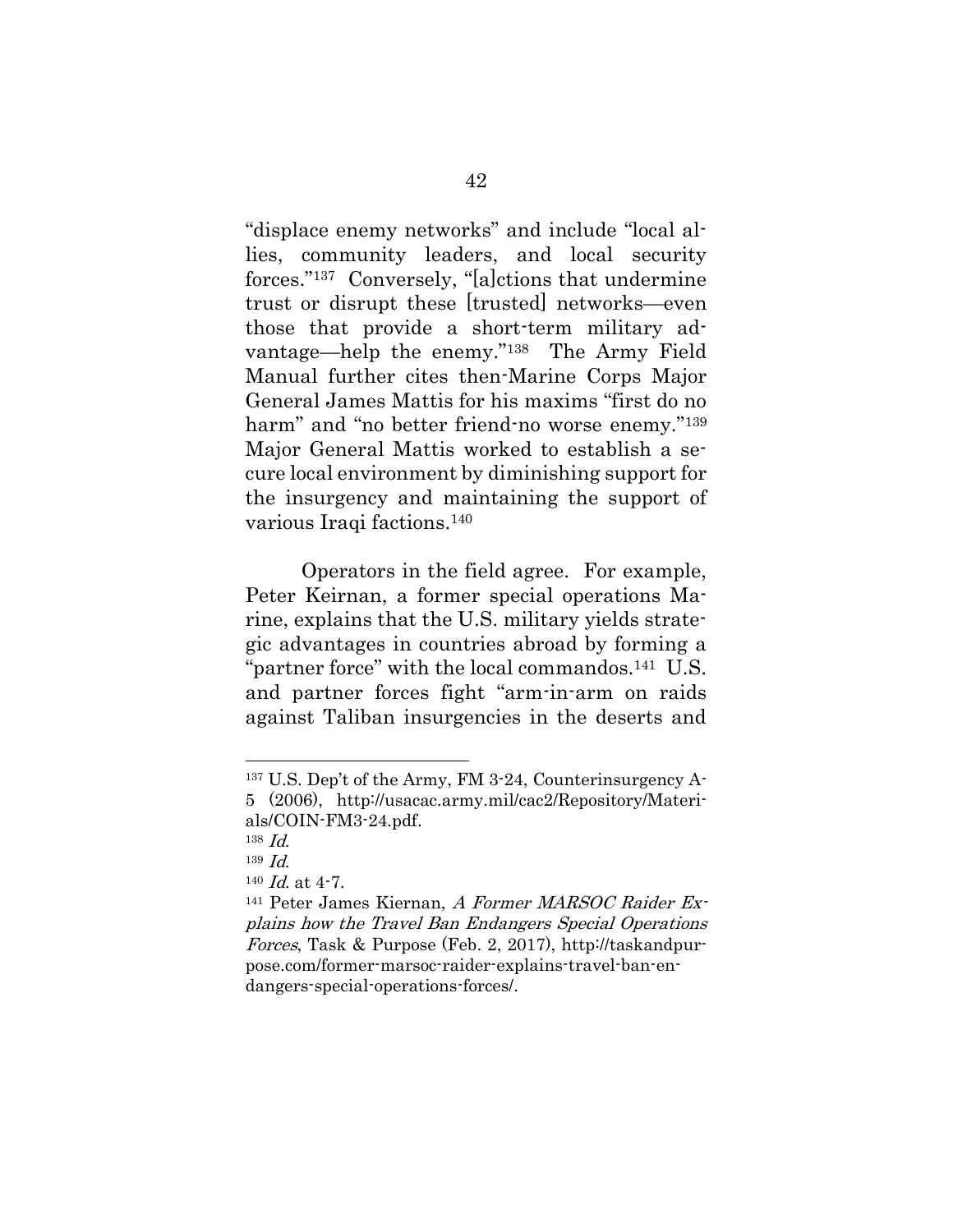"displace enemy networks" and include "local allies, community leaders, and local security forces."[137] Conversely, "[a]ctions that undermine trust or disrupt these [trusted] networks—even those that provide a short-term military advantage—help the enemy."[138] The Army Field Manual further cites then-Marine Corps Major General James Mattis for his maxims "first do no harm" and "no better friend-no worse enemy."[139] Major General Mattis worked to establish a secure local environment by diminishing support for the insurgency and maintaining the support of various Iraqi factions.[140]

Operators in the field agree. For example, Peter Keirnan, a former special operations Marine, explains that the U.S. military yields strategic advantages in countries abroad by forming a "partner force" with the local commandos.[141] U.S. and partner forces fight "arm-in-arm on raids against Taliban insurgencies in the deserts and

---

[137] U.S. Dep't of the Army, FM 3-24, Counterinsurgency A-5 (2006), http://usacac.army.mil/cac2/Repository/Materials/COIN-FM3-24.pdf.

[138] *Id.*

[139] *Id.*

[140] *Id.* at 4-7.

[141] Peter James Kiernan, *A Former MARSOC Raider Explains how the Travel Ban Endangers Special Operations Forces*, Task & Purpose (Feb. 2, 2017), http://taskandpurpose.com/former-marsoc-raider-explains-travel-ban-endangers-special-operations-forces/.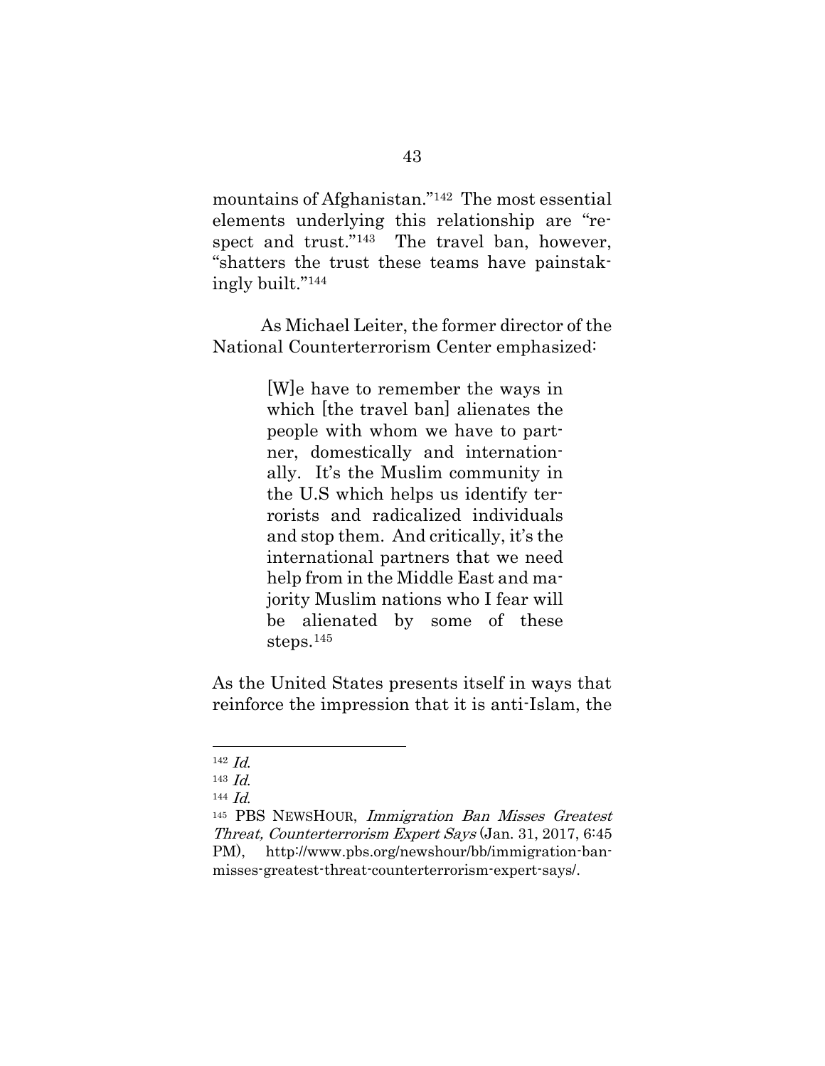mountains of Afghanistan."[142] The most essential elements underlying this relationship are "respect and trust."[143] The travel ban, however, "shatters the trust these teams have painstakingly built."[144]

As Michael Leiter, the former director of the National Counterterrorism Center emphasized:

> [W]e have to remember the ways in which [the travel ban] alienates the people with whom we have to partner, domestically and internationally. It's the Muslim community in the U.S which helps us identify terrorists and radicalized individuals and stop them. And critically, it's the international partners that we need help from in the Middle East and majority Muslim nations who I fear will be alienated by some of these steps.[145]

As the United States presents itself in ways that reinforce the impression that it is anti-Islam, the

---

[142] *Id.*

[143] *Id.*

[144] *Id.*

[145] PBS NEWSHOUR, *Immigration Ban Misses Greatest Threat, Counterterrorism Expert Says* (Jan. 31, 2017, 6:45 PM), http://www.pbs.org/newshour/bb/immigration-ban-misses-greatest-threat-counterterrorism-expert-says/.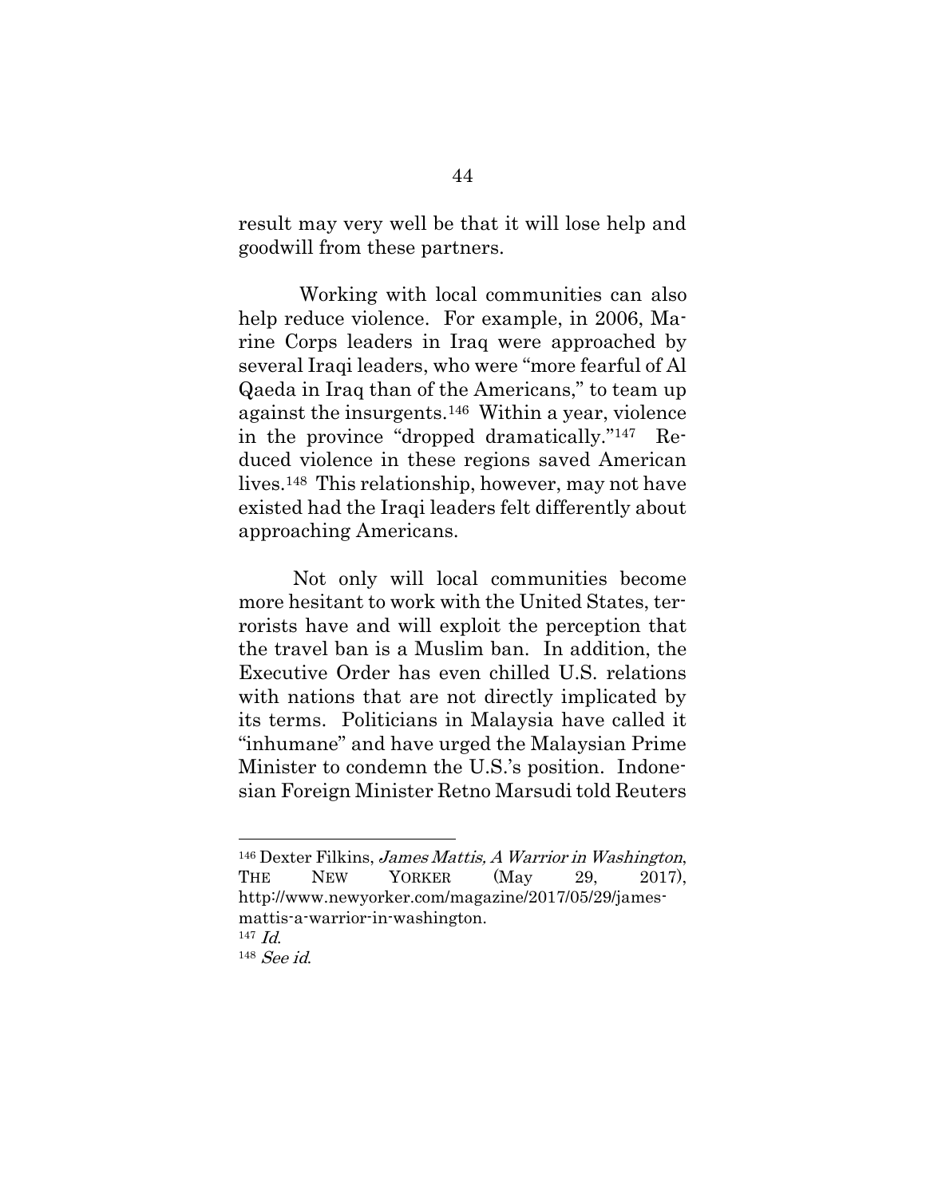result may very well be that it will lose help and goodwill from these partners.

Working with local communities can also help reduce violence. For example, in 2006, Marine Corps leaders in Iraq were approached by several Iraqi leaders, who were "more fearful of Al Qaeda in Iraq than of the Americans," to team up against the insurgents.[146] Within a year, violence in the province "dropped dramatically."[147] Reduced violence in these regions saved American lives.[148] This relationship, however, may not have existed had the Iraqi leaders felt differently about approaching Americans.

Not only will local communities become more hesitant to work with the United States, terrorists have and will exploit the perception that the travel ban is a Muslim ban. In addition, the Executive Order has even chilled U.S. relations with nations that are not directly implicated by its terms. Politicians in Malaysia have called it "inhumane" and have urged the Malaysian Prime Minister to condemn the U.S.'s position. Indonesian Foreign Minister Retno Marsudi told Reuters

---

[146] Dexter Filkins, *James Mattis, A Warrior in Washington*, THE NEW YORKER (May 29, 2017), http://www.newyorker.com/magazine/2017/05/29/james-mattis-a-warrior-in-washington.

[147] *Id.*

[148] *See id.*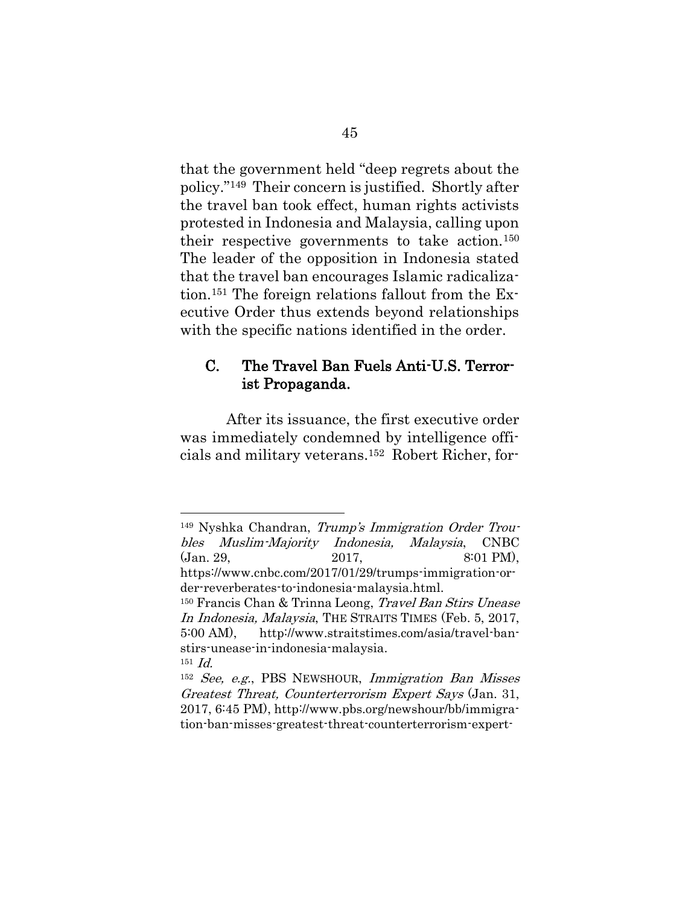that the government held "deep regrets about the policy."[149] Their concern is justified. Shortly after the travel ban took effect, human rights activists protested in Indonesia and Malaysia, calling upon their respective governments to take action.[150] The leader of the opposition in Indonesia stated that the travel ban encourages Islamic radicalization.[151] The foreign relations fallout from the Executive Order thus extends beyond relationships with the specific nations identified in the order.

### C. The Travel Ban Fuels Anti-U.S. Terrorist Propaganda.

After its issuance, the first executive order was immediately condemned by intelligence officials and military veterans.[152] Robert Richer, for-

---

[149] Nyshka Chandran, *Trump's Immigration Order Troubles Muslim-Majority Indonesia, Malaysia*, CNBC (Jan. 29, 2017, 8:01 PM), https://www.cnbc.com/2017/01/29/trumps-immigration-order-reverberates-to-indonesia-malaysia.html.

[150] Francis Chan & Trinna Leong, *Travel Ban Stirs Unease In Indonesia, Malaysia*, THE STRAITS TIMES (Feb. 5, 2017, 5:00 AM), http://www.straitstimes.com/asia/travel-ban-stirs-unease-in-indonesia-malaysia.

[151] *Id.*

[152] *See, e.g.*, PBS NEWSHOUR, *Immigration Ban Misses Greatest Threat, Counterterrorism Expert Says* (Jan. 31, 2017, 6:45 PM), http://www.pbs.org/newshour/bb/immigration-ban-misses-greatest-threat-counterterrorism-expert-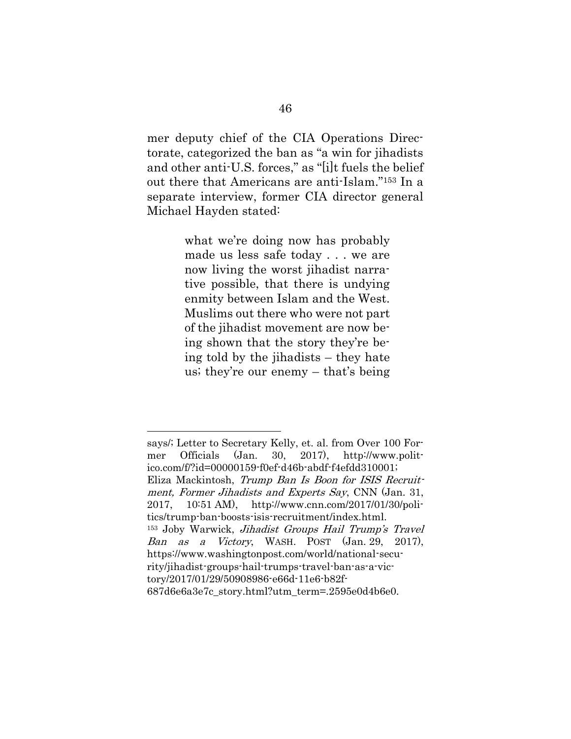mer deputy chief of the CIA Operations Directorate, categorized the ban as "a win for jihadists and other anti-U.S. forces," as "[i]t fuels the belief out there that Americans are anti-Islam."[153] In a separate interview, former CIA director general Michael Hayden stated:

> what we're doing now has probably made us less safe today . . . we are now living the worst jihadist narrative possible, that there is undying enmity between Islam and the West. Muslims out there who were not part of the jihadist movement are now being shown that the story they're being told by the jihadists – they hate us; they're our enemy – that's being

---

says/; Letter to Secretary Kelly, et. al. from Over 100 Former Officials (Jan. 30, 2017), http://www.politico.com/f/?id=00000159-f0ef-d46b-abdf-f4efdd310001; Eliza Mackintosh, *Trump Ban Is Boon for ISIS Recruitment, Former Jihadists and Experts Say*, CNN (Jan. 31, 2017, 10:51 AM), http://www.cnn.com/2017/01/30/politics/trump-ban-boosts-isis-recruitment/index.html.

[153] Joby Warwick, *Jihadist Groups Hail Trump's Travel Ban as a Victory*, WASH. POST (Jan. 29, 2017), https://www.washingtonpost.com/world/national-security/jihadist-groups-hail-trumps-travel-ban-as-a-victory/2017/01/29/50908986-e66d-11e6-b82f-687d6e6a3e7c_story.html?utm_term=.2595e0d4b6e0.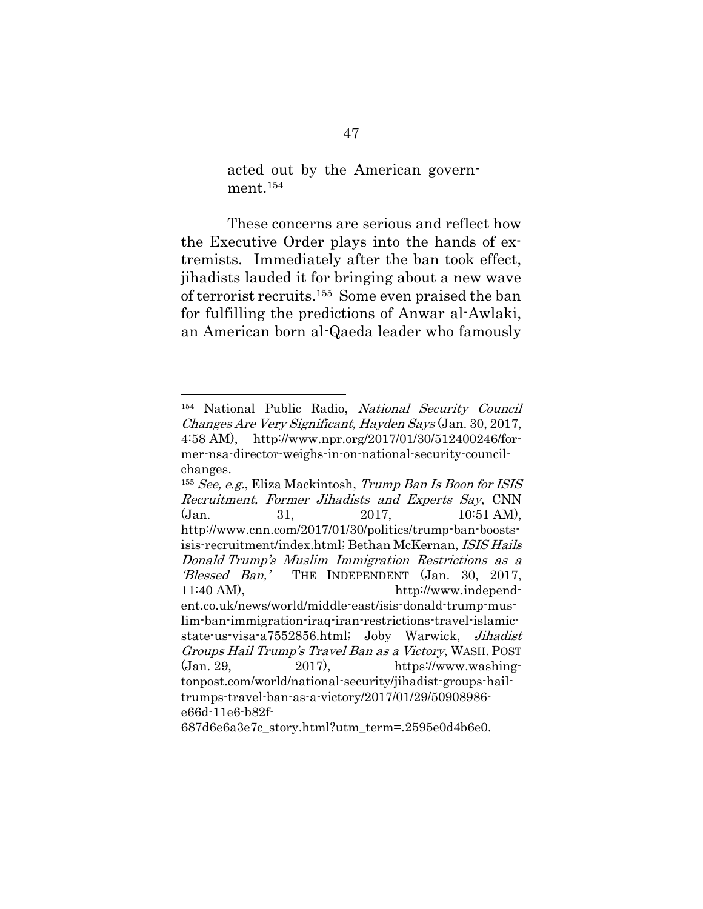acted out by the American government.[154]

These concerns are serious and reflect how the Executive Order plays into the hands of extremists. Immediately after the ban took effect, jihadists lauded it for bringing about a new wave of terrorist recruits.[155] Some even praised the ban for fulfilling the predictions of Anwar al-Awlaki, an American born al-Qaeda leader who famously

---

[154] National Public Radio, *National Security Council Changes Are Very Significant, Hayden Says* (Jan. 30, 2017, 4:58 AM), http://www.npr.org/2017/01/30/512400246/former-nsa-director-weighs-in-on-national-security-council-changes.

[155] *See, e.g.*, Eliza Mackintosh, *Trump Ban Is Boon for ISIS Recruitment, Former Jihadists and Experts Say*, CNN (Jan. 31, 2017, 10:51 AM), http://www.cnn.com/2017/01/30/politics/trump-ban-boosts-isis-recruitment/index.html; Bethan McKernan, *ISIS Hails Donald Trump's Muslim Immigration Restrictions as a 'Blessed Ban,'* THE INDEPENDENT (Jan. 30, 2017, 11:40 AM), http://www.independent.co.uk/news/world/middle-east/isis-donald-trump-muslim-ban-immigration-iraq-iran-restrictions-travel-islamic-state-us-visa-a7552856.html; Joby Warwick, *Jihadist Groups Hail Trump's Travel Ban as a Victory*, WASH. POST (Jan. 29, 2017), https://www.washingtonpost.com/world/national-security/jihadist-groups-hail-trumps-travel-ban-as-a-victory/2017/01/29/50908986-e66d-11e6-b82f-687d6e6a3e7c_story.html?utm_term=.2595e0d4b6e0.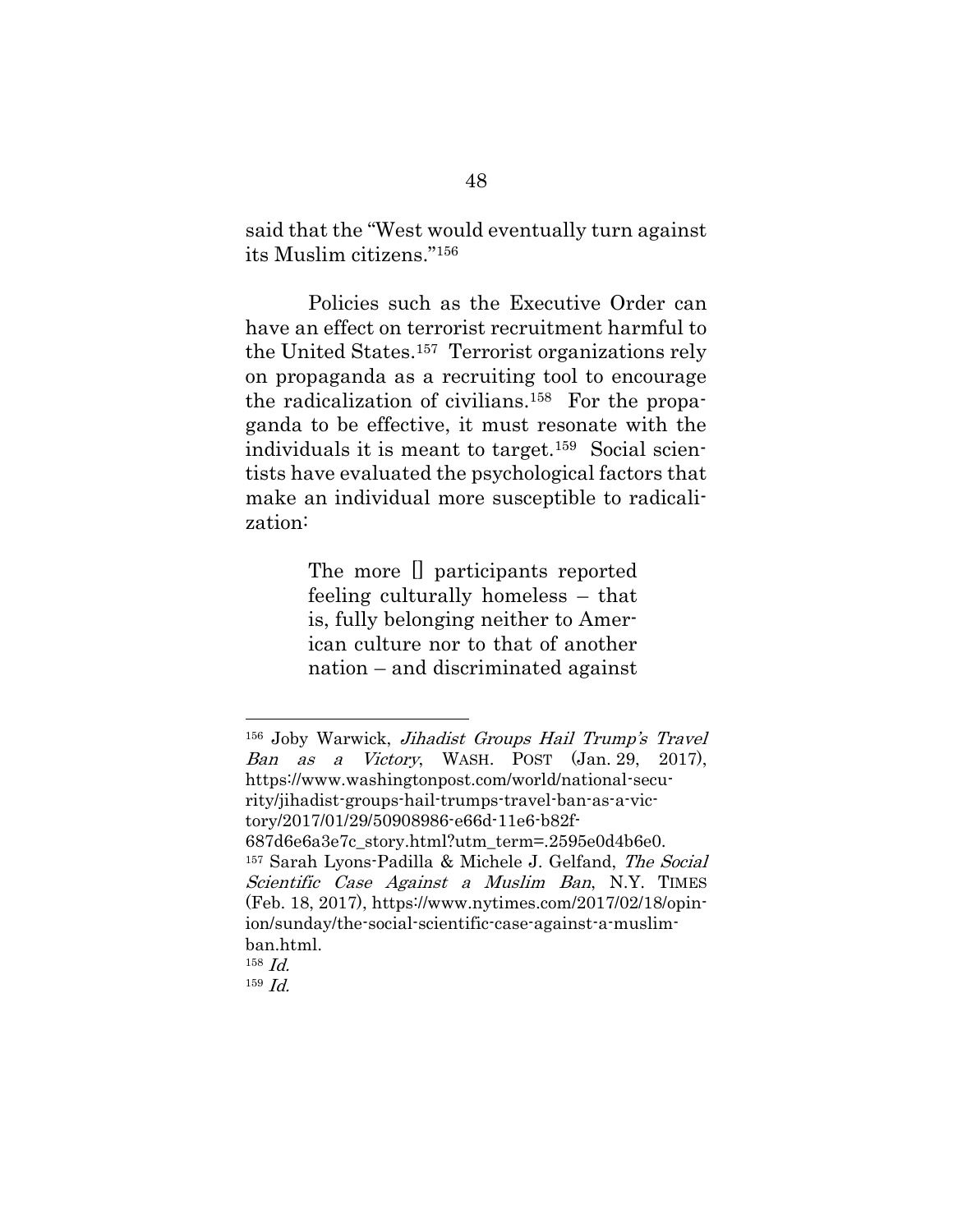said that the "West would eventually turn against its Muslim citizens."[156]

Policies such as the Executive Order can have an effect on terrorist recruitment harmful to the United States.[157] Terrorist organizations rely on propaganda as a recruiting tool to encourage the radicalization of civilians.[158] For the propaganda to be effective, it must resonate with the individuals it is meant to target.[159] Social scientists have evaluated the psychological factors that make an individual more susceptible to radicalization:

> The more [] participants reported feeling culturally homeless – that is, fully belonging neither to American culture nor to that of another nation – and discriminated against

---

[156] Joby Warwick, *Jihadist Groups Hail Trump's Travel Ban as a Victory*, WASH. POST (Jan. 29, 2017), https://www.washingtonpost.com/world/national-security/jihadist-groups-hail-trumps-travel-ban-as-a-victory/2017/01/29/50908986-e66d-11e6-b82f-687d6e6a3e7c_story.html?utm_term=.2595e0d4b6e0.

[157] Sarah Lyons-Padilla & Michele J. Gelfand, *The Social Scientific Case Against a Muslim Ban*, N.Y. TIMES (Feb. 18, 2017), https://www.nytimes.com/2017/02/18/opinion/sunday/the-social-scientific-case-against-a-muslim-ban.html.

[158] *Id.*

[159] *Id.*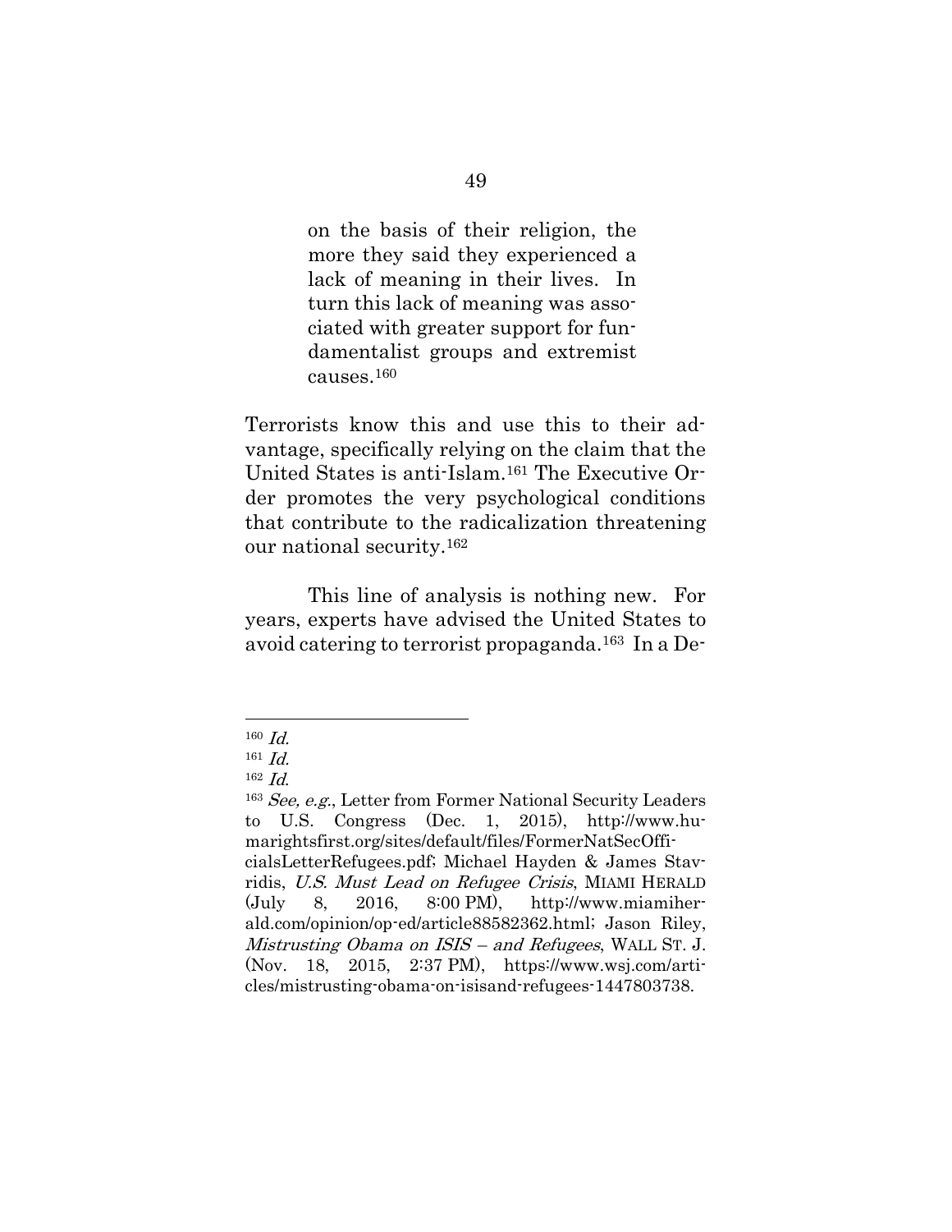> on the basis of their religion, the more they said they experienced a lack of meaning in their lives. In turn this lack of meaning was associated with greater support for fundamentalist groups and extremist causes.[160]

Terrorists know this and use this to their advantage, specifically relying on the claim that the United States is anti-Islam.[161] The Executive Order promotes the very psychological conditions that contribute to the radicalization threatening our national security.[162]

This line of analysis is nothing new. For years, experts have advised the United States to avoid catering to terrorist propaganda.[163] In a De-

---

[160] *Id.*

[161] *Id.*

[162] *Id.*

[163] *See, e.g.*, Letter from Former National Security Leaders to U.S. Congress (Dec. 1, 2015), http://www.humarightsfirst.org/sites/default/files/FormerNatSecOfficialsLetterRefugees.pdf; Michael Hayden & James Stavridis, *U.S. Must Lead on Refugee Crisis*, MIAMI HERALD (July 8, 2016, 8:00 PM), http://www.miamiherald.com/opinion/op-ed/article88582362.html; Jason Riley, *Mistrusting Obama on ISIS – and Refugees*, WALL ST. J. (Nov. 18, 2015, 2:37 PM), https://www.wsj.com/articles/mistrusting-obama-on-isisand-refugees-1447803738.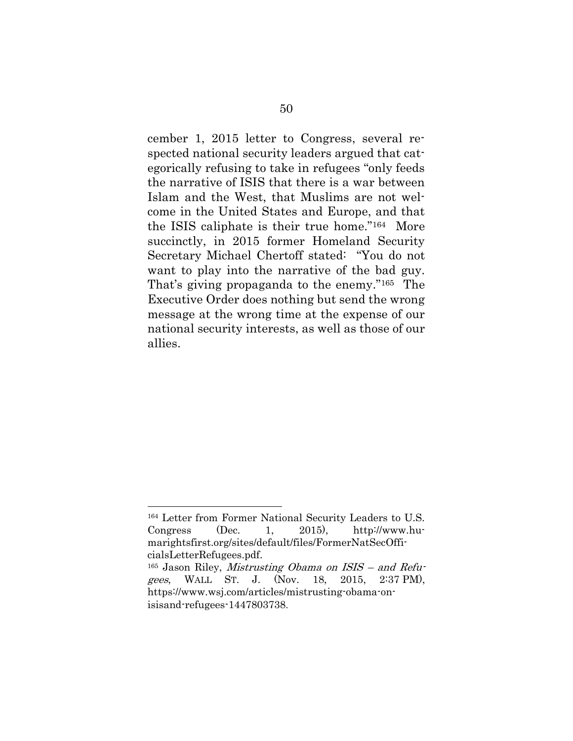cember 1, 2015 letter to Congress, several respected national security leaders argued that categorically refusing to take in refugees "only feeds the narrative of ISIS that there is a war between Islam and the West, that Muslims are not welcome in the United States and Europe, and that the ISIS caliphate is their true home."[164] More succinctly, in 2015 former Homeland Security Secretary Michael Chertoff stated: "You do not want to play into the narrative of the bad guy. That's giving propaganda to the enemy."[165] The Executive Order does nothing but send the wrong message at the wrong time at the expense of our national security interests, as well as those of our allies.

---

[164] Letter from Former National Security Leaders to U.S. Congress (Dec. 1, 2015), http://www.humanrightsfirst.org/sites/default/files/FormerNatSecOfficialsLetterRefugees.pdf.

[165] Jason Riley, *Mistrusting Obama on ISIS – and Refugees*, WALL ST. J. (Nov. 18, 2015, 2:37 PM), https://www.wsj.com/articles/mistrusting-obama-on-isisand-refugees-1447803738.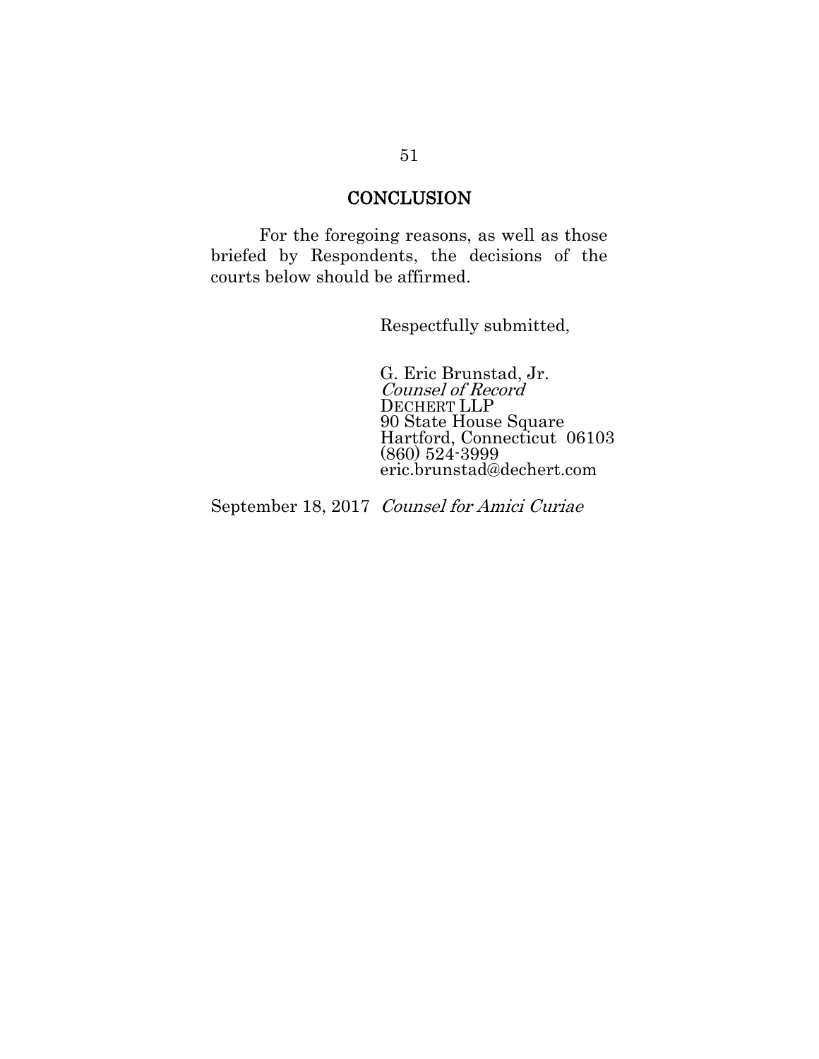## CONCLUSION

For the foregoing reasons, as well as those briefed by Respondents, the decisions of the courts below should be affirmed.

Respectfully submitted,

G. Eric Brunstad, Jr.
*Counsel of Record*
DECHERT LLP
90 State House Square
Hartford, Connecticut 06103
(860) 524-3999
eric.brunstad@dechert.com

September 18, 2017 *Counsel for Amici Curiae*